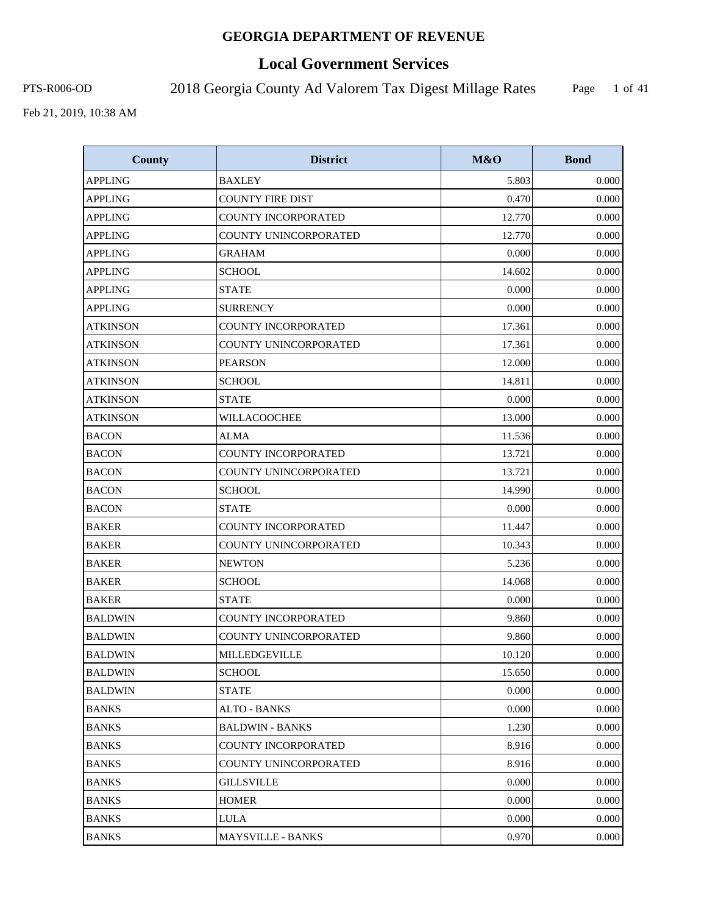# GEORGIA DEPARTMENT OF REVENUE

## Local Government Services

PTS-R006-OD

2018 Georgia County Ad Valorem Tax Digest Millage Rates

Feb 21, 2019, 10:38 AM

| County | District | M&O | Bond |
|---|---|---|---|
| APPLING | BAXLEY | 5.803 | 0.000 |
| APPLING | COUNTY FIRE DIST | 0.470 | 0.000 |
| APPLING | COUNTY INCORPORATED | 12.770 | 0.000 |
| APPLING | COUNTY UNINCORPORATED | 12.770 | 0.000 |
| APPLING | GRAHAM | 0.000 | 0.000 |
| APPLING | SCHOOL | 14.602 | 0.000 |
| APPLING | STATE | 0.000 | 0.000 |
| APPLING | SURRENCY | 0.000 | 0.000 |
| ATKINSON | COUNTY INCORPORATED | 17.361 | 0.000 |
| ATKINSON | COUNTY UNINCORPORATED | 17.361 | 0.000 |
| ATKINSON | PEARSON | 12.000 | 0.000 |
| ATKINSON | SCHOOL | 14.811 | 0.000 |
| ATKINSON | STATE | 0.000 | 0.000 |
| ATKINSON | WILLACOOCHEE | 13.000 | 0.000 |
| BACON | ALMA | 11.536 | 0.000 |
| BACON | COUNTY INCORPORATED | 13.721 | 0.000 |
| BACON | COUNTY UNINCORPORATED | 13.721 | 0.000 |
| BACON | SCHOOL | 14.990 | 0.000 |
| BACON | STATE | 0.000 | 0.000 |
| BAKER | COUNTY INCORPORATED | 11.447 | 0.000 |
| BAKER | COUNTY UNINCORPORATED | 10.343 | 0.000 |
| BAKER | NEWTON | 5.236 | 0.000 |
| BAKER | SCHOOL | 14.068 | 0.000 |
| BAKER | STATE | 0.000 | 0.000 |
| BALDWIN | COUNTY INCORPORATED | 9.860 | 0.000 |
| BALDWIN | COUNTY UNINCORPORATED | 9.860 | 0.000 |
| BALDWIN | MILLEDGEVILLE | 10.120 | 0.000 |
| BALDWIN | SCHOOL | 15.650 | 0.000 |
| BALDWIN | STATE | 0.000 | 0.000 |
| BANKS | ALTO - BANKS | 0.000 | 0.000 |
| BANKS | BALDWIN - BANKS | 1.230 | 0.000 |
| BANKS | COUNTY INCORPORATED | 8.916 | 0.000 |
| BANKS | COUNTY UNINCORPORATED | 8.916 | 0.000 |
| BANKS | GILLSVILLE | 0.000 | 0.000 |
| BANKS | HOMER | 0.000 | 0.000 |
| BANKS | LULA | 0.000 | 0.000 |
| BANKS | MAYSVILLE - BANKS | 0.970 | 0.000 |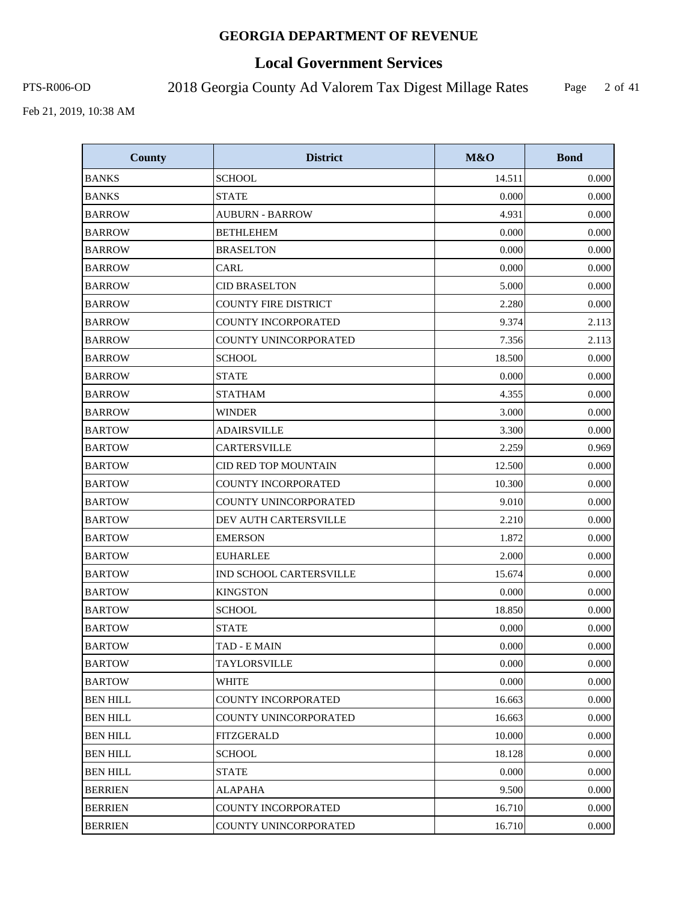| County | District | M&O | Bond |
|---|---|---|---|
| BANKS | SCHOOL | 14.511 | 0.000 |
| BANKS | STATE | 0.000 | 0.000 |
| BARROW | AUBURN - BARROW | 4.931 | 0.000 |
| BARROW | BETHLEHEM | 0.000 | 0.000 |
| BARROW | BRASELTON | 0.000 | 0.000 |
| BARROW | CARL | 0.000 | 0.000 |
| BARROW | CID BRASELTON | 5.000 | 0.000 |
| BARROW | COUNTY FIRE DISTRICT | 2.280 | 0.000 |
| BARROW | COUNTY INCORPORATED | 9.374 | 2.113 |
| BARROW | COUNTY UNINCORPORATED | 7.356 | 2.113 |
| BARROW | SCHOOL | 18.500 | 0.000 |
| BARROW | STATE | 0.000 | 0.000 |
| BARROW | STATHAM | 4.355 | 0.000 |
| BARROW | WINDER | 3.000 | 0.000 |
| BARTOW | ADAIRSVILLE | 3.300 | 0.000 |
| BARTOW | CARTERSVILLE | 2.259 | 0.969 |
| BARTOW | CID RED TOP MOUNTAIN | 12.500 | 0.000 |
| BARTOW | COUNTY INCORPORATED | 10.300 | 0.000 |
| BARTOW | COUNTY UNINCORPORATED | 9.010 | 0.000 |
| BARTOW | DEV AUTH CARTERSVILLE | 2.210 | 0.000 |
| BARTOW | EMERSON | 1.872 | 0.000 |
| BARTOW | EUHARLEE | 2.000 | 0.000 |
| BARTOW | IND SCHOOL CARTERSVILLE | 15.674 | 0.000 |
| BARTOW | KINGSTON | 0.000 | 0.000 |
| BARTOW | SCHOOL | 18.850 | 0.000 |
| BARTOW | STATE | 0.000 | 0.000 |
| BARTOW | TAD - E MAIN | 0.000 | 0.000 |
| BARTOW | TAYLORSVILLE | 0.000 | 0.000 |
| BARTOW | WHITE | 0.000 | 0.000 |
| BEN HILL | COUNTY INCORPORATED | 16.663 | 0.000 |
| BEN HILL | COUNTY UNINCORPORATED | 16.663 | 0.000 |
| BEN HILL | FITZGERALD | 10.000 | 0.000 |
| BEN HILL | SCHOOL | 18.128 | 0.000 |
| BEN HILL | STATE | 0.000 | 0.000 |
| BERRIEN | ALAPAHA | 9.500 | 0.000 |
| BERRIEN | COUNTY INCORPORATED | 16.710 | 0.000 |
| BERRIEN | COUNTY UNINCORPORATED | 16.710 | 0.000 |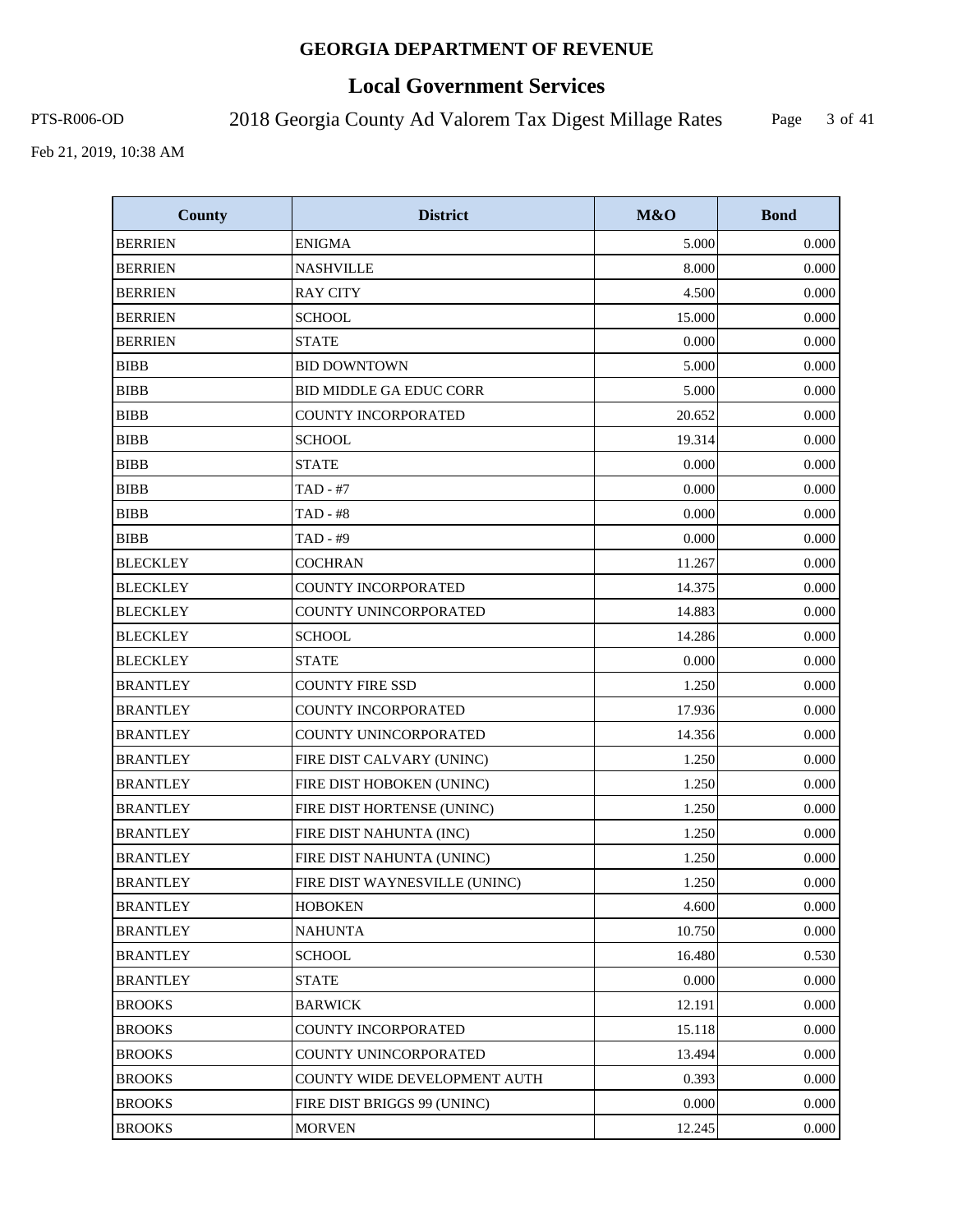| County | District | M&O | Bond |
|---|---|---|---|
| BERRIEN | ENIGMA | 5.000 | 0.000 |
| BERRIEN | NASHVILLE | 8.000 | 0.000 |
| BERRIEN | RAY CITY | 4.500 | 0.000 |
| BERRIEN | SCHOOL | 15.000 | 0.000 |
| BERRIEN | STATE | 0.000 | 0.000 |
| BIBB | BID DOWNTOWN | 5.000 | 0.000 |
| BIBB | BID MIDDLE GA EDUC CORR | 5.000 | 0.000 |
| BIBB | COUNTY INCORPORATED | 20.652 | 0.000 |
| BIBB | SCHOOL | 19.314 | 0.000 |
| BIBB | STATE | 0.000 | 0.000 |
| BIBB | TAD - #7 | 0.000 | 0.000 |
| BIBB | TAD - #8 | 0.000 | 0.000 |
| BIBB | TAD - #9 | 0.000 | 0.000 |
| BLECKLEY | COCHRAN | 11.267 | 0.000 |
| BLECKLEY | COUNTY INCORPORATED | 14.375 | 0.000 |
| BLECKLEY | COUNTY UNINCORPORATED | 14.883 | 0.000 |
| BLECKLEY | SCHOOL | 14.286 | 0.000 |
| BLECKLEY | STATE | 0.000 | 0.000 |
| BRANTLEY | COUNTY FIRE SSD | 1.250 | 0.000 |
| BRANTLEY | COUNTY INCORPORATED | 17.936 | 0.000 |
| BRANTLEY | COUNTY UNINCORPORATED | 14.356 | 0.000 |
| BRANTLEY | FIRE DIST CALVARY (UNINC) | 1.250 | 0.000 |
| BRANTLEY | FIRE DIST HOBOKEN (UNINC) | 1.250 | 0.000 |
| BRANTLEY | FIRE DIST HORTENSE (UNINC) | 1.250 | 0.000 |
| BRANTLEY | FIRE DIST NAHUNTA (INC) | 1.250 | 0.000 |
| BRANTLEY | FIRE DIST NAHUNTA (UNINC) | 1.250 | 0.000 |
| BRANTLEY | FIRE DIST WAYNESVILLE (UNINC) | 1.250 | 0.000 |
| BRANTLEY | HOBOKEN | 4.600 | 0.000 |
| BRANTLEY | NAHUNTA | 10.750 | 0.000 |
| BRANTLEY | SCHOOL | 16.480 | 0.530 |
| BRANTLEY | STATE | 0.000 | 0.000 |
| BROOKS | BARWICK | 12.191 | 0.000 |
| BROOKS | COUNTY INCORPORATED | 15.118 | 0.000 |
| BROOKS | COUNTY UNINCORPORATED | 13.494 | 0.000 |
| BROOKS | COUNTY WIDE DEVELOPMENT AUTH | 0.393 | 0.000 |
| BROOKS | FIRE DIST BRIGGS 99 (UNINC) | 0.000 | 0.000 |
| BROOKS | MORVEN | 12.245 | 0.000 |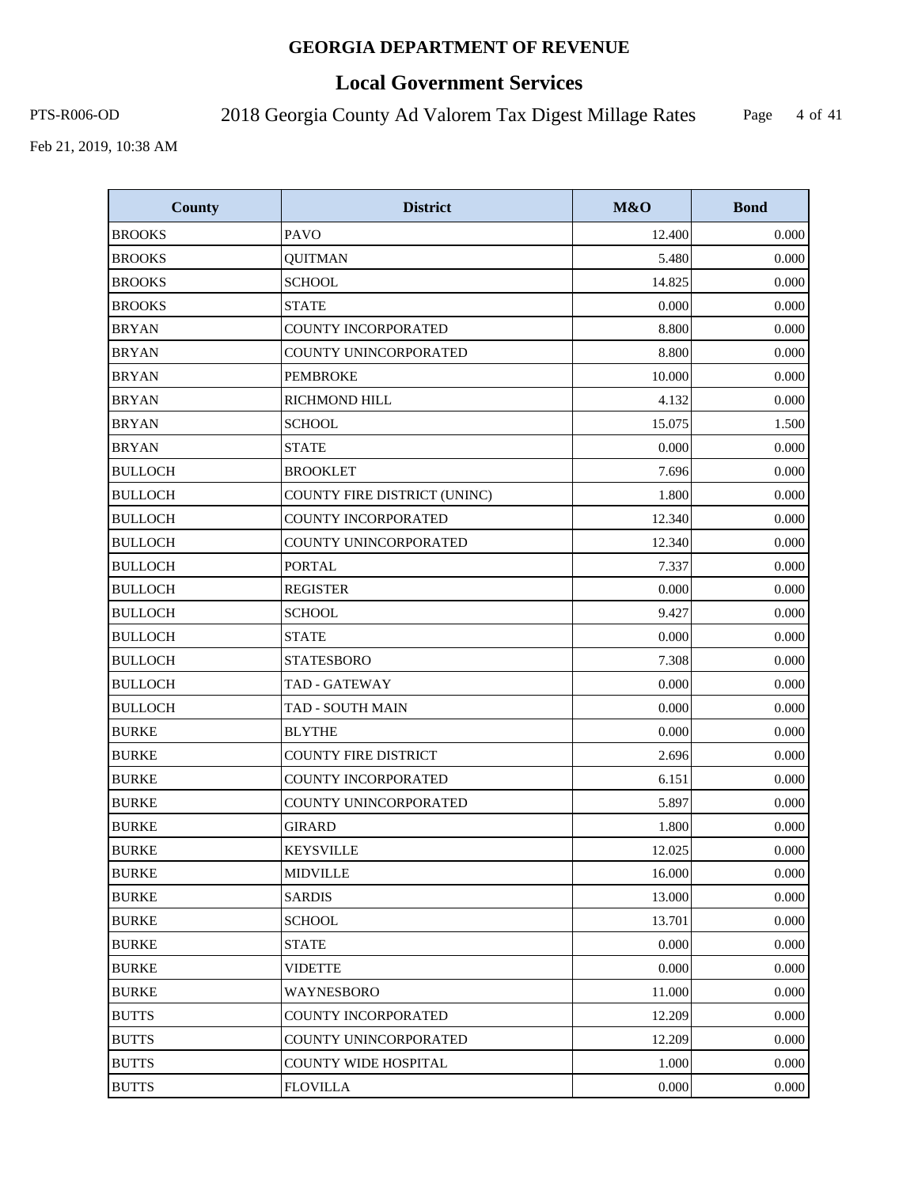# GEORGIA DEPARTMENT OF REVENUE

## Local Government Services

PTS-R006-OD 2018 Georgia County Ad Valorem Tax Digest Millage Rates

Feb 21, 2019, 10:38 AM

| County | District | M&O | Bond |
|---|---|---|---|
| BROOKS | PAVO | 12.400 | 0.000 |
| BROOKS | QUITMAN | 5.480 | 0.000 |
| BROOKS | SCHOOL | 14.825 | 0.000 |
| BROOKS | STATE | 0.000 | 0.000 |
| BRYAN | COUNTY INCORPORATED | 8.800 | 0.000 |
| BRYAN | COUNTY UNINCORPORATED | 8.800 | 0.000 |
| BRYAN | PEMBROKE | 10.000 | 0.000 |
| BRYAN | RICHMOND HILL | 4.132 | 0.000 |
| BRYAN | SCHOOL | 15.075 | 1.500 |
| BRYAN | STATE | 0.000 | 0.000 |
| BULLOCH | BROOKLET | 7.696 | 0.000 |
| BULLOCH | COUNTY FIRE DISTRICT (UNINC) | 1.800 | 0.000 |
| BULLOCH | COUNTY INCORPORATED | 12.340 | 0.000 |
| BULLOCH | COUNTY UNINCORPORATED | 12.340 | 0.000 |
| BULLOCH | PORTAL | 7.337 | 0.000 |
| BULLOCH | REGISTER | 0.000 | 0.000 |
| BULLOCH | SCHOOL | 9.427 | 0.000 |
| BULLOCH | STATE | 0.000 | 0.000 |
| BULLOCH | STATESBORO | 7.308 | 0.000 |
| BULLOCH | TAD - GATEWAY | 0.000 | 0.000 |
| BULLOCH | TAD - SOUTH MAIN | 0.000 | 0.000 |
| BURKE | BLYTHE | 0.000 | 0.000 |
| BURKE | COUNTY FIRE DISTRICT | 2.696 | 0.000 |
| BURKE | COUNTY INCORPORATED | 6.151 | 0.000 |
| BURKE | COUNTY UNINCORPORATED | 5.897 | 0.000 |
| BURKE | GIRARD | 1.800 | 0.000 |
| BURKE | KEYSVILLE | 12.025 | 0.000 |
| BURKE | MIDVILLE | 16.000 | 0.000 |
| BURKE | SARDIS | 13.000 | 0.000 |
| BURKE | SCHOOL | 13.701 | 0.000 |
| BURKE | STATE | 0.000 | 0.000 |
| BURKE | VIDETTE | 0.000 | 0.000 |
| BURKE | WAYNESBORO | 11.000 | 0.000 |
| BUTTS | COUNTY INCORPORATED | 12.209 | 0.000 |
| BUTTS | COUNTY UNINCORPORATED | 12.209 | 0.000 |
| BUTTS | COUNTY WIDE HOSPITAL | 1.000 | 0.000 |
| BUTTS | FLOVILLA | 0.000 | 0.000 |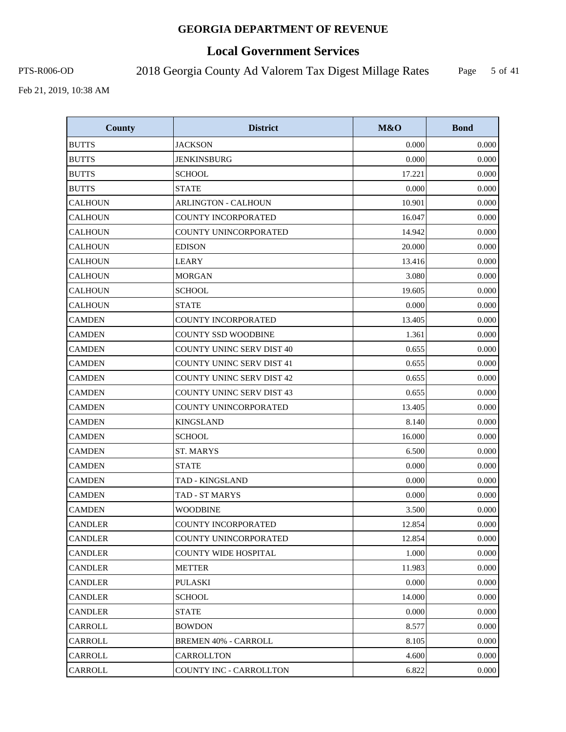# GEORGIA DEPARTMENT OF REVENUE

## Local Government Services

PTS-R006-OD 2018 Georgia County Ad Valorem Tax Digest Millage Rates

Feb 21, 2019, 10:38 AM

| County | District | M&O | Bond |
|---|---|---|---|
| BUTTS | JACKSON | 0.000 | 0.000 |
| BUTTS | JENKINSBURG | 0.000 | 0.000 |
| BUTTS | SCHOOL | 17.221 | 0.000 |
| BUTTS | STATE | 0.000 | 0.000 |
| CALHOUN | ARLINGTON - CALHOUN | 10.901 | 0.000 |
| CALHOUN | COUNTY INCORPORATED | 16.047 | 0.000 |
| CALHOUN | COUNTY UNINCORPORATED | 14.942 | 0.000 |
| CALHOUN | EDISON | 20.000 | 0.000 |
| CALHOUN | LEARY | 13.416 | 0.000 |
| CALHOUN | MORGAN | 3.080 | 0.000 |
| CALHOUN | SCHOOL | 19.605 | 0.000 |
| CALHOUN | STATE | 0.000 | 0.000 |
| CAMDEN | COUNTY INCORPORATED | 13.405 | 0.000 |
| CAMDEN | COUNTY SSD WOODBINE | 1.361 | 0.000 |
| CAMDEN | COUNTY UNINC SERV DIST 40 | 0.655 | 0.000 |
| CAMDEN | COUNTY UNINC SERV DIST 41 | 0.655 | 0.000 |
| CAMDEN | COUNTY UNINC SERV DIST 42 | 0.655 | 0.000 |
| CAMDEN | COUNTY UNINC SERV DIST 43 | 0.655 | 0.000 |
| CAMDEN | COUNTY UNINCORPORATED | 13.405 | 0.000 |
| CAMDEN | KINGSLAND | 8.140 | 0.000 |
| CAMDEN | SCHOOL | 16.000 | 0.000 |
| CAMDEN | ST. MARYS | 6.500 | 0.000 |
| CAMDEN | STATE | 0.000 | 0.000 |
| CAMDEN | TAD - KINGSLAND | 0.000 | 0.000 |
| CAMDEN | TAD - ST MARYS | 0.000 | 0.000 |
| CAMDEN | WOODBINE | 3.500 | 0.000 |
| CANDLER | COUNTY INCORPORATED | 12.854 | 0.000 |
| CANDLER | COUNTY UNINCORPORATED | 12.854 | 0.000 |
| CANDLER | COUNTY WIDE HOSPITAL | 1.000 | 0.000 |
| CANDLER | METTER | 11.983 | 0.000 |
| CANDLER | PULASKI | 0.000 | 0.000 |
| CANDLER | SCHOOL | 14.000 | 0.000 |
| CANDLER | STATE | 0.000 | 0.000 |
| CARROLL | BOWDON | 8.577 | 0.000 |
| CARROLL | BREMEN 40% - CARROLL | 8.105 | 0.000 |
| CARROLL | CARROLLTON | 4.600 | 0.000 |
| CARROLL | COUNTY INC - CARROLLTON | 6.822 | 0.000 |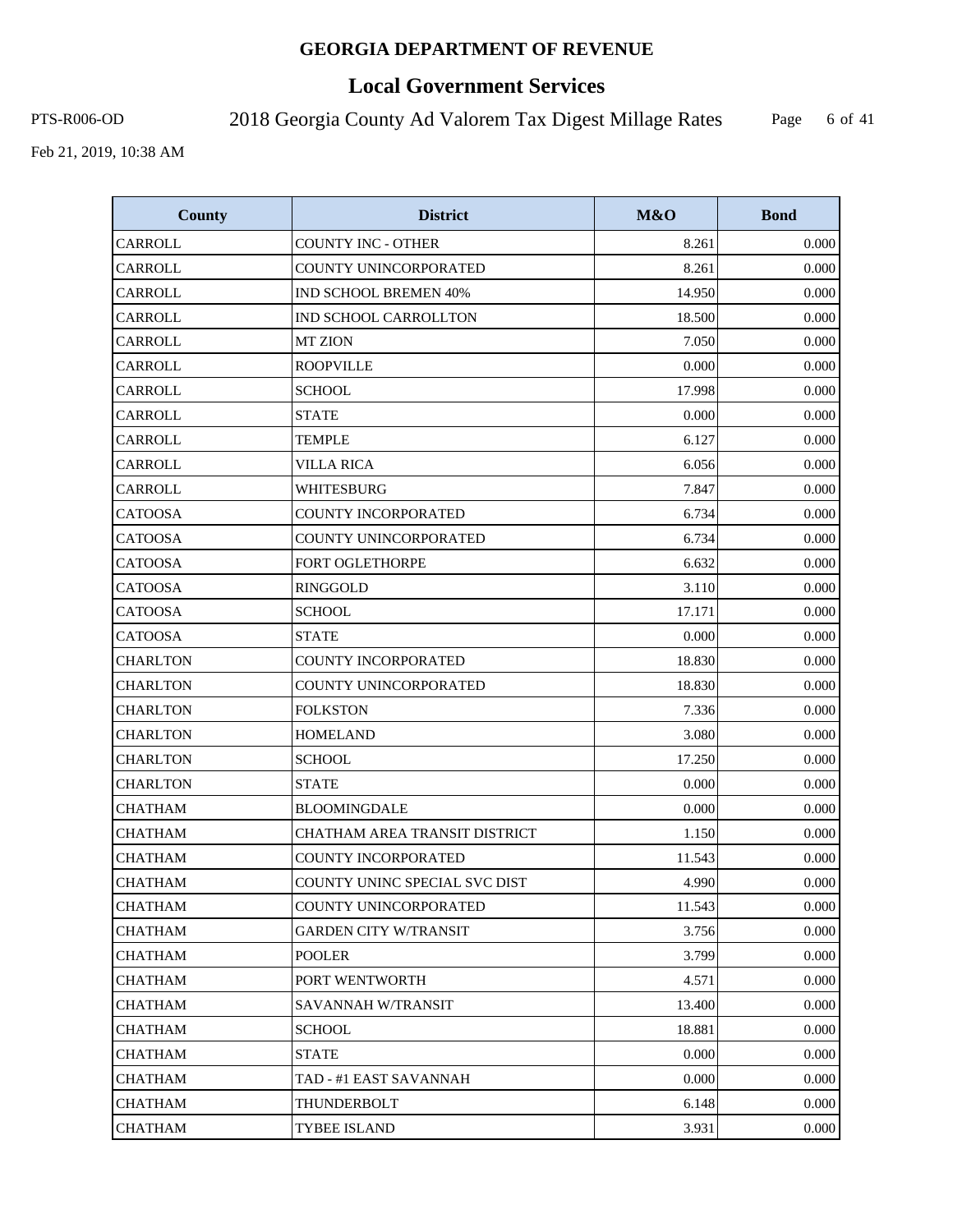# GEORGIA DEPARTMENT OF REVENUE

## Local Government Services

PTS-R006-OD 2018 Georgia County Ad Valorem Tax Digest Millage Rates

Feb 21, 2019, 10:38 AM

| County | District | M&O | Bond |
|---|---|---|---|
| CARROLL | COUNTY INC - OTHER | 8.261 | 0.000 |
| CARROLL | COUNTY UNINCORPORATED | 8.261 | 0.000 |
| CARROLL | IND SCHOOL BREMEN 40% | 14.950 | 0.000 |
| CARROLL | IND SCHOOL CARROLLTON | 18.500 | 0.000 |
| CARROLL | MT ZION | 7.050 | 0.000 |
| CARROLL | ROOPVILLE | 0.000 | 0.000 |
| CARROLL | SCHOOL | 17.998 | 0.000 |
| CARROLL | STATE | 0.000 | 0.000 |
| CARROLL | TEMPLE | 6.127 | 0.000 |
| CARROLL | VILLA RICA | 6.056 | 0.000 |
| CARROLL | WHITESBURG | 7.847 | 0.000 |
| CATOOSA | COUNTY INCORPORATED | 6.734 | 0.000 |
| CATOOSA | COUNTY UNINCORPORATED | 6.734 | 0.000 |
| CATOOSA | FORT OGLETHORPE | 6.632 | 0.000 |
| CATOOSA | RINGGOLD | 3.110 | 0.000 |
| CATOOSA | SCHOOL | 17.171 | 0.000 |
| CATOOSA | STATE | 0.000 | 0.000 |
| CHARLTON | COUNTY INCORPORATED | 18.830 | 0.000 |
| CHARLTON | COUNTY UNINCORPORATED | 18.830 | 0.000 |
| CHARLTON | FOLKSTON | 7.336 | 0.000 |
| CHARLTON | HOMELAND | 3.080 | 0.000 |
| CHARLTON | SCHOOL | 17.250 | 0.000 |
| CHARLTON | STATE | 0.000 | 0.000 |
| CHATHAM | BLOOMINGDALE | 0.000 | 0.000 |
| CHATHAM | CHATHAM AREA TRANSIT DISTRICT | 1.150 | 0.000 |
| CHATHAM | COUNTY INCORPORATED | 11.543 | 0.000 |
| CHATHAM | COUNTY UNINC SPECIAL SVC DIST | 4.990 | 0.000 |
| CHATHAM | COUNTY UNINCORPORATED | 11.543 | 0.000 |
| CHATHAM | GARDEN CITY W/TRANSIT | 3.756 | 0.000 |
| CHATHAM | POOLER | 3.799 | 0.000 |
| CHATHAM | PORT WENTWORTH | 4.571 | 0.000 |
| CHATHAM | SAVANNAH W/TRANSIT | 13.400 | 0.000 |
| CHATHAM | SCHOOL | 18.881 | 0.000 |
| CHATHAM | STATE | 0.000 | 0.000 |
| CHATHAM | TAD - #1 EAST SAVANNAH | 0.000 | 0.000 |
| CHATHAM | THUNDERBOLT | 6.148 | 0.000 |
| CHATHAM | TYBEE ISLAND | 3.931 | 0.000 |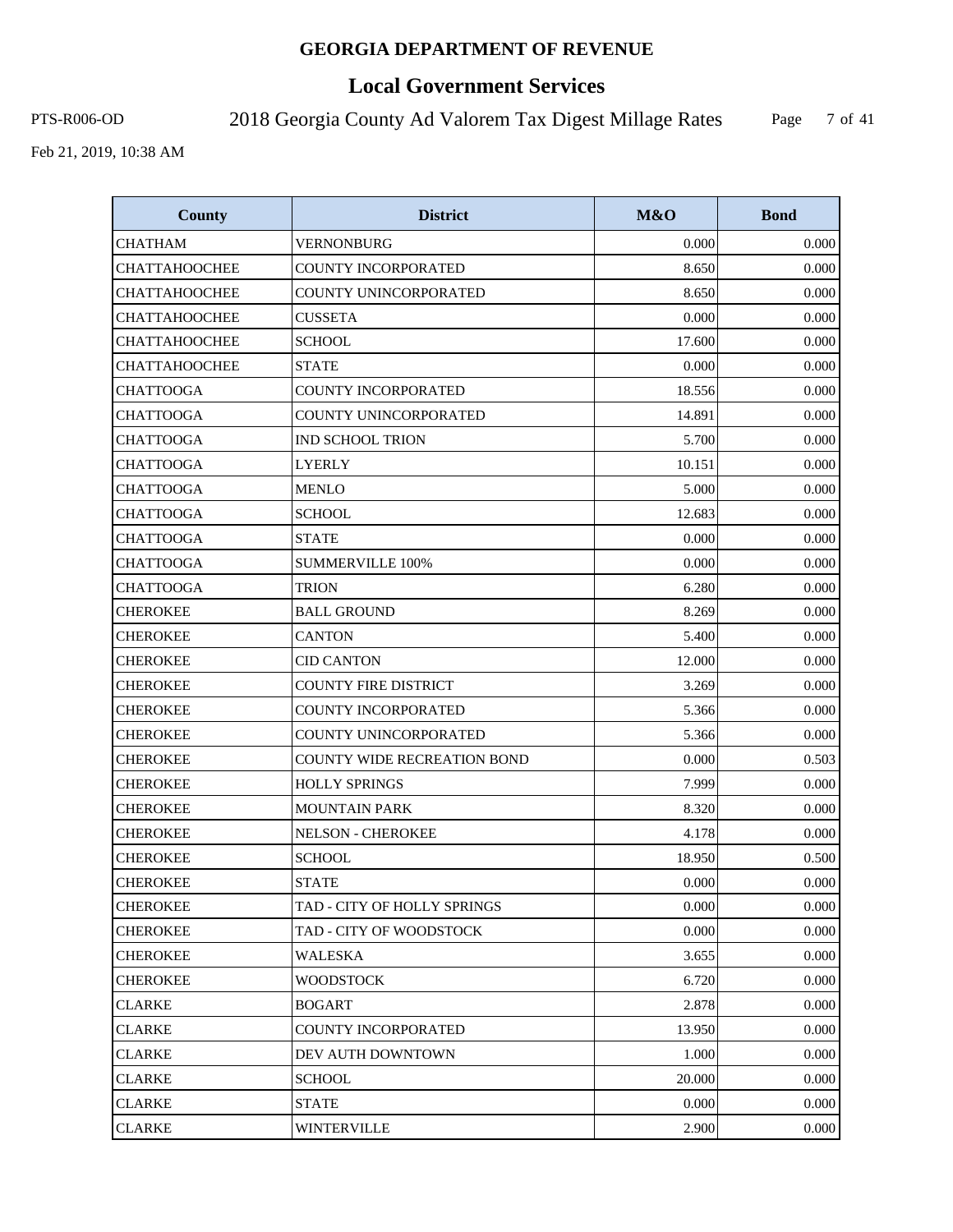# GEORGIA DEPARTMENT OF REVENUE

## Local Government Services

PTS-R006-OD

2018 Georgia County Ad Valorem Tax Digest Millage Rates

Feb 21, 2019, 10:38 AM

| County | District | M&O | Bond |
|---|---|---|---|
| CHATHAM | VERNONBURG | 0.000 | 0.000 |
| CHATTAHOOCHEE | COUNTY INCORPORATED | 8.650 | 0.000 |
| CHATTAHOOCHEE | COUNTY UNINCORPORATED | 8.650 | 0.000 |
| CHATTAHOOCHEE | CUSSETA | 0.000 | 0.000 |
| CHATTAHOOCHEE | SCHOOL | 17.600 | 0.000 |
| CHATTAHOOCHEE | STATE | 0.000 | 0.000 |
| CHATTOOGA | COUNTY INCORPORATED | 18.556 | 0.000 |
| CHATTOOGA | COUNTY UNINCORPORATED | 14.891 | 0.000 |
| CHATTOOGA | IND SCHOOL TRION | 5.700 | 0.000 |
| CHATTOOGA | LYERLY | 10.151 | 0.000 |
| CHATTOOGA | MENLO | 5.000 | 0.000 |
| CHATTOOGA | SCHOOL | 12.683 | 0.000 |
| CHATTOOGA | STATE | 0.000 | 0.000 |
| CHATTOOGA | SUMMERVILLE 100% | 0.000 | 0.000 |
| CHATTOOGA | TRION | 6.280 | 0.000 |
| CHEROKEE | BALL GROUND | 8.269 | 0.000 |
| CHEROKEE | CANTON | 5.400 | 0.000 |
| CHEROKEE | CID CANTON | 12.000 | 0.000 |
| CHEROKEE | COUNTY FIRE DISTRICT | 3.269 | 0.000 |
| CHEROKEE | COUNTY INCORPORATED | 5.366 | 0.000 |
| CHEROKEE | COUNTY UNINCORPORATED | 5.366 | 0.000 |
| CHEROKEE | COUNTY WIDE RECREATION BOND | 0.000 | 0.503 |
| CHEROKEE | HOLLY SPRINGS | 7.999 | 0.000 |
| CHEROKEE | MOUNTAIN PARK | 8.320 | 0.000 |
| CHEROKEE | NELSON - CHEROKEE | 4.178 | 0.000 |
| CHEROKEE | SCHOOL | 18.950 | 0.500 |
| CHEROKEE | STATE | 0.000 | 0.000 |
| CHEROKEE | TAD - CITY OF HOLLY SPRINGS | 0.000 | 0.000 |
| CHEROKEE | TAD - CITY OF WOODSTOCK | 0.000 | 0.000 |
| CHEROKEE | WALESKA | 3.655 | 0.000 |
| CHEROKEE | WOODSTOCK | 6.720 | 0.000 |
| CLARKE | BOGART | 2.878 | 0.000 |
| CLARKE | COUNTY INCORPORATED | 13.950 | 0.000 |
| CLARKE | DEV AUTH DOWNTOWN | 1.000 | 0.000 |
| CLARKE | SCHOOL | 20.000 | 0.000 |
| CLARKE | STATE | 0.000 | 0.000 |
| CLARKE | WINTERVILLE | 2.900 | 0.000 |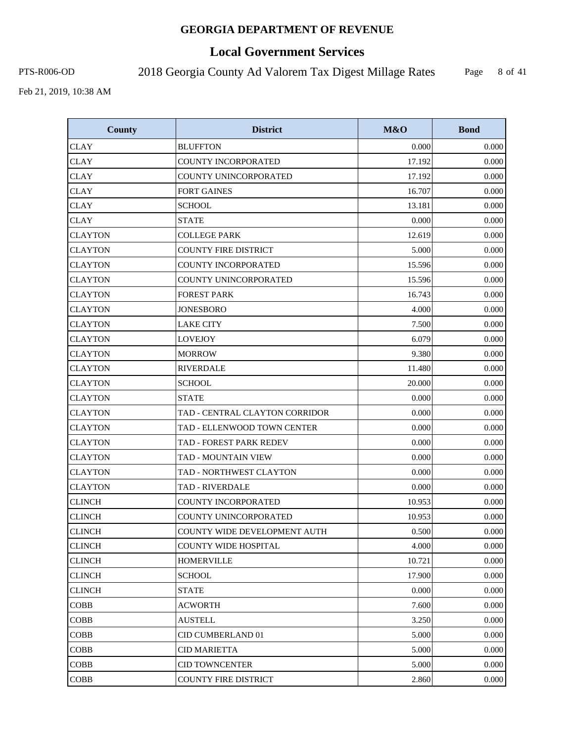## GEORGIA DEPARTMENT OF REVENUE

## Local Government Services

PTS-R006-OD 2018 Georgia County Ad Valorem Tax Digest Millage Rates

Feb 21, 2019, 10:38 AM

| County | District | M&O | Bond |
|---|---|---|---|
| CLAY | BLUFFTON | 0.000 | 0.000 |
| CLAY | COUNTY INCORPORATED | 17.192 | 0.000 |
| CLAY | COUNTY UNINCORPORATED | 17.192 | 0.000 |
| CLAY | FORT GAINES | 16.707 | 0.000 |
| CLAY | SCHOOL | 13.181 | 0.000 |
| CLAY | STATE | 0.000 | 0.000 |
| CLAYTON | COLLEGE PARK | 12.619 | 0.000 |
| CLAYTON | COUNTY FIRE DISTRICT | 5.000 | 0.000 |
| CLAYTON | COUNTY INCORPORATED | 15.596 | 0.000 |
| CLAYTON | COUNTY UNINCORPORATED | 15.596 | 0.000 |
| CLAYTON | FOREST PARK | 16.743 | 0.000 |
| CLAYTON | JONESBORO | 4.000 | 0.000 |
| CLAYTON | LAKE CITY | 7.500 | 0.000 |
| CLAYTON | LOVEJOY | 6.079 | 0.000 |
| CLAYTON | MORROW | 9.380 | 0.000 |
| CLAYTON | RIVERDALE | 11.480 | 0.000 |
| CLAYTON | SCHOOL | 20.000 | 0.000 |
| CLAYTON | STATE | 0.000 | 0.000 |
| CLAYTON | TAD - CENTRAL CLAYTON CORRIDOR | 0.000 | 0.000 |
| CLAYTON | TAD - ELLENWOOD TOWN CENTER | 0.000 | 0.000 |
| CLAYTON | TAD - FOREST PARK REDEV | 0.000 | 0.000 |
| CLAYTON | TAD - MOUNTAIN VIEW | 0.000 | 0.000 |
| CLAYTON | TAD - NORTHWEST CLAYTON | 0.000 | 0.000 |
| CLAYTON | TAD - RIVERDALE | 0.000 | 0.000 |
| CLINCH | COUNTY INCORPORATED | 10.953 | 0.000 |
| CLINCH | COUNTY UNINCORPORATED | 10.953 | 0.000 |
| CLINCH | COUNTY WIDE DEVELOPMENT AUTH | 0.500 | 0.000 |
| CLINCH | COUNTY WIDE HOSPITAL | 4.000 | 0.000 |
| CLINCH | HOMERVILLE | 10.721 | 0.000 |
| CLINCH | SCHOOL | 17.900 | 0.000 |
| CLINCH | STATE | 0.000 | 0.000 |
| COBB | ACWORTH | 7.600 | 0.000 |
| COBB | AUSTELL | 3.250 | 0.000 |
| COBB | CID CUMBERLAND 01 | 5.000 | 0.000 |
| COBB | CID MARIETTA | 5.000 | 0.000 |
| COBB | CID TOWNCENTER | 5.000 | 0.000 |
| COBB | COUNTY FIRE DISTRICT | 2.860 | 0.000 |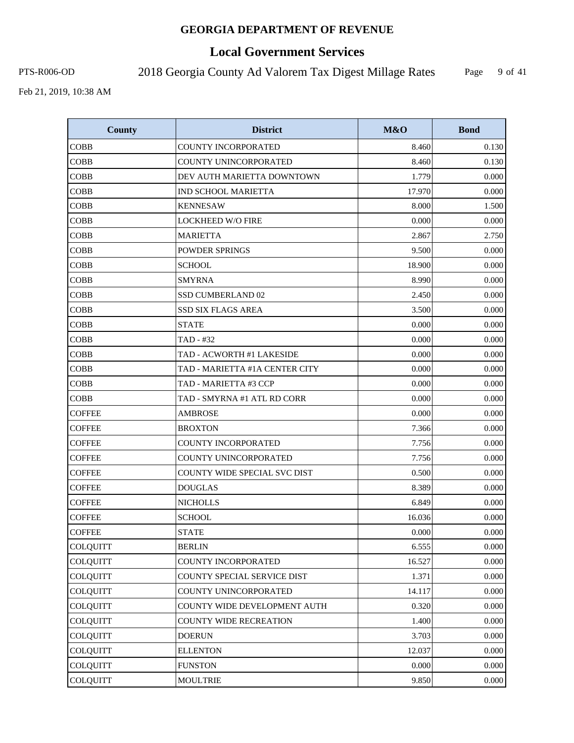# GEORGIA DEPARTMENT OF REVENUE

## Local Government Services

PTS-R006-OD

2018 Georgia County Ad Valorem Tax Digest Millage Rates

Feb 21, 2019, 10:38 AM

| County | District | M&O | Bond |
|---|---|---|---|
| COBB | COUNTY INCORPORATED | 8.460 | 0.130 |
| COBB | COUNTY UNINCORPORATED | 8.460 | 0.130 |
| COBB | DEV AUTH MARIETTA DOWNTOWN | 1.779 | 0.000 |
| COBB | IND SCHOOL MARIETTA | 17.970 | 0.000 |
| COBB | KENNESAW | 8.000 | 1.500 |
| COBB | LOCKHEED W/O FIRE | 0.000 | 0.000 |
| COBB | MARIETTA | 2.867 | 2.750 |
| COBB | POWDER SPRINGS | 9.500 | 0.000 |
| COBB | SCHOOL | 18.900 | 0.000 |
| COBB | SMYRNA | 8.990 | 0.000 |
| COBB | SSD CUMBERLAND 02 | 2.450 | 0.000 |
| COBB | SSD SIX FLAGS AREA | 3.500 | 0.000 |
| COBB | STATE | 0.000 | 0.000 |
| COBB | TAD - #32 | 0.000 | 0.000 |
| COBB | TAD - ACWORTH #1 LAKESIDE | 0.000 | 0.000 |
| COBB | TAD - MARIETTA #1A CENTER CITY | 0.000 | 0.000 |
| COBB | TAD - MARIETTA #3 CCP | 0.000 | 0.000 |
| COBB | TAD - SMYRNA #1 ATL RD CORR | 0.000 | 0.000 |
| COFFEE | AMBROSE | 0.000 | 0.000 |
| COFFEE | BROXTON | 7.366 | 0.000 |
| COFFEE | COUNTY INCORPORATED | 7.756 | 0.000 |
| COFFEE | COUNTY UNINCORPORATED | 7.756 | 0.000 |
| COFFEE | COUNTY WIDE SPECIAL SVC DIST | 0.500 | 0.000 |
| COFFEE | DOUGLAS | 8.389 | 0.000 |
| COFFEE | NICHOLLS | 6.849 | 0.000 |
| COFFEE | SCHOOL | 16.036 | 0.000 |
| COFFEE | STATE | 0.000 | 0.000 |
| COLQUITT | BERLIN | 6.555 | 0.000 |
| COLQUITT | COUNTY INCORPORATED | 16.527 | 0.000 |
| COLQUITT | COUNTY SPECIAL SERVICE DIST | 1.371 | 0.000 |
| COLQUITT | COUNTY UNINCORPORATED | 14.117 | 0.000 |
| COLQUITT | COUNTY WIDE DEVELOPMENT AUTH | 0.320 | 0.000 |
| COLQUITT | COUNTY WIDE RECREATION | 1.400 | 0.000 |
| COLQUITT | DOERUN | 3.703 | 0.000 |
| COLQUITT | ELLENTON | 12.037 | 0.000 |
| COLQUITT | FUNSTON | 0.000 | 0.000 |
| COLQUITT | MOULTRIE | 9.850 | 0.000 |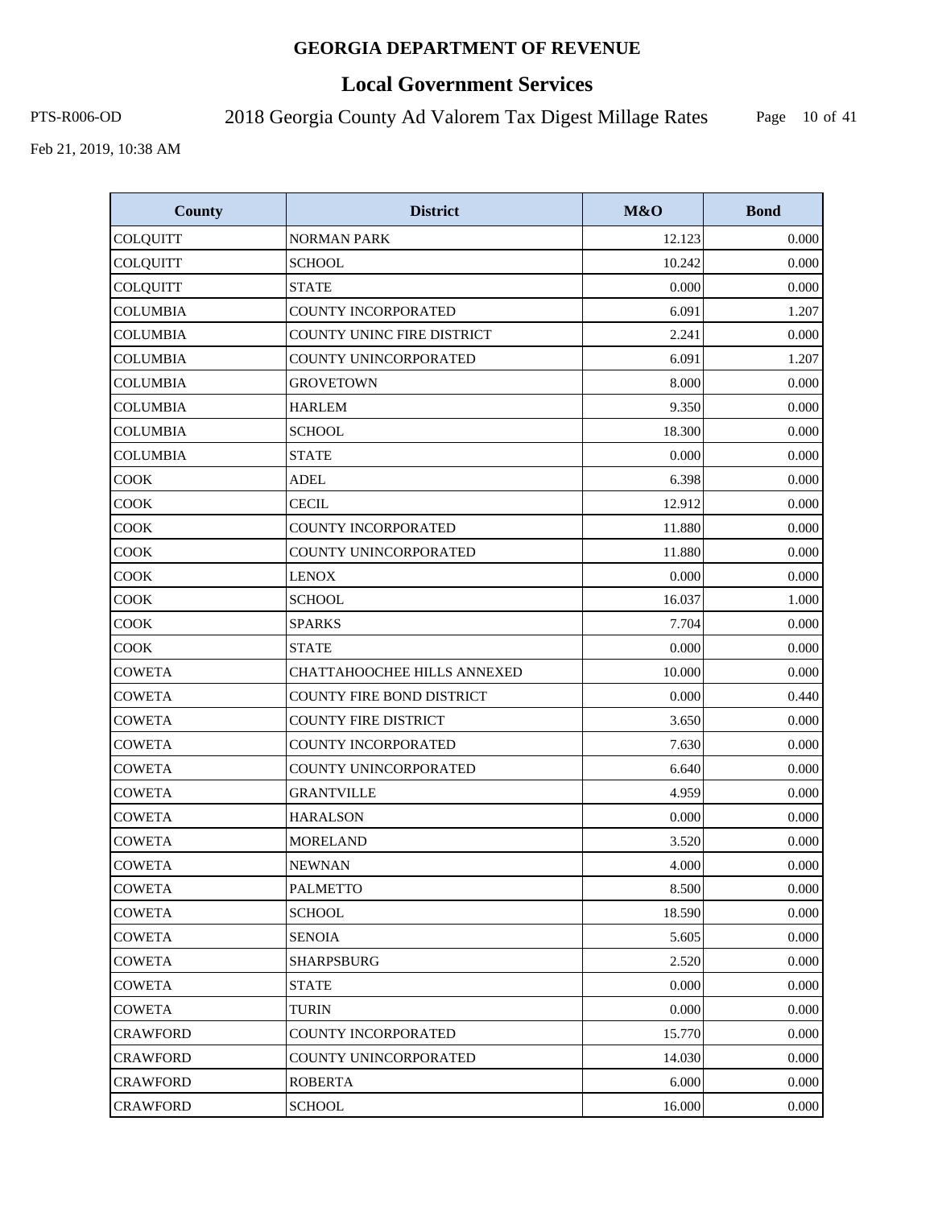| County | District | M&O | Bond |
|---|---|---|---|
| COLQUITT | NORMAN PARK | 12.123 | 0.000 |
| COLQUITT | SCHOOL | 10.242 | 0.000 |
| COLQUITT | STATE | 0.000 | 0.000 |
| COLUMBIA | COUNTY INCORPORATED | 6.091 | 1.207 |
| COLUMBIA | COUNTY UNINC FIRE DISTRICT | 2.241 | 0.000 |
| COLUMBIA | COUNTY UNINCORPORATED | 6.091 | 1.207 |
| COLUMBIA | GROVETOWN | 8.000 | 0.000 |
| COLUMBIA | HARLEM | 9.350 | 0.000 |
| COLUMBIA | SCHOOL | 18.300 | 0.000 |
| COLUMBIA | STATE | 0.000 | 0.000 |
| COOK | ADEL | 6.398 | 0.000 |
| COOK | CECIL | 12.912 | 0.000 |
| COOK | COUNTY INCORPORATED | 11.880 | 0.000 |
| COOK | COUNTY UNINCORPORATED | 11.880 | 0.000 |
| COOK | LENOX | 0.000 | 0.000 |
| COOK | SCHOOL | 16.037 | 1.000 |
| COOK | SPARKS | 7.704 | 0.000 |
| COOK | STATE | 0.000 | 0.000 |
| COWETA | CHATTAHOOCHEE HILLS ANNEXED | 10.000 | 0.000 |
| COWETA | COUNTY FIRE BOND DISTRICT | 0.000 | 0.440 |
| COWETA | COUNTY FIRE DISTRICT | 3.650 | 0.000 |
| COWETA | COUNTY INCORPORATED | 7.630 | 0.000 |
| COWETA | COUNTY UNINCORPORATED | 6.640 | 0.000 |
| COWETA | GRANTVILLE | 4.959 | 0.000 |
| COWETA | HARALSON | 0.000 | 0.000 |
| COWETA | MORELAND | 3.520 | 0.000 |
| COWETA | NEWNAN | 4.000 | 0.000 |
| COWETA | PALMETTO | 8.500 | 0.000 |
| COWETA | SCHOOL | 18.590 | 0.000 |
| COWETA | SENOIA | 5.605 | 0.000 |
| COWETA | SHARPSBURG | 2.520 | 0.000 |
| COWETA | STATE | 0.000 | 0.000 |
| COWETA | TURIN | 0.000 | 0.000 |
| CRAWFORD | COUNTY INCORPORATED | 15.770 | 0.000 |
| CRAWFORD | COUNTY UNINCORPORATED | 14.030 | 0.000 |
| CRAWFORD | ROBERTA | 6.000 | 0.000 |
| CRAWFORD | SCHOOL | 16.000 | 0.000 |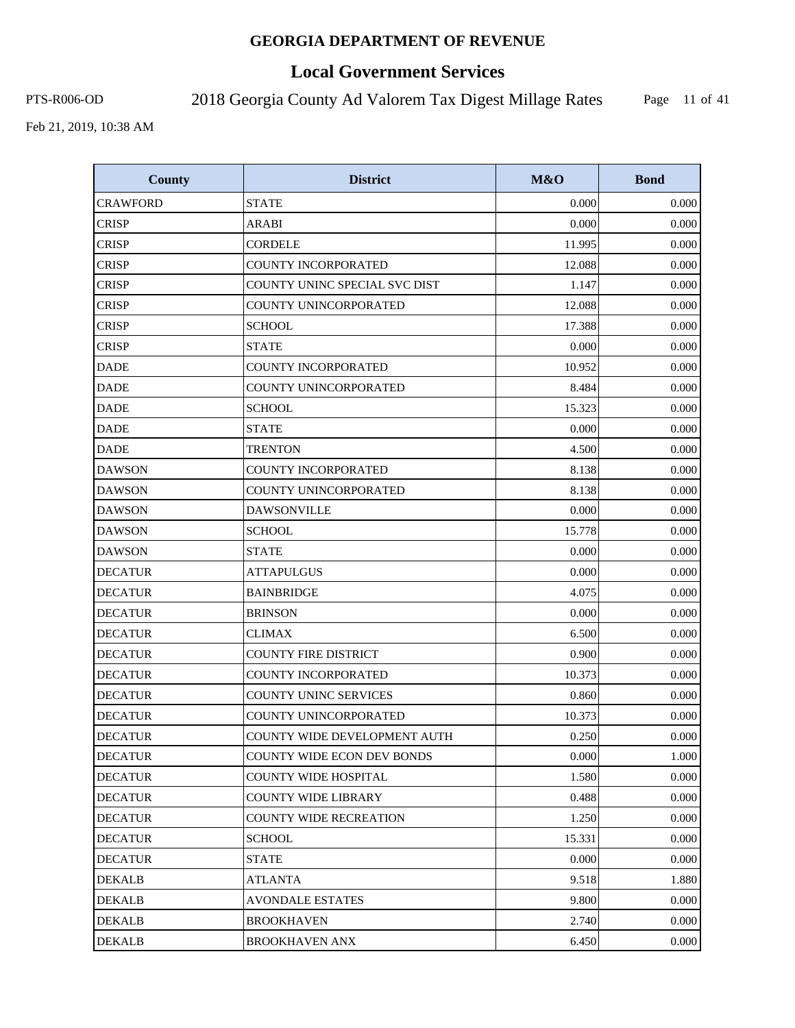# GEORGIA DEPARTMENT OF REVENUE

## Local Government Services

PTS-R006-OD

2018 Georgia County Ad Valorem Tax Digest Millage Rates

Feb 21, 2019, 10:38 AM

| County | District | M&O | Bond |
|---|---|---|---|
| CRAWFORD | STATE | 0.000 | 0.000 |
| CRISP | ARABI | 0.000 | 0.000 |
| CRISP | CORDELE | 11.995 | 0.000 |
| CRISP | COUNTY INCORPORATED | 12.088 | 0.000 |
| CRISP | COUNTY UNINC SPECIAL SVC DIST | 1.147 | 0.000 |
| CRISP | COUNTY UNINCORPORATED | 12.088 | 0.000 |
| CRISP | SCHOOL | 17.388 | 0.000 |
| CRISP | STATE | 0.000 | 0.000 |
| DADE | COUNTY INCORPORATED | 10.952 | 0.000 |
| DADE | COUNTY UNINCORPORATED | 8.484 | 0.000 |
| DADE | SCHOOL | 15.323 | 0.000 |
| DADE | STATE | 0.000 | 0.000 |
| DADE | TRENTON | 4.500 | 0.000 |
| DAWSON | COUNTY INCORPORATED | 8.138 | 0.000 |
| DAWSON | COUNTY UNINCORPORATED | 8.138 | 0.000 |
| DAWSON | DAWSONVILLE | 0.000 | 0.000 |
| DAWSON | SCHOOL | 15.778 | 0.000 |
| DAWSON | STATE | 0.000 | 0.000 |
| DECATUR | ATTAPULGUS | 0.000 | 0.000 |
| DECATUR | BAINBRIDGE | 4.075 | 0.000 |
| DECATUR | BRINSON | 0.000 | 0.000 |
| DECATUR | CLIMAX | 6.500 | 0.000 |
| DECATUR | COUNTY FIRE DISTRICT | 0.900 | 0.000 |
| DECATUR | COUNTY INCORPORATED | 10.373 | 0.000 |
| DECATUR | COUNTY UNINC SERVICES | 0.860 | 0.000 |
| DECATUR | COUNTY UNINCORPORATED | 10.373 | 0.000 |
| DECATUR | COUNTY WIDE DEVELOPMENT AUTH | 0.250 | 0.000 |
| DECATUR | COUNTY WIDE ECON DEV BONDS | 0.000 | 1.000 |
| DECATUR | COUNTY WIDE HOSPITAL | 1.580 | 0.000 |
| DECATUR | COUNTY WIDE LIBRARY | 0.488 | 0.000 |
| DECATUR | COUNTY WIDE RECREATION | 1.250 | 0.000 |
| DECATUR | SCHOOL | 15.331 | 0.000 |
| DECATUR | STATE | 0.000 | 0.000 |
| DEKALB | ATLANTA | 9.518 | 1.880 |
| DEKALB | AVONDALE ESTATES | 9.800 | 0.000 |
| DEKALB | BROOKHAVEN | 2.740 | 0.000 |
| DEKALB | BROOKHAVEN ANX | 6.450 | 0.000 |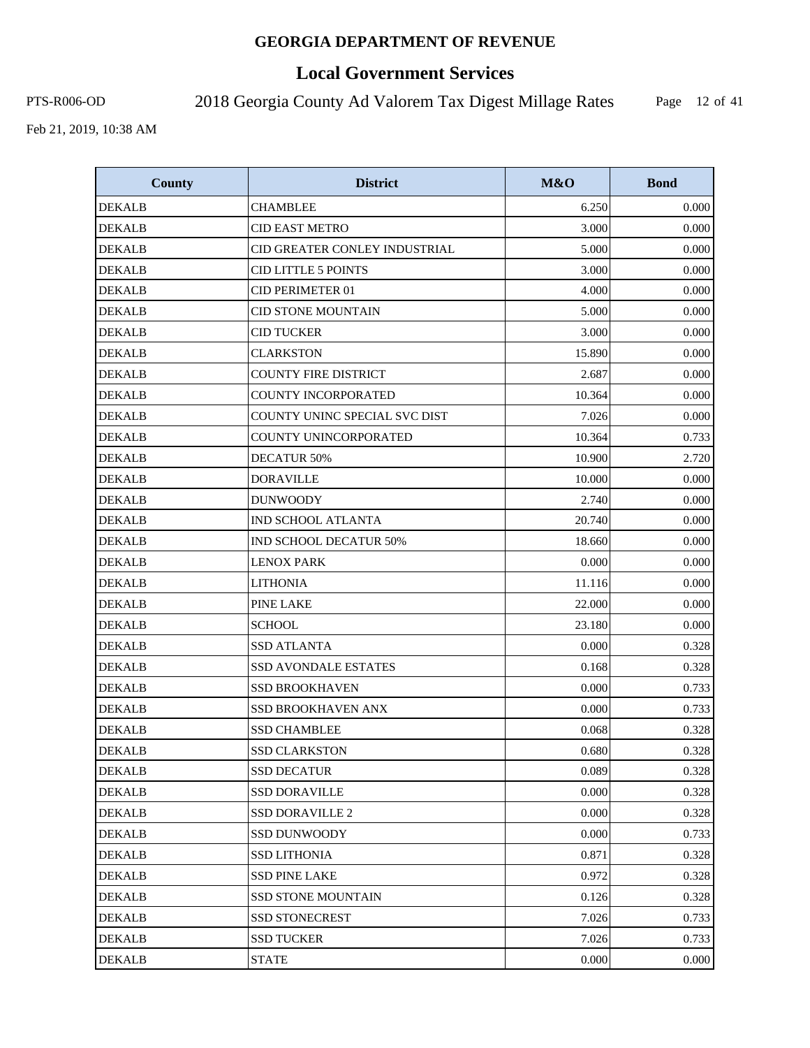# GEORGIA DEPARTMENT OF REVENUE

## Local Government Services

PTS-R006-OD 2018 Georgia County Ad Valorem Tax Digest Millage Rates

Feb 21, 2019, 10:38 AM

| County | District | M&O | Bond |
|---|---|---|---|
| DEKALB | CHAMBLEE | 6.250 | 0.000 |
| DEKALB | CID EAST METRO | 3.000 | 0.000 |
| DEKALB | CID GREATER CONLEY INDUSTRIAL | 5.000 | 0.000 |
| DEKALB | CID LITTLE 5 POINTS | 3.000 | 0.000 |
| DEKALB | CID PERIMETER 01 | 4.000 | 0.000 |
| DEKALB | CID STONE MOUNTAIN | 5.000 | 0.000 |
| DEKALB | CID TUCKER | 3.000 | 0.000 |
| DEKALB | CLARKSTON | 15.890 | 0.000 |
| DEKALB | COUNTY FIRE DISTRICT | 2.687 | 0.000 |
| DEKALB | COUNTY INCORPORATED | 10.364 | 0.000 |
| DEKALB | COUNTY UNINC SPECIAL SVC DIST | 7.026 | 0.000 |
| DEKALB | COUNTY UNINCORPORATED | 10.364 | 0.733 |
| DEKALB | DECATUR 50% | 10.900 | 2.720 |
| DEKALB | DORAVILLE | 10.000 | 0.000 |
| DEKALB | DUNWOODY | 2.740 | 0.000 |
| DEKALB | IND SCHOOL ATLANTA | 20.740 | 0.000 |
| DEKALB | IND SCHOOL DECATUR 50% | 18.660 | 0.000 |
| DEKALB | LENOX PARK | 0.000 | 0.000 |
| DEKALB | LITHONIA | 11.116 | 0.000 |
| DEKALB | PINE LAKE | 22.000 | 0.000 |
| DEKALB | SCHOOL | 23.180 | 0.000 |
| DEKALB | SSD ATLANTA | 0.000 | 0.328 |
| DEKALB | SSD AVONDALE ESTATES | 0.168 | 0.328 |
| DEKALB | SSD BROOKHAVEN | 0.000 | 0.733 |
| DEKALB | SSD BROOKHAVEN ANX | 0.000 | 0.733 |
| DEKALB | SSD CHAMBLEE | 0.068 | 0.328 |
| DEKALB | SSD CLARKSTON | 0.680 | 0.328 |
| DEKALB | SSD DECATUR | 0.089 | 0.328 |
| DEKALB | SSD DORAVILLE | 0.000 | 0.328 |
| DEKALB | SSD DORAVILLE 2 | 0.000 | 0.328 |
| DEKALB | SSD DUNWOODY | 0.000 | 0.733 |
| DEKALB | SSD LITHONIA | 0.871 | 0.328 |
| DEKALB | SSD PINE LAKE | 0.972 | 0.328 |
| DEKALB | SSD STONE MOUNTAIN | 0.126 | 0.328 |
| DEKALB | SSD STONECREST | 7.026 | 0.733 |
| DEKALB | SSD TUCKER | 7.026 | 0.733 |
| DEKALB | STATE | 0.000 | 0.000 |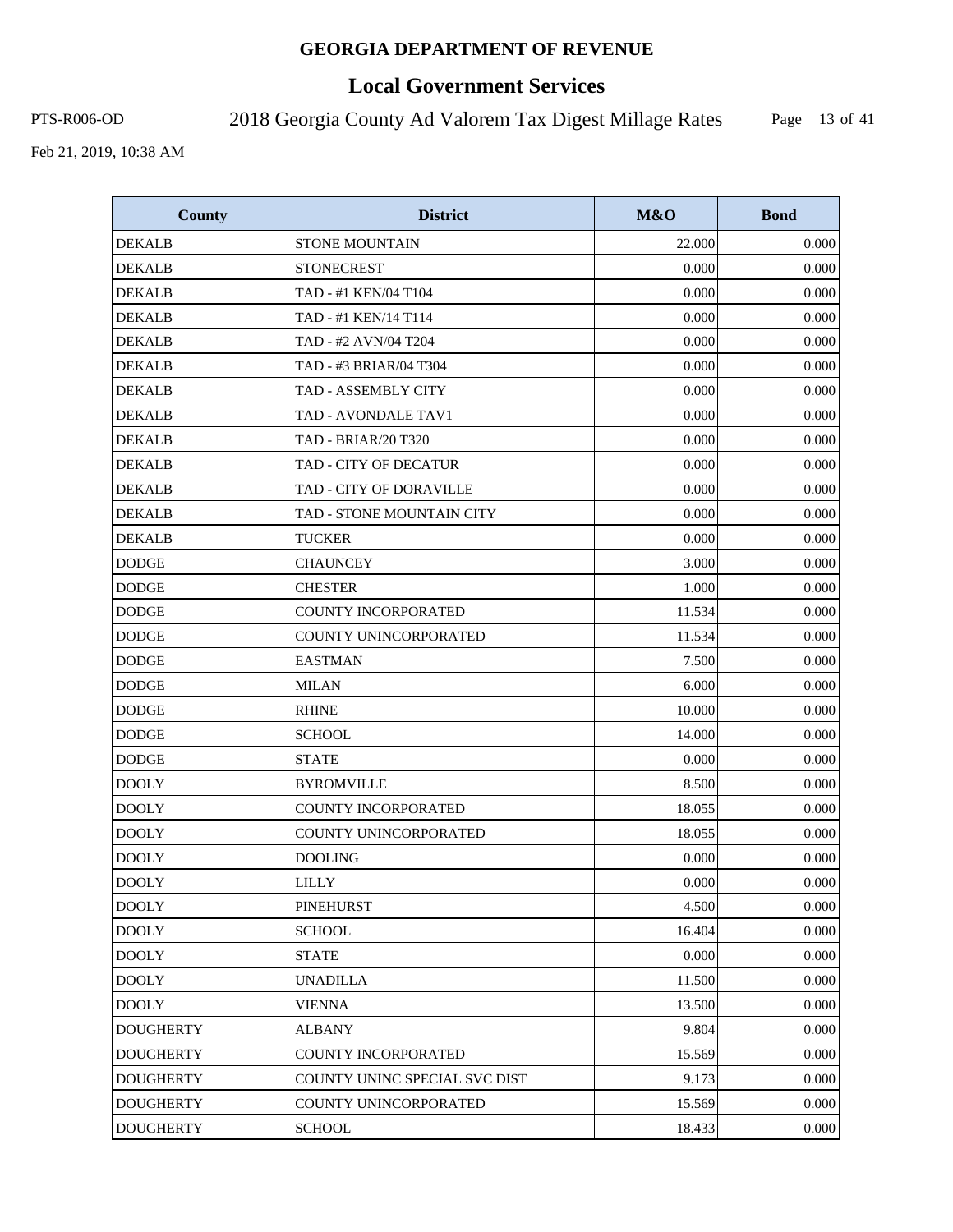# GEORGIA DEPARTMENT OF REVENUE

## Local Government Services

PTS-R006-OD 2018 Georgia County Ad Valorem Tax Digest Millage Rates

Feb 21, 2019, 10:38 AM

| County | District | M&O | Bond |
|---|---|---|---|
| DEKALB | STONE MOUNTAIN | 22.000 | 0.000 |
| DEKALB | STONECREST | 0.000 | 0.000 |
| DEKALB | TAD - #1 KEN/04 T104 | 0.000 | 0.000 |
| DEKALB | TAD - #1 KEN/14 T114 | 0.000 | 0.000 |
| DEKALB | TAD - #2 AVN/04 T204 | 0.000 | 0.000 |
| DEKALB | TAD - #3 BRIAR/04 T304 | 0.000 | 0.000 |
| DEKALB | TAD - ASSEMBLY CITY | 0.000 | 0.000 |
| DEKALB | TAD - AVONDALE TAV1 | 0.000 | 0.000 |
| DEKALB | TAD - BRIAR/20 T320 | 0.000 | 0.000 |
| DEKALB | TAD - CITY OF DECATUR | 0.000 | 0.000 |
| DEKALB | TAD - CITY OF DORAVILLE | 0.000 | 0.000 |
| DEKALB | TAD - STONE MOUNTAIN CITY | 0.000 | 0.000 |
| DEKALB | TUCKER | 0.000 | 0.000 |
| DODGE | CHAUNCEY | 3.000 | 0.000 |
| DODGE | CHESTER | 1.000 | 0.000 |
| DODGE | COUNTY INCORPORATED | 11.534 | 0.000 |
| DODGE | COUNTY UNINCORPORATED | 11.534 | 0.000 |
| DODGE | EASTMAN | 7.500 | 0.000 |
| DODGE | MILAN | 6.000 | 0.000 |
| DODGE | RHINE | 10.000 | 0.000 |
| DODGE | SCHOOL | 14.000 | 0.000 |
| DODGE | STATE | 0.000 | 0.000 |
| DOOLY | BYROMVILLE | 8.500 | 0.000 |
| DOOLY | COUNTY INCORPORATED | 18.055 | 0.000 |
| DOOLY | COUNTY UNINCORPORATED | 18.055 | 0.000 |
| DOOLY | DOOLING | 0.000 | 0.000 |
| DOOLY | LILLY | 0.000 | 0.000 |
| DOOLY | PINEHURST | 4.500 | 0.000 |
| DOOLY | SCHOOL | 16.404 | 0.000 |
| DOOLY | STATE | 0.000 | 0.000 |
| DOOLY | UNADILLA | 11.500 | 0.000 |
| DOOLY | VIENNA | 13.500 | 0.000 |
| DOUGHERTY | ALBANY | 9.804 | 0.000 |
| DOUGHERTY | COUNTY INCORPORATED | 15.569 | 0.000 |
| DOUGHERTY | COUNTY UNINC SPECIAL SVC DIST | 9.173 | 0.000 |
| DOUGHERTY | COUNTY UNINCORPORATED | 15.569 | 0.000 |
| DOUGHERTY | SCHOOL | 18.433 | 0.000 |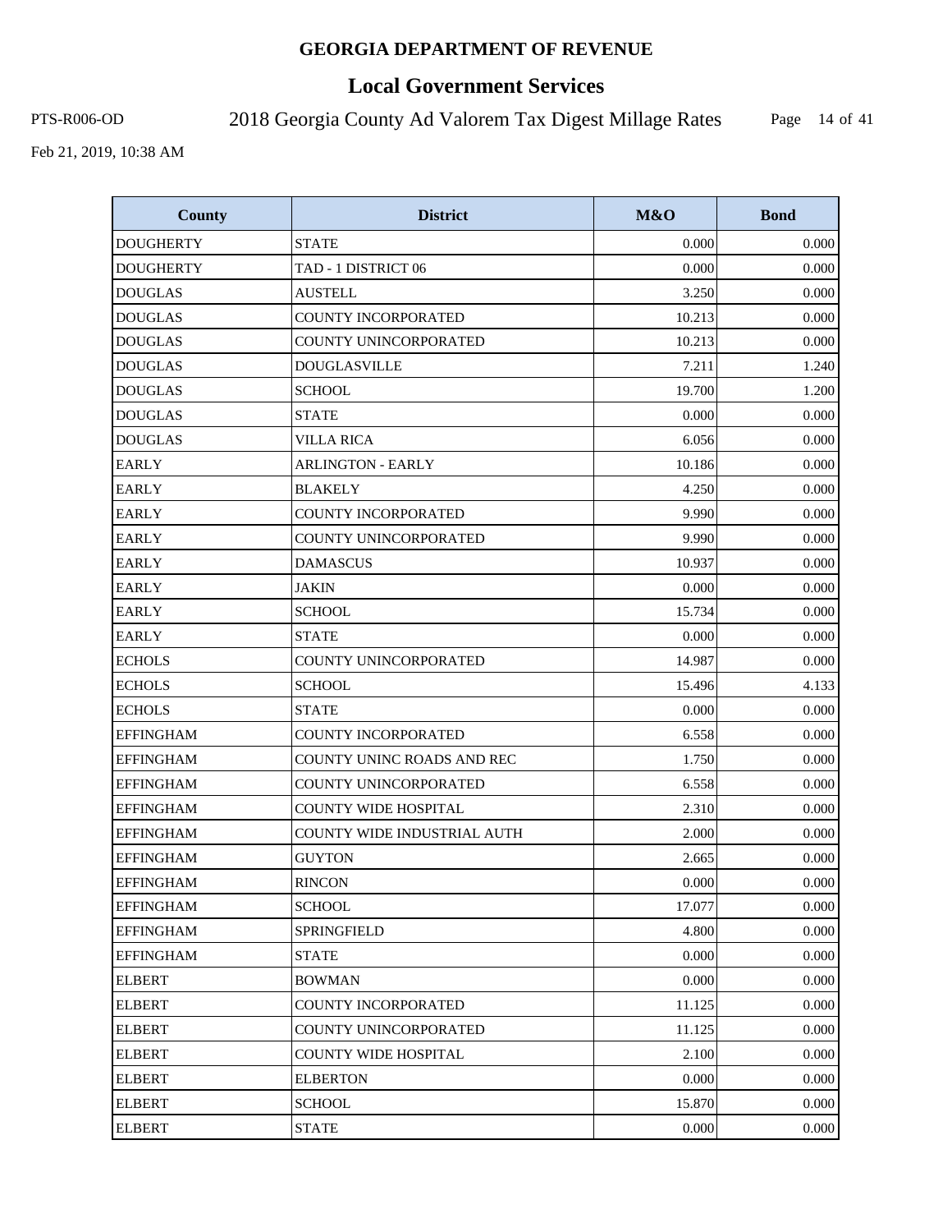# GEORGIA DEPARTMENT OF REVENUE

## Local Government Services

PTS-R006-OD 2018 Georgia County Ad Valorem Tax Digest Millage Rates

Feb 21, 2019, 10:38 AM

| County | District | M&O | Bond |
|---|---|---|---|
| DOUGHERTY | STATE | 0.000 | 0.000 |
| DOUGHERTY | TAD - 1 DISTRICT 06 | 0.000 | 0.000 |
| DOUGLAS | AUSTELL | 3.250 | 0.000 |
| DOUGLAS | COUNTY INCORPORATED | 10.213 | 0.000 |
| DOUGLAS | COUNTY UNINCORPORATED | 10.213 | 0.000 |
| DOUGLAS | DOUGLASVILLE | 7.211 | 1.240 |
| DOUGLAS | SCHOOL | 19.700 | 1.200 |
| DOUGLAS | STATE | 0.000 | 0.000 |
| DOUGLAS | VILLA RICA | 6.056 | 0.000 |
| EARLY | ARLINGTON - EARLY | 10.186 | 0.000 |
| EARLY | BLAKELY | 4.250 | 0.000 |
| EARLY | COUNTY INCORPORATED | 9.990 | 0.000 |
| EARLY | COUNTY UNINCORPORATED | 9.990 | 0.000 |
| EARLY | DAMASCUS | 10.937 | 0.000 |
| EARLY | JAKIN | 0.000 | 0.000 |
| EARLY | SCHOOL | 15.734 | 0.000 |
| EARLY | STATE | 0.000 | 0.000 |
| ECHOLS | COUNTY UNINCORPORATED | 14.987 | 0.000 |
| ECHOLS | SCHOOL | 15.496 | 4.133 |
| ECHOLS | STATE | 0.000 | 0.000 |
| EFFINGHAM | COUNTY INCORPORATED | 6.558 | 0.000 |
| EFFINGHAM | COUNTY UNINC ROADS AND REC | 1.750 | 0.000 |
| EFFINGHAM | COUNTY UNINCORPORATED | 6.558 | 0.000 |
| EFFINGHAM | COUNTY WIDE HOSPITAL | 2.310 | 0.000 |
| EFFINGHAM | COUNTY WIDE INDUSTRIAL AUTH | 2.000 | 0.000 |
| EFFINGHAM | GUYTON | 2.665 | 0.000 |
| EFFINGHAM | RINCON | 0.000 | 0.000 |
| EFFINGHAM | SCHOOL | 17.077 | 0.000 |
| EFFINGHAM | SPRINGFIELD | 4.800 | 0.000 |
| EFFINGHAM | STATE | 0.000 | 0.000 |
| ELBERT | BOWMAN | 0.000 | 0.000 |
| ELBERT | COUNTY INCORPORATED | 11.125 | 0.000 |
| ELBERT | COUNTY UNINCORPORATED | 11.125 | 0.000 |
| ELBERT | COUNTY WIDE HOSPITAL | 2.100 | 0.000 |
| ELBERT | ELBERTON | 0.000 | 0.000 |
| ELBERT | SCHOOL | 15.870 | 0.000 |
| ELBERT | STATE | 0.000 | 0.000 |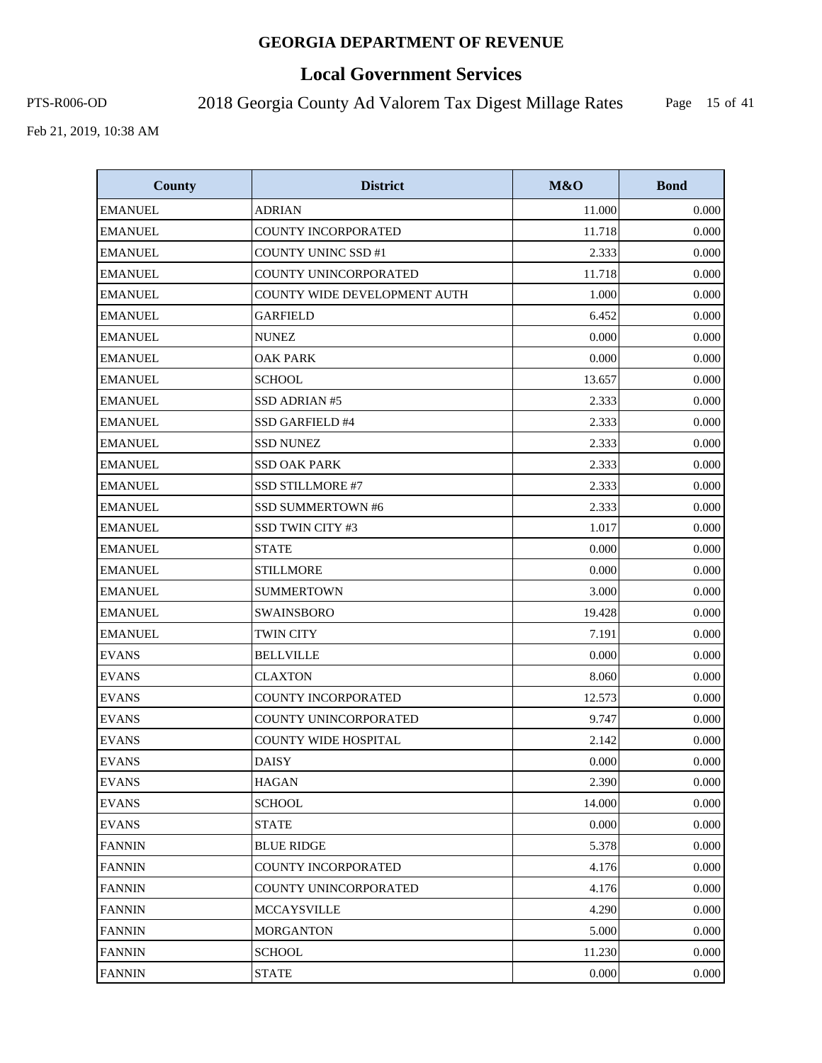# GEORGIA DEPARTMENT OF REVENUE

## Local Government Services

PTS-R006-OD 2018 Georgia County Ad Valorem Tax Digest Millage Rates

Feb 21, 2019, 10:38 AM

| County | District | M&O | Bond |
|---|---|---|---|
| EMANUEL | ADRIAN | 11.000 | 0.000 |
| EMANUEL | COUNTY INCORPORATED | 11.718 | 0.000 |
| EMANUEL | COUNTY UNINC SSD #1 | 2.333 | 0.000 |
| EMANUEL | COUNTY UNINCORPORATED | 11.718 | 0.000 |
| EMANUEL | COUNTY WIDE DEVELOPMENT AUTH | 1.000 | 0.000 |
| EMANUEL | GARFIELD | 6.452 | 0.000 |
| EMANUEL | NUNEZ | 0.000 | 0.000 |
| EMANUEL | OAK PARK | 0.000 | 0.000 |
| EMANUEL | SCHOOL | 13.657 | 0.000 |
| EMANUEL | SSD ADRIAN #5 | 2.333 | 0.000 |
| EMANUEL | SSD GARFIELD #4 | 2.333 | 0.000 |
| EMANUEL | SSD NUNEZ | 2.333 | 0.000 |
| EMANUEL | SSD OAK PARK | 2.333 | 0.000 |
| EMANUEL | SSD STILLMORE #7 | 2.333 | 0.000 |
| EMANUEL | SSD SUMMERTOWN #6 | 2.333 | 0.000 |
| EMANUEL | SSD TWIN CITY #3 | 1.017 | 0.000 |
| EMANUEL | STATE | 0.000 | 0.000 |
| EMANUEL | STILLMORE | 0.000 | 0.000 |
| EMANUEL | SUMMERTOWN | 3.000 | 0.000 |
| EMANUEL | SWAINSBORO | 19.428 | 0.000 |
| EMANUEL | TWIN CITY | 7.191 | 0.000 |
| EVANS | BELLVILLE | 0.000 | 0.000 |
| EVANS | CLAXTON | 8.060 | 0.000 |
| EVANS | COUNTY INCORPORATED | 12.573 | 0.000 |
| EVANS | COUNTY UNINCORPORATED | 9.747 | 0.000 |
| EVANS | COUNTY WIDE HOSPITAL | 2.142 | 0.000 |
| EVANS | DAISY | 0.000 | 0.000 |
| EVANS | HAGAN | 2.390 | 0.000 |
| EVANS | SCHOOL | 14.000 | 0.000 |
| EVANS | STATE | 0.000 | 0.000 |
| FANNIN | BLUE RIDGE | 5.378 | 0.000 |
| FANNIN | COUNTY INCORPORATED | 4.176 | 0.000 |
| FANNIN | COUNTY UNINCORPORATED | 4.176 | 0.000 |
| FANNIN | MCCAYSVILLE | 4.290 | 0.000 |
| FANNIN | MORGANTON | 5.000 | 0.000 |
| FANNIN | SCHOOL | 11.230 | 0.000 |
| FANNIN | STATE | 0.000 | 0.000 |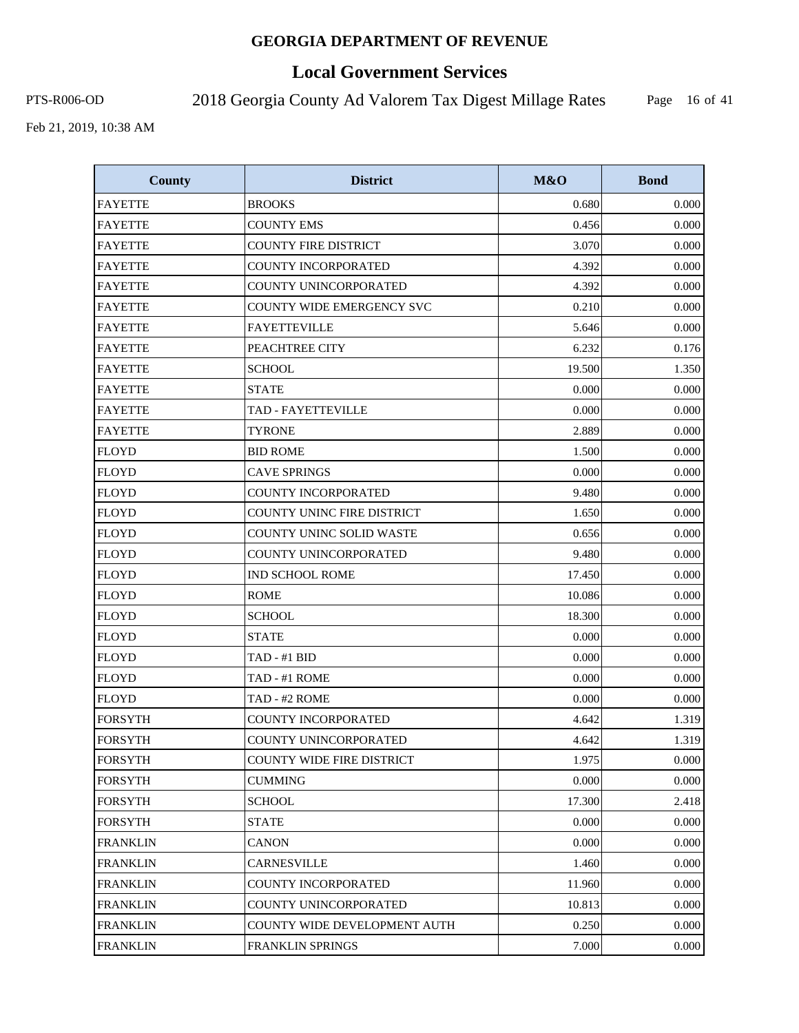# GEORGIA DEPARTMENT OF REVENUE

## Local Government Services

PTS-R006-OD

2018 Georgia County Ad Valorem Tax Digest Millage Rates

Feb 21, 2019, 10:38 AM

| County | District | M&O | Bond |
|---|---|---|---|
| FAYETTE | BROOKS | 0.680 | 0.000 |
| FAYETTE | COUNTY EMS | 0.456 | 0.000 |
| FAYETTE | COUNTY FIRE DISTRICT | 3.070 | 0.000 |
| FAYETTE | COUNTY INCORPORATED | 4.392 | 0.000 |
| FAYETTE | COUNTY UNINCORPORATED | 4.392 | 0.000 |
| FAYETTE | COUNTY WIDE EMERGENCY SVC | 0.210 | 0.000 |
| FAYETTE | FAYETTEVILLE | 5.646 | 0.000 |
| FAYETTE | PEACHTREE CITY | 6.232 | 0.176 |
| FAYETTE | SCHOOL | 19.500 | 1.350 |
| FAYETTE | STATE | 0.000 | 0.000 |
| FAYETTE | TAD - FAYETTEVILLE | 0.000 | 0.000 |
| FAYETTE | TYRONE | 2.889 | 0.000 |
| FLOYD | BID ROME | 1.500 | 0.000 |
| FLOYD | CAVE SPRINGS | 0.000 | 0.000 |
| FLOYD | COUNTY INCORPORATED | 9.480 | 0.000 |
| FLOYD | COUNTY UNINC FIRE DISTRICT | 1.650 | 0.000 |
| FLOYD | COUNTY UNINC SOLID WASTE | 0.656 | 0.000 |
| FLOYD | COUNTY UNINCORPORATED | 9.480 | 0.000 |
| FLOYD | IND SCHOOL ROME | 17.450 | 0.000 |
| FLOYD | ROME | 10.086 | 0.000 |
| FLOYD | SCHOOL | 18.300 | 0.000 |
| FLOYD | STATE | 0.000 | 0.000 |
| FLOYD | TAD - #1 BID | 0.000 | 0.000 |
| FLOYD | TAD - #1 ROME | 0.000 | 0.000 |
| FLOYD | TAD - #2 ROME | 0.000 | 0.000 |
| FORSYTH | COUNTY INCORPORATED | 4.642 | 1.319 |
| FORSYTH | COUNTY UNINCORPORATED | 4.642 | 1.319 |
| FORSYTH | COUNTY WIDE FIRE DISTRICT | 1.975 | 0.000 |
| FORSYTH | CUMMING | 0.000 | 0.000 |
| FORSYTH | SCHOOL | 17.300 | 2.418 |
| FORSYTH | STATE | 0.000 | 0.000 |
| FRANKLIN | CANON | 0.000 | 0.000 |
| FRANKLIN | CARNESVILLE | 1.460 | 0.000 |
| FRANKLIN | COUNTY INCORPORATED | 11.960 | 0.000 |
| FRANKLIN | COUNTY UNINCORPORATED | 10.813 | 0.000 |
| FRANKLIN | COUNTY WIDE DEVELOPMENT AUTH | 0.250 | 0.000 |
| FRANKLIN | FRANKLIN SPRINGS | 7.000 | 0.000 |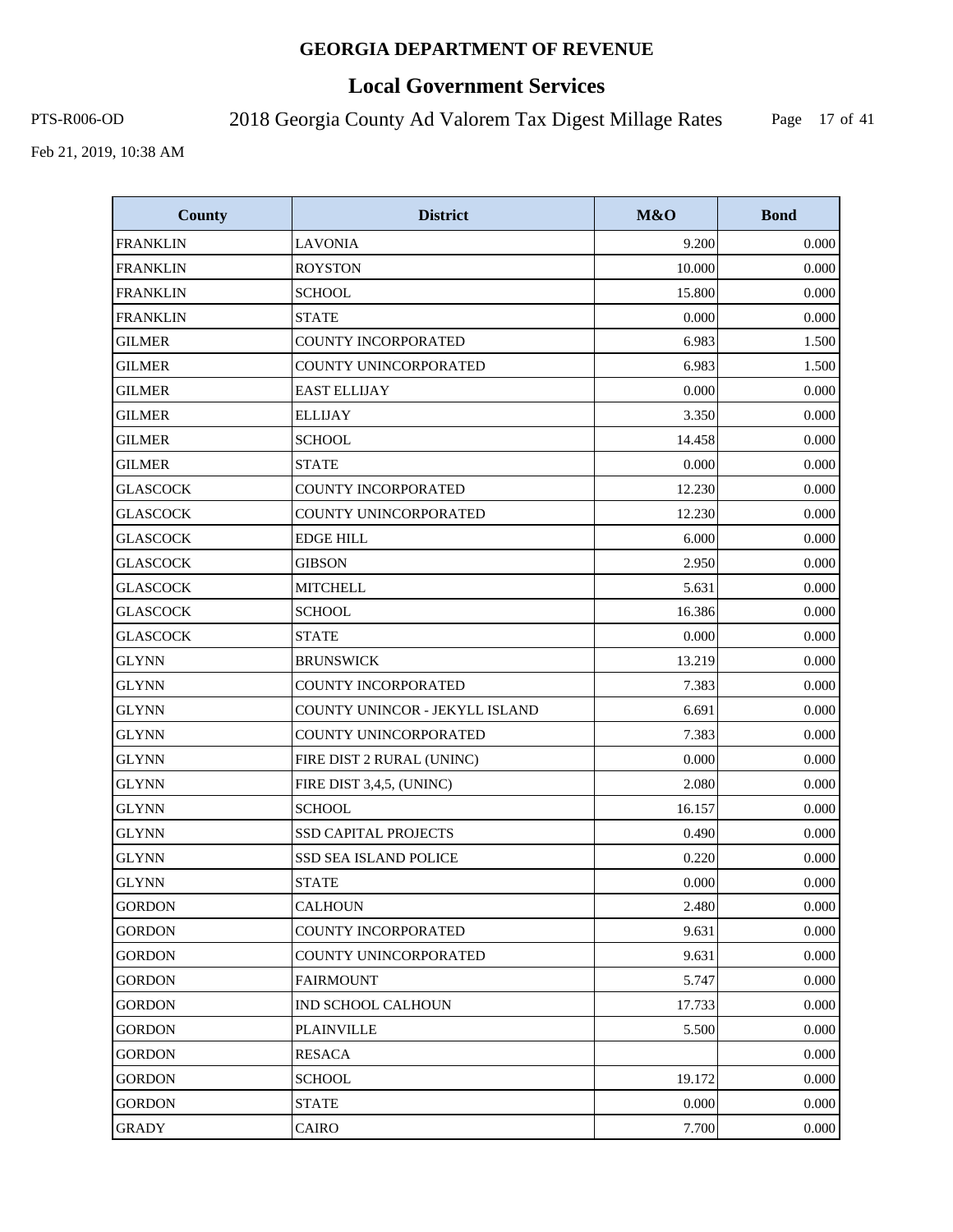**GEORGIA DEPARTMENT OF REVENUE**

# Local Government Services

PTS-R006-OD

## 2018 Georgia County Ad Valorem Tax Digest Millage Rates

Feb 21, 2019, 10:38 AM

| County | District | M&O | Bond |
|---|---|---|---|
| FRANKLIN | LAVONIA | 9.200 | 0.000 |
| FRANKLIN | ROYSTON | 10.000 | 0.000 |
| FRANKLIN | SCHOOL | 15.800 | 0.000 |
| FRANKLIN | STATE | 0.000 | 0.000 |
| GILMER | COUNTY INCORPORATED | 6.983 | 1.500 |
| GILMER | COUNTY UNINCORPORATED | 6.983 | 1.500 |
| GILMER | EAST ELLIJAY | 0.000 | 0.000 |
| GILMER | ELLIJAY | 3.350 | 0.000 |
| GILMER | SCHOOL | 14.458 | 0.000 |
| GILMER | STATE | 0.000 | 0.000 |
| GLASCOCK | COUNTY INCORPORATED | 12.230 | 0.000 |
| GLASCOCK | COUNTY UNINCORPORATED | 12.230 | 0.000 |
| GLASCOCK | EDGE HILL | 6.000 | 0.000 |
| GLASCOCK | GIBSON | 2.950 | 0.000 |
| GLASCOCK | MITCHELL | 5.631 | 0.000 |
| GLASCOCK | SCHOOL | 16.386 | 0.000 |
| GLASCOCK | STATE | 0.000 | 0.000 |
| GLYNN | BRUNSWICK | 13.219 | 0.000 |
| GLYNN | COUNTY INCORPORATED | 7.383 | 0.000 |
| GLYNN | COUNTY UNINCOR - JEKYLL ISLAND | 6.691 | 0.000 |
| GLYNN | COUNTY UNINCORPORATED | 7.383 | 0.000 |
| GLYNN | FIRE DIST 2 RURAL (UNINC) | 0.000 | 0.000 |
| GLYNN | FIRE DIST 3,4,5, (UNINC) | 2.080 | 0.000 |
| GLYNN | SCHOOL | 16.157 | 0.000 |
| GLYNN | SSD CAPITAL PROJECTS | 0.490 | 0.000 |
| GLYNN | SSD SEA ISLAND POLICE | 0.220 | 0.000 |
| GLYNN | STATE | 0.000 | 0.000 |
| GORDON | CALHOUN | 2.480 | 0.000 |
| GORDON | COUNTY INCORPORATED | 9.631 | 0.000 |
| GORDON | COUNTY UNINCORPORATED | 9.631 | 0.000 |
| GORDON | FAIRMOUNT | 5.747 | 0.000 |
| GORDON | IND SCHOOL CALHOUN | 17.733 | 0.000 |
| GORDON | PLAINVILLE | 5.500 | 0.000 |
| GORDON | RESACA | | 0.000 |
| GORDON | SCHOOL | 19.172 | 0.000 |
| GORDON | STATE | 0.000 | 0.000 |
| GRADY | CAIRO | 7.700 | 0.000 |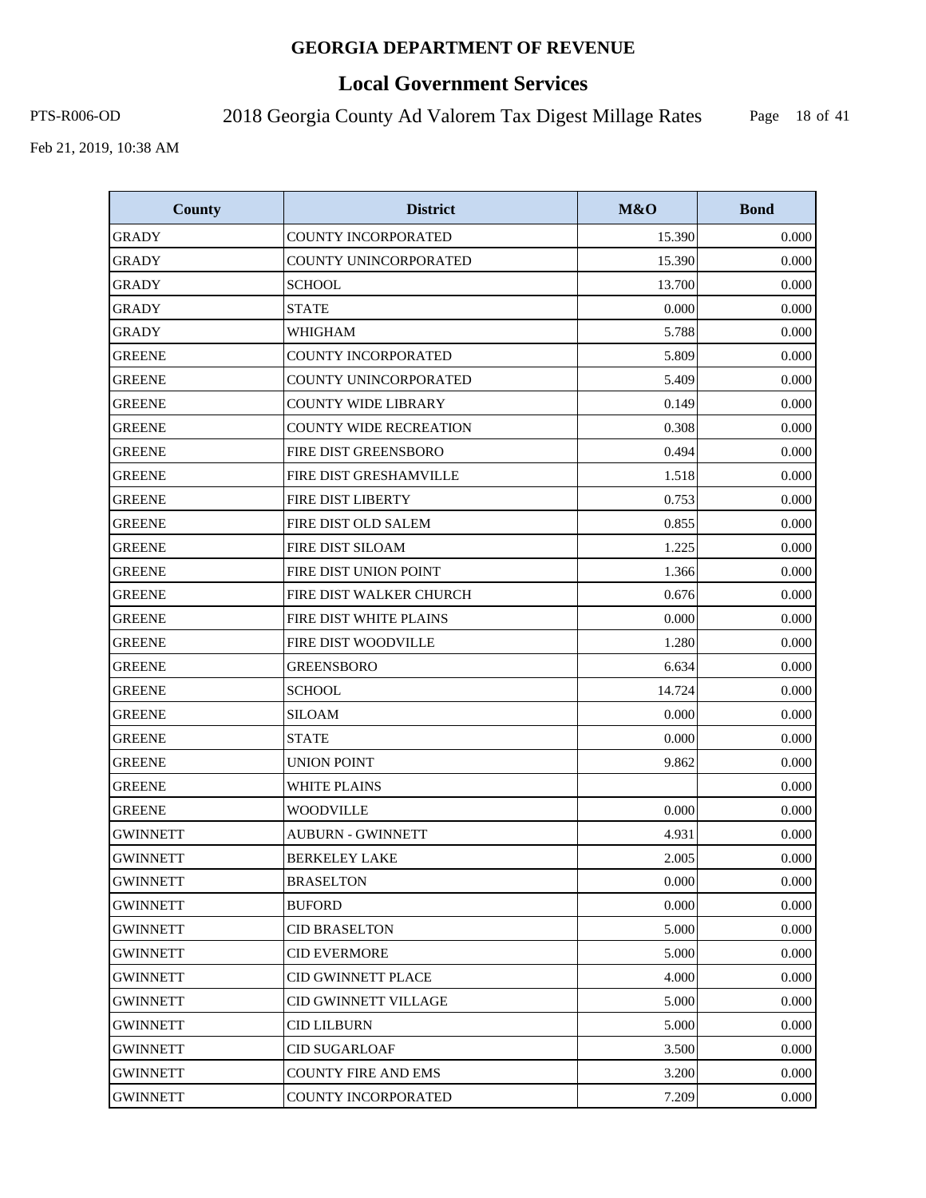# GEORGIA DEPARTMENT OF REVENUE

## Local Government Services

PTS-R006-OD

2018 Georgia County Ad Valorem Tax Digest Millage Rates

Feb 21, 2019, 10:38 AM

| County | District | M&O | Bond |
|---|---|---|---|
| GRADY | COUNTY INCORPORATED | 15.390 | 0.000 |
| GRADY | COUNTY UNINCORPORATED | 15.390 | 0.000 |
| GRADY | SCHOOL | 13.700 | 0.000 |
| GRADY | STATE | 0.000 | 0.000 |
| GRADY | WHIGHAM | 5.788 | 0.000 |
| GREENE | COUNTY INCORPORATED | 5.809 | 0.000 |
| GREENE | COUNTY UNINCORPORATED | 5.409 | 0.000 |
| GREENE | COUNTY WIDE LIBRARY | 0.149 | 0.000 |
| GREENE | COUNTY WIDE RECREATION | 0.308 | 0.000 |
| GREENE | FIRE DIST GREENSBORO | 0.494 | 0.000 |
| GREENE | FIRE DIST GRESHAMVILLE | 1.518 | 0.000 |
| GREENE | FIRE DIST LIBERTY | 0.753 | 0.000 |
| GREENE | FIRE DIST OLD SALEM | 0.855 | 0.000 |
| GREENE | FIRE DIST SILOAM | 1.225 | 0.000 |
| GREENE | FIRE DIST UNION POINT | 1.366 | 0.000 |
| GREENE | FIRE DIST WALKER CHURCH | 0.676 | 0.000 |
| GREENE | FIRE DIST WHITE PLAINS | 0.000 | 0.000 |
| GREENE | FIRE DIST WOODVILLE | 1.280 | 0.000 |
| GREENE | GREENSBORO | 6.634 | 0.000 |
| GREENE | SCHOOL | 14.724 | 0.000 |
| GREENE | SILOAM | 0.000 | 0.000 |
| GREENE | STATE | 0.000 | 0.000 |
| GREENE | UNION POINT | 9.862 | 0.000 |
| GREENE | WHITE PLAINS | | 0.000 |
| GREENE | WOODVILLE | 0.000 | 0.000 |
| GWINNETT | AUBURN - GWINNETT | 4.931 | 0.000 |
| GWINNETT | BERKELEY LAKE | 2.005 | 0.000 |
| GWINNETT | BRASELTON | 0.000 | 0.000 |
| GWINNETT | BUFORD | 0.000 | 0.000 |
| GWINNETT | CID BRASELTON | 5.000 | 0.000 |
| GWINNETT | CID EVERMORE | 5.000 | 0.000 |
| GWINNETT | CID GWINNETT PLACE | 4.000 | 0.000 |
| GWINNETT | CID GWINNETT VILLAGE | 5.000 | 0.000 |
| GWINNETT | CID LILBURN | 5.000 | 0.000 |
| GWINNETT | CID SUGARLOAF | 3.500 | 0.000 |
| GWINNETT | COUNTY FIRE AND EMS | 3.200 | 0.000 |
| GWINNETT | COUNTY INCORPORATED | 7.209 | 0.000 |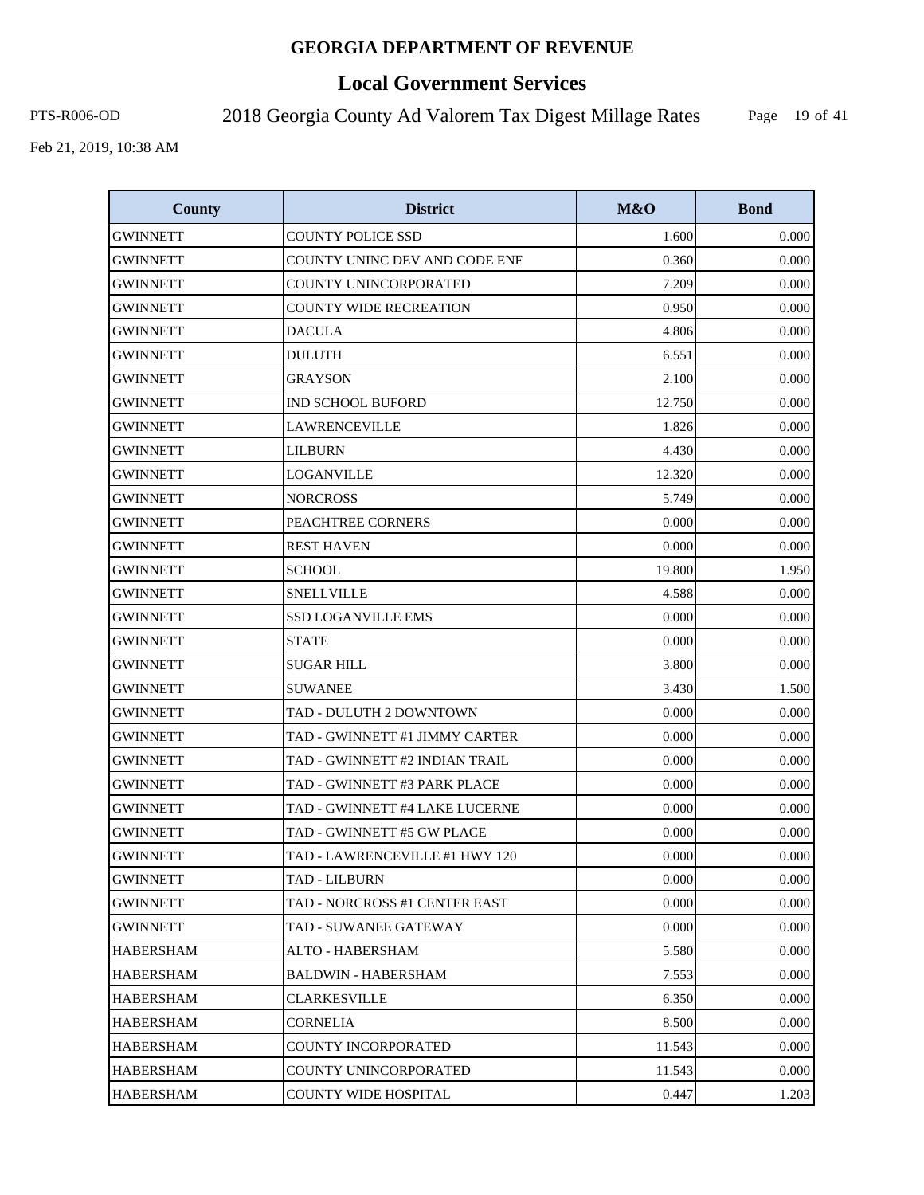# GEORGIA DEPARTMENT OF REVENUE

## Local Government Services

PTS-R006-OD

2018 Georgia County Ad Valorem Tax Digest Millage Rates

Feb 21, 2019, 10:38 AM

| County | District | M&O | Bond |
|---|---|---|---|
| GWINNETT | COUNTY POLICE SSD | 1.600 | 0.000 |
| GWINNETT | COUNTY UNINC DEV AND CODE ENF | 0.360 | 0.000 |
| GWINNETT | COUNTY UNINCORPORATED | 7.209 | 0.000 |
| GWINNETT | COUNTY WIDE RECREATION | 0.950 | 0.000 |
| GWINNETT | DACULA | 4.806 | 0.000 |
| GWINNETT | DULUTH | 6.551 | 0.000 |
| GWINNETT | GRAYSON | 2.100 | 0.000 |
| GWINNETT | IND SCHOOL BUFORD | 12.750 | 0.000 |
| GWINNETT | LAWRENCEVILLE | 1.826 | 0.000 |
| GWINNETT | LILBURN | 4.430 | 0.000 |
| GWINNETT | LOGANVILLE | 12.320 | 0.000 |
| GWINNETT | NORCROSS | 5.749 | 0.000 |
| GWINNETT | PEACHTREE CORNERS | 0.000 | 0.000 |
| GWINNETT | REST HAVEN | 0.000 | 0.000 |
| GWINNETT | SCHOOL | 19.800 | 1.950 |
| GWINNETT | SNELLVILLE | 4.588 | 0.000 |
| GWINNETT | SSD LOGANVILLE EMS | 0.000 | 0.000 |
| GWINNETT | STATE | 0.000 | 0.000 |
| GWINNETT | SUGAR HILL | 3.800 | 0.000 |
| GWINNETT | SUWANEE | 3.430 | 1.500 |
| GWINNETT | TAD - DULUTH 2 DOWNTOWN | 0.000 | 0.000 |
| GWINNETT | TAD - GWINNETT #1 JIMMY CARTER | 0.000 | 0.000 |
| GWINNETT | TAD - GWINNETT #2 INDIAN TRAIL | 0.000 | 0.000 |
| GWINNETT | TAD - GWINNETT #3 PARK PLACE | 0.000 | 0.000 |
| GWINNETT | TAD - GWINNETT #4 LAKE LUCERNE | 0.000 | 0.000 |
| GWINNETT | TAD - GWINNETT #5 GW PLACE | 0.000 | 0.000 |
| GWINNETT | TAD - LAWRENCEVILLE #1 HWY 120 | 0.000 | 0.000 |
| GWINNETT | TAD - LILBURN | 0.000 | 0.000 |
| GWINNETT | TAD - NORCROSS #1 CENTER EAST | 0.000 | 0.000 |
| GWINNETT | TAD - SUWANEE GATEWAY | 0.000 | 0.000 |
| HABERSHAM | ALTO - HABERSHAM | 5.580 | 0.000 |
| HABERSHAM | BALDWIN - HABERSHAM | 7.553 | 0.000 |
| HABERSHAM | CLARKESVILLE | 6.350 | 0.000 |
| HABERSHAM | CORNELIA | 8.500 | 0.000 |
| HABERSHAM | COUNTY INCORPORATED | 11.543 | 0.000 |
| HABERSHAM | COUNTY UNINCORPORATED | 11.543 | 0.000 |
| HABERSHAM | COUNTY WIDE HOSPITAL | 0.447 | 1.203 |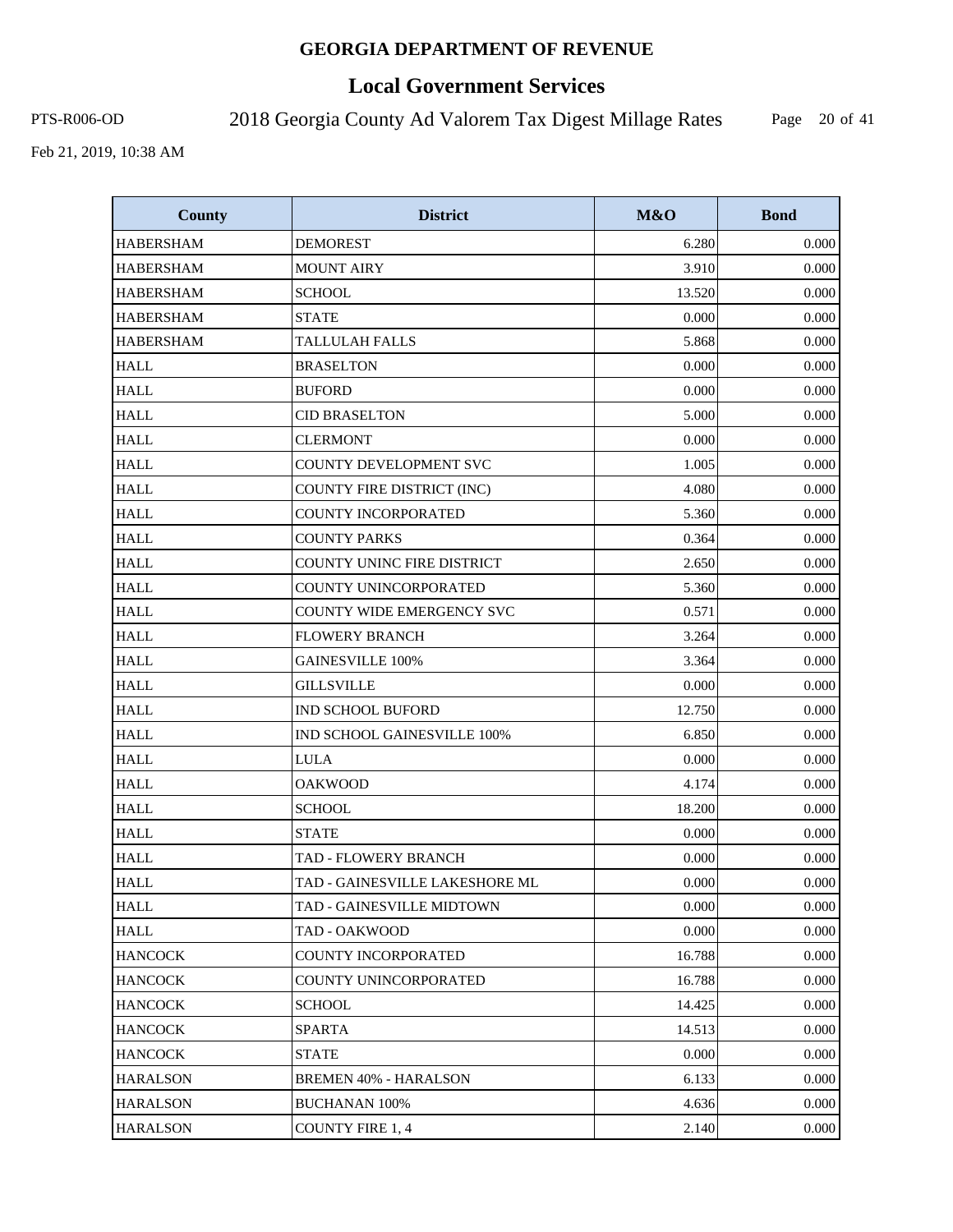# GEORGIA DEPARTMENT OF REVENUE

## Local Government Services

PTS-R006-OD 2018 Georgia County Ad Valorem Tax Digest Millage Rates

Feb 21, 2019, 10:38 AM

| County | District | M&O | Bond |
|---|---|---|---|
| HABERSHAM | DEMOREST | 6.280 | 0.000 |
| HABERSHAM | MOUNT AIRY | 3.910 | 0.000 |
| HABERSHAM | SCHOOL | 13.520 | 0.000 |
| HABERSHAM | STATE | 0.000 | 0.000 |
| HABERSHAM | TALLULAH FALLS | 5.868 | 0.000 |
| HALL | BRASELTON | 0.000 | 0.000 |
| HALL | BUFORD | 0.000 | 0.000 |
| HALL | CID BRASELTON | 5.000 | 0.000 |
| HALL | CLERMONT | 0.000 | 0.000 |
| HALL | COUNTY DEVELOPMENT SVC | 1.005 | 0.000 |
| HALL | COUNTY FIRE DISTRICT (INC) | 4.080 | 0.000 |
| HALL | COUNTY INCORPORATED | 5.360 | 0.000 |
| HALL | COUNTY PARKS | 0.364 | 0.000 |
| HALL | COUNTY UNINC FIRE DISTRICT | 2.650 | 0.000 |
| HALL | COUNTY UNINCORPORATED | 5.360 | 0.000 |
| HALL | COUNTY WIDE EMERGENCY SVC | 0.571 | 0.000 |
| HALL | FLOWERY BRANCH | 3.264 | 0.000 |
| HALL | GAINESVILLE 100% | 3.364 | 0.000 |
| HALL | GILLSVILLE | 0.000 | 0.000 |
| HALL | IND SCHOOL BUFORD | 12.750 | 0.000 |
| HALL | IND SCHOOL GAINESVILLE 100% | 6.850 | 0.000 |
| HALL | LULA | 0.000 | 0.000 |
| HALL | OAKWOOD | 4.174 | 0.000 |
| HALL | SCHOOL | 18.200 | 0.000 |
| HALL | STATE | 0.000 | 0.000 |
| HALL | TAD - FLOWERY BRANCH | 0.000 | 0.000 |
| HALL | TAD - GAINESVILLE LAKESHORE ML | 0.000 | 0.000 |
| HALL | TAD - GAINESVILLE MIDTOWN | 0.000 | 0.000 |
| HALL | TAD - OAKWOOD | 0.000 | 0.000 |
| HANCOCK | COUNTY INCORPORATED | 16.788 | 0.000 |
| HANCOCK | COUNTY UNINCORPORATED | 16.788 | 0.000 |
| HANCOCK | SCHOOL | 14.425 | 0.000 |
| HANCOCK | SPARTA | 14.513 | 0.000 |
| HANCOCK | STATE | 0.000 | 0.000 |
| HARALSON | BREMEN 40% - HARALSON | 6.133 | 0.000 |
| HARALSON | BUCHANAN 100% | 4.636 | 0.000 |
| HARALSON | COUNTY FIRE 1, 4 | 2.140 | 0.000 |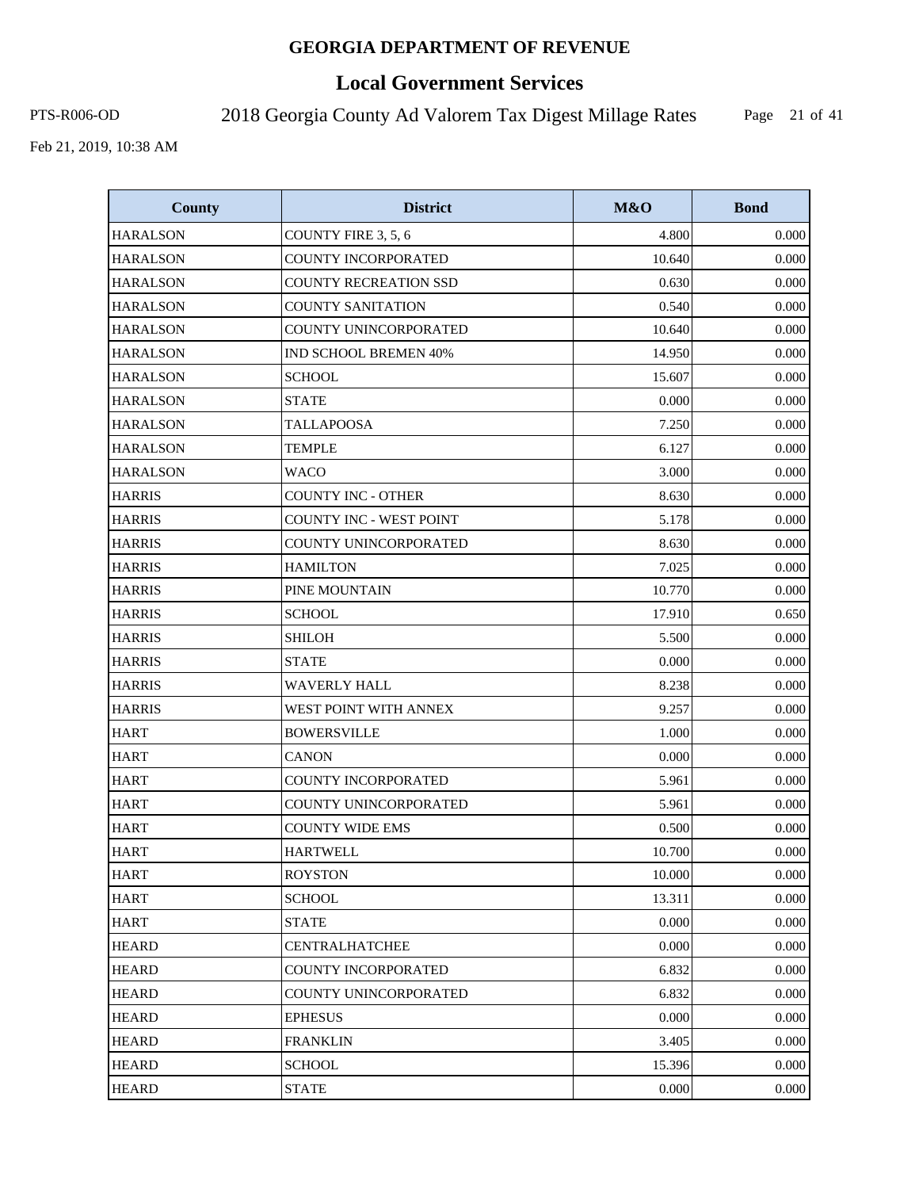# GEORGIA DEPARTMENT OF REVENUE

## Local Government Services

PTS-R006-OD

2018 Georgia County Ad Valorem Tax Digest Millage Rates

Feb 21, 2019, 10:38 AM

| County | District | M&O | Bond |
|---|---|---|---|
| HARALSON | COUNTY FIRE 3, 5, 6 | 4.800 | 0.000 |
| HARALSON | COUNTY INCORPORATED | 10.640 | 0.000 |
| HARALSON | COUNTY RECREATION SSD | 0.630 | 0.000 |
| HARALSON | COUNTY SANITATION | 0.540 | 0.000 |
| HARALSON | COUNTY UNINCORPORATED | 10.640 | 0.000 |
| HARALSON | IND SCHOOL BREMEN 40% | 14.950 | 0.000 |
| HARALSON | SCHOOL | 15.607 | 0.000 |
| HARALSON | STATE | 0.000 | 0.000 |
| HARALSON | TALLAPOOSA | 7.250 | 0.000 |
| HARALSON | TEMPLE | 6.127 | 0.000 |
| HARALSON | WACO | 3.000 | 0.000 |
| HARRIS | COUNTY INC - OTHER | 8.630 | 0.000 |
| HARRIS | COUNTY INC - WEST POINT | 5.178 | 0.000 |
| HARRIS | COUNTY UNINCORPORATED | 8.630 | 0.000 |
| HARRIS | HAMILTON | 7.025 | 0.000 |
| HARRIS | PINE MOUNTAIN | 10.770 | 0.000 |
| HARRIS | SCHOOL | 17.910 | 0.650 |
| HARRIS | SHILOH | 5.500 | 0.000 |
| HARRIS | STATE | 0.000 | 0.000 |
| HARRIS | WAVERLY HALL | 8.238 | 0.000 |
| HARRIS | WEST POINT WITH ANNEX | 9.257 | 0.000 |
| HART | BOWERSVILLE | 1.000 | 0.000 |
| HART | CANON | 0.000 | 0.000 |
| HART | COUNTY INCORPORATED | 5.961 | 0.000 |
| HART | COUNTY UNINCORPORATED | 5.961 | 0.000 |
| HART | COUNTY WIDE EMS | 0.500 | 0.000 |
| HART | HARTWELL | 10.700 | 0.000 |
| HART | ROYSTON | 10.000 | 0.000 |
| HART | SCHOOL | 13.311 | 0.000 |
| HART | STATE | 0.000 | 0.000 |
| HEARD | CENTRALHATCHEE | 0.000 | 0.000 |
| HEARD | COUNTY INCORPORATED | 6.832 | 0.000 |
| HEARD | COUNTY UNINCORPORATED | 6.832 | 0.000 |
| HEARD | EPHESUS | 0.000 | 0.000 |
| HEARD | FRANKLIN | 3.405 | 0.000 |
| HEARD | SCHOOL | 15.396 | 0.000 |
| HEARD | STATE | 0.000 | 0.000 |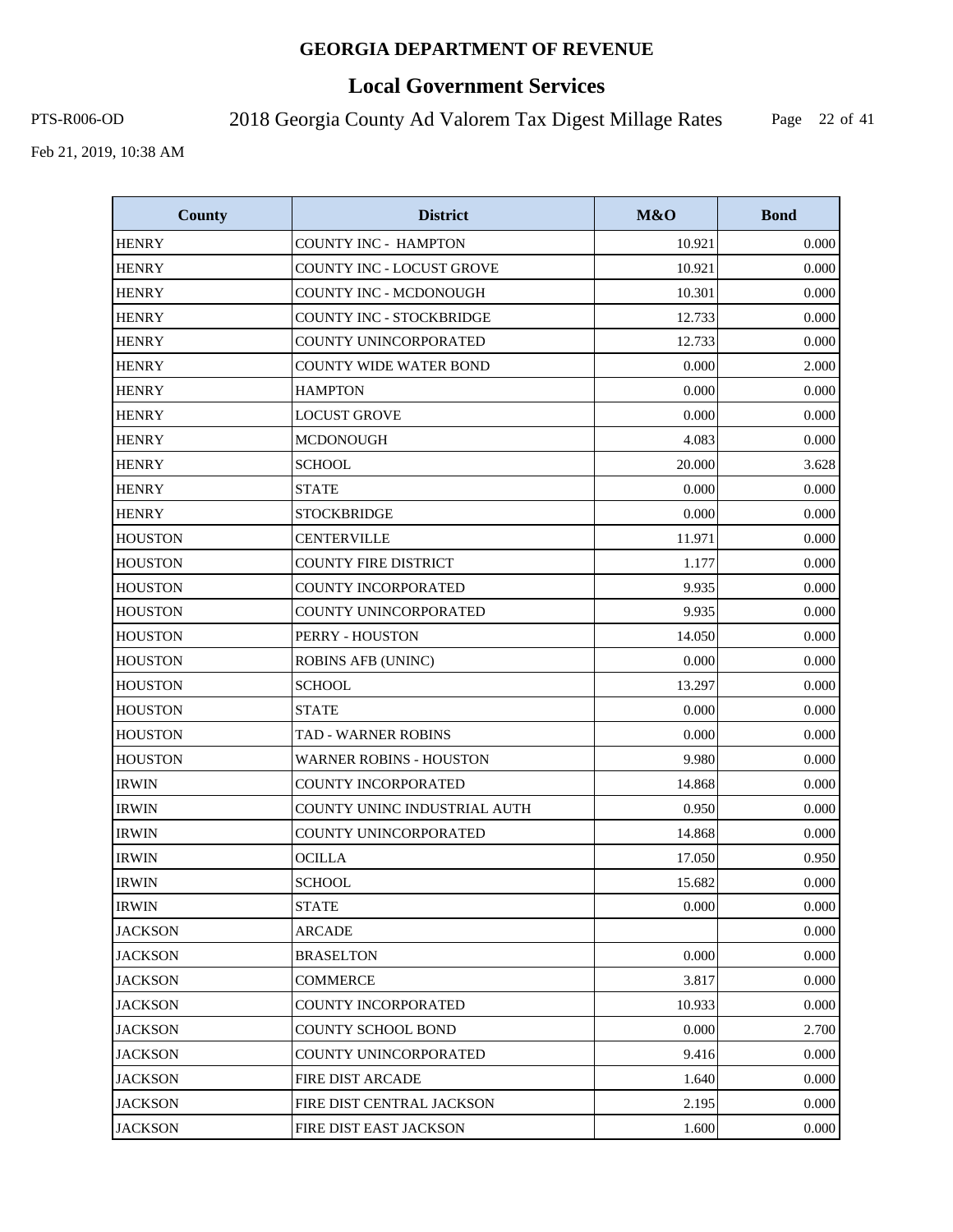# GEORGIA DEPARTMENT OF REVENUE

## Local Government Services

PTS-R006-OD 2018 Georgia County Ad Valorem Tax Digest Millage Rates

Feb 21, 2019, 10:38 AM

| County | District | M&O | Bond |
|---|---|---|---|
| HENRY | COUNTY INC - HAMPTON | 10.921 | 0.000 |
| HENRY | COUNTY INC - LOCUST GROVE | 10.921 | 0.000 |
| HENRY | COUNTY INC - MCDONOUGH | 10.301 | 0.000 |
| HENRY | COUNTY INC - STOCKBRIDGE | 12.733 | 0.000 |
| HENRY | COUNTY UNINCORPORATED | 12.733 | 0.000 |
| HENRY | COUNTY WIDE WATER BOND | 0.000 | 2.000 |
| HENRY | HAMPTON | 0.000 | 0.000 |
| HENRY | LOCUST GROVE | 0.000 | 0.000 |
| HENRY | MCDONOUGH | 4.083 | 0.000 |
| HENRY | SCHOOL | 20.000 | 3.628 |
| HENRY | STATE | 0.000 | 0.000 |
| HENRY | STOCKBRIDGE | 0.000 | 0.000 |
| HOUSTON | CENTERVILLE | 11.971 | 0.000 |
| HOUSTON | COUNTY FIRE DISTRICT | 1.177 | 0.000 |
| HOUSTON | COUNTY INCORPORATED | 9.935 | 0.000 |
| HOUSTON | COUNTY UNINCORPORATED | 9.935 | 0.000 |
| HOUSTON | PERRY - HOUSTON | 14.050 | 0.000 |
| HOUSTON | ROBINS AFB (UNINC) | 0.000 | 0.000 |
| HOUSTON | SCHOOL | 13.297 | 0.000 |
| HOUSTON | STATE | 0.000 | 0.000 |
| HOUSTON | TAD - WARNER ROBINS | 0.000 | 0.000 |
| HOUSTON | WARNER ROBINS - HOUSTON | 9.980 | 0.000 |
| IRWIN | COUNTY INCORPORATED | 14.868 | 0.000 |
| IRWIN | COUNTY UNINC INDUSTRIAL AUTH | 0.950 | 0.000 |
| IRWIN | COUNTY UNINCORPORATED | 14.868 | 0.000 |
| IRWIN | OCILLA | 17.050 | 0.950 |
| IRWIN | SCHOOL | 15.682 | 0.000 |
| IRWIN | STATE | 0.000 | 0.000 |
| JACKSON | ARCADE | | 0.000 |
| JACKSON | BRASELTON | 0.000 | 0.000 |
| JACKSON | COMMERCE | 3.817 | 0.000 |
| JACKSON | COUNTY INCORPORATED | 10.933 | 0.000 |
| JACKSON | COUNTY SCHOOL BOND | 0.000 | 2.700 |
| JACKSON | COUNTY UNINCORPORATED | 9.416 | 0.000 |
| JACKSON | FIRE DIST ARCADE | 1.640 | 0.000 |
| JACKSON | FIRE DIST CENTRAL JACKSON | 2.195 | 0.000 |
| JACKSON | FIRE DIST EAST JACKSON | 1.600 | 0.000 |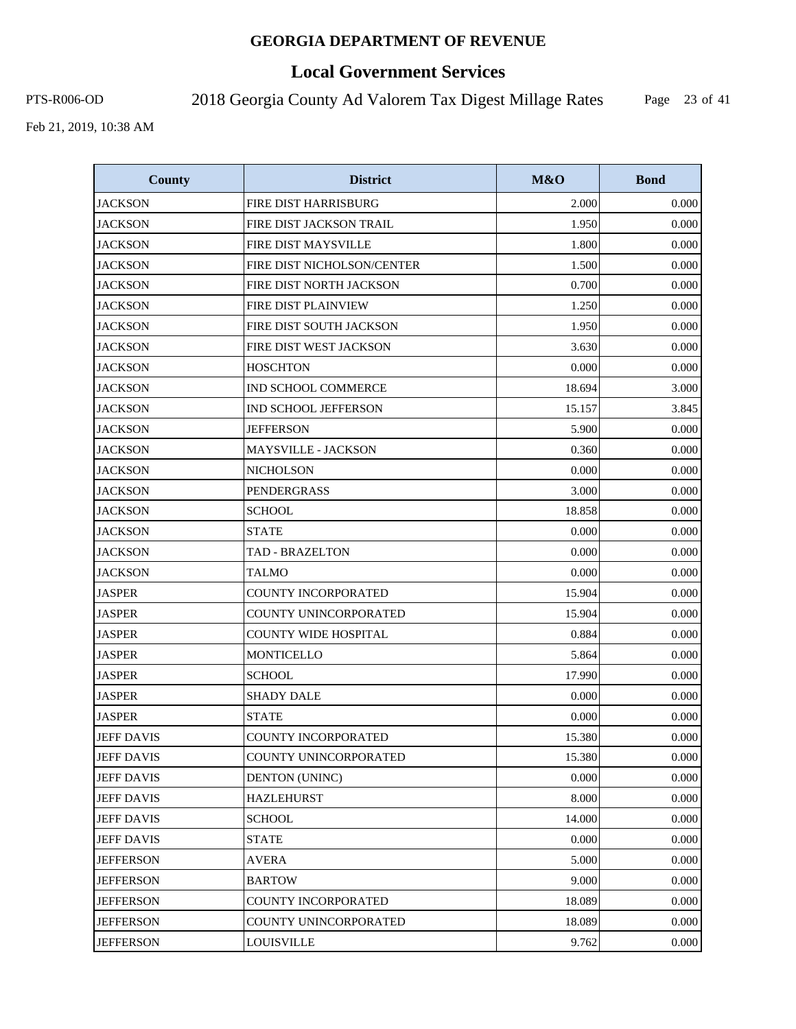# GEORGIA DEPARTMENT OF REVENUE

## Local Government Services

PTS-R006-OD 2018 Georgia County Ad Valorem Tax Digest Millage Rates

Feb 21, 2019, 10:38 AM

| County | District | M&O | Bond |
|---|---|---|---|
| JACKSON | FIRE DIST HARRISBURG | 2.000 | 0.000 |
| JACKSON | FIRE DIST JACKSON TRAIL | 1.950 | 0.000 |
| JACKSON | FIRE DIST MAYSVILLE | 1.800 | 0.000 |
| JACKSON | FIRE DIST NICHOLSON/CENTER | 1.500 | 0.000 |
| JACKSON | FIRE DIST NORTH JACKSON | 0.700 | 0.000 |
| JACKSON | FIRE DIST PLAINVIEW | 1.250 | 0.000 |
| JACKSON | FIRE DIST SOUTH JACKSON | 1.950 | 0.000 |
| JACKSON | FIRE DIST WEST JACKSON | 3.630 | 0.000 |
| JACKSON | HOSCHTON | 0.000 | 0.000 |
| JACKSON | IND SCHOOL COMMERCE | 18.694 | 3.000 |
| JACKSON | IND SCHOOL JEFFERSON | 15.157 | 3.845 |
| JACKSON | JEFFERSON | 5.900 | 0.000 |
| JACKSON | MAYSVILLE - JACKSON | 0.360 | 0.000 |
| JACKSON | NICHOLSON | 0.000 | 0.000 |
| JACKSON | PENDERGRASS | 3.000 | 0.000 |
| JACKSON | SCHOOL | 18.858 | 0.000 |
| JACKSON | STATE | 0.000 | 0.000 |
| JACKSON | TAD - BRAZELTON | 0.000 | 0.000 |
| JACKSON | TALMO | 0.000 | 0.000 |
| JASPER | COUNTY INCORPORATED | 15.904 | 0.000 |
| JASPER | COUNTY UNINCORPORATED | 15.904 | 0.000 |
| JASPER | COUNTY WIDE HOSPITAL | 0.884 | 0.000 |
| JASPER | MONTICELLO | 5.864 | 0.000 |
| JASPER | SCHOOL | 17.990 | 0.000 |
| JASPER | SHADY DALE | 0.000 | 0.000 |
| JASPER | STATE | 0.000 | 0.000 |
| JEFF DAVIS | COUNTY INCORPORATED | 15.380 | 0.000 |
| JEFF DAVIS | COUNTY UNINCORPORATED | 15.380 | 0.000 |
| JEFF DAVIS | DENTON (UNINC) | 0.000 | 0.000 |
| JEFF DAVIS | HAZLEHURST | 8.000 | 0.000 |
| JEFF DAVIS | SCHOOL | 14.000 | 0.000 |
| JEFF DAVIS | STATE | 0.000 | 0.000 |
| JEFFERSON | AVERA | 5.000 | 0.000 |
| JEFFERSON | BARTOW | 9.000 | 0.000 |
| JEFFERSON | COUNTY INCORPORATED | 18.089 | 0.000 |
| JEFFERSON | COUNTY UNINCORPORATED | 18.089 | 0.000 |
| JEFFERSON | LOUISVILLE | 9.762 | 0.000 |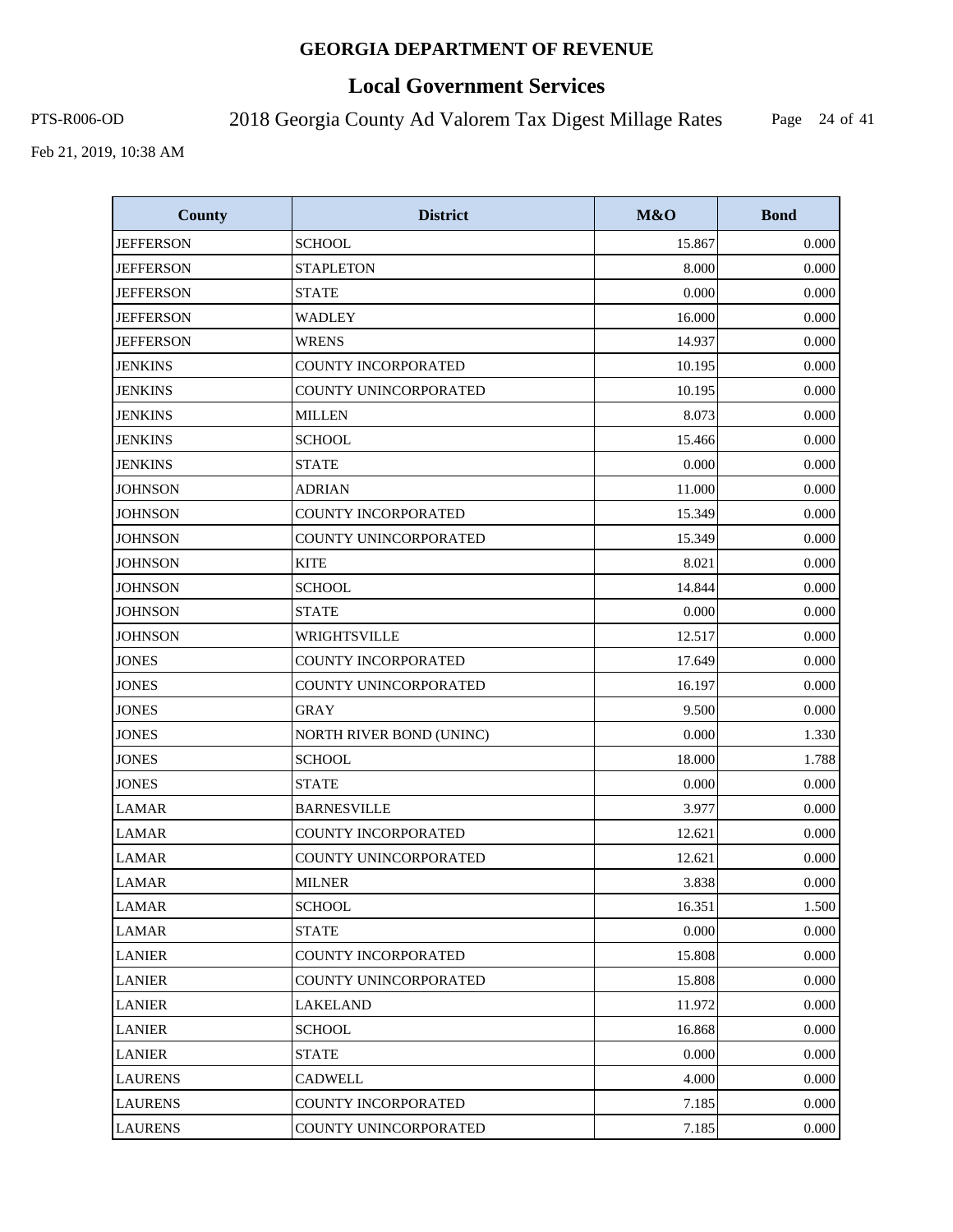# GEORGIA DEPARTMENT OF REVENUE

## Local Government Services

PTS-R006-OD 2018 Georgia County Ad Valorem Tax Digest Millage Rates

Feb 21, 2019, 10:38 AM

| County | District | M&O | Bond |
|---|---|---|---|
| JEFFERSON | SCHOOL | 15.867 | 0.000 |
| JEFFERSON | STAPLETON | 8.000 | 0.000 |
| JEFFERSON | STATE | 0.000 | 0.000 |
| JEFFERSON | WADLEY | 16.000 | 0.000 |
| JEFFERSON | WRENS | 14.937 | 0.000 |
| JENKINS | COUNTY INCORPORATED | 10.195 | 0.000 |
| JENKINS | COUNTY UNINCORPORATED | 10.195 | 0.000 |
| JENKINS | MILLEN | 8.073 | 0.000 |
| JENKINS | SCHOOL | 15.466 | 0.000 |
| JENKINS | STATE | 0.000 | 0.000 |
| JOHNSON | ADRIAN | 11.000 | 0.000 |
| JOHNSON | COUNTY INCORPORATED | 15.349 | 0.000 |
| JOHNSON | COUNTY UNINCORPORATED | 15.349 | 0.000 |
| JOHNSON | KITE | 8.021 | 0.000 |
| JOHNSON | SCHOOL | 14.844 | 0.000 |
| JOHNSON | STATE | 0.000 | 0.000 |
| JOHNSON | WRIGHTSVILLE | 12.517 | 0.000 |
| JONES | COUNTY INCORPORATED | 17.649 | 0.000 |
| JONES | COUNTY UNINCORPORATED | 16.197 | 0.000 |
| JONES | GRAY | 9.500 | 0.000 |
| JONES | NORTH RIVER BOND (UNINC) | 0.000 | 1.330 |
| JONES | SCHOOL | 18.000 | 1.788 |
| JONES | STATE | 0.000 | 0.000 |
| LAMAR | BARNESVILLE | 3.977 | 0.000 |
| LAMAR | COUNTY INCORPORATED | 12.621 | 0.000 |
| LAMAR | COUNTY UNINCORPORATED | 12.621 | 0.000 |
| LAMAR | MILNER | 3.838 | 0.000 |
| LAMAR | SCHOOL | 16.351 | 1.500 |
| LAMAR | STATE | 0.000 | 0.000 |
| LANIER | COUNTY INCORPORATED | 15.808 | 0.000 |
| LANIER | COUNTY UNINCORPORATED | 15.808 | 0.000 |
| LANIER | LAKELAND | 11.972 | 0.000 |
| LANIER | SCHOOL | 16.868 | 0.000 |
| LANIER | STATE | 0.000 | 0.000 |
| LAURENS | CADWELL | 4.000 | 0.000 |
| LAURENS | COUNTY INCORPORATED | 7.185 | 0.000 |
| LAURENS | COUNTY UNINCORPORATED | 7.185 | 0.000 |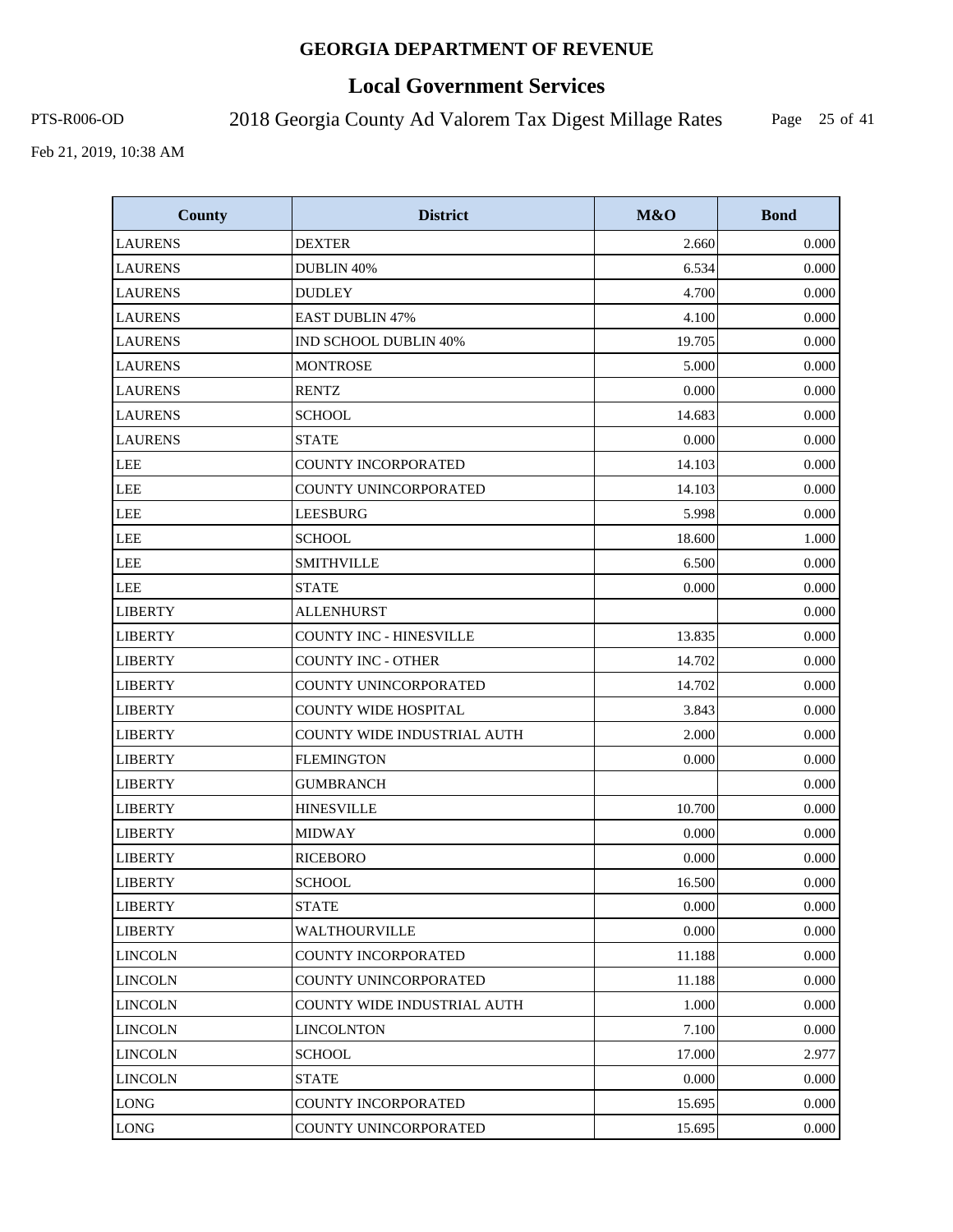# GEORGIA DEPARTMENT OF REVENUE

## Local Government Services

PTS-R006-OD 2018 Georgia County Ad Valorem Tax Digest Millage Rates

Feb 21, 2019, 10:38 AM

| County | District | M&O | Bond |
|---|---|---|---|
| LAURENS | DEXTER | 2.660 | 0.000 |
| LAURENS | DUBLIN 40% | 6.534 | 0.000 |
| LAURENS | DUDLEY | 4.700 | 0.000 |
| LAURENS | EAST DUBLIN 47% | 4.100 | 0.000 |
| LAURENS | IND SCHOOL DUBLIN 40% | 19.705 | 0.000 |
| LAURENS | MONTROSE | 5.000 | 0.000 |
| LAURENS | RENTZ | 0.000 | 0.000 |
| LAURENS | SCHOOL | 14.683 | 0.000 |
| LAURENS | STATE | 0.000 | 0.000 |
| LEE | COUNTY INCORPORATED | 14.103 | 0.000 |
| LEE | COUNTY UNINCORPORATED | 14.103 | 0.000 |
| LEE | LEESBURG | 5.998 | 0.000 |
| LEE | SCHOOL | 18.600 | 1.000 |
| LEE | SMITHVILLE | 6.500 | 0.000 |
| LEE | STATE | 0.000 | 0.000 |
| LIBERTY | ALLENHURST | | 0.000 |
| LIBERTY | COUNTY INC - HINESVILLE | 13.835 | 0.000 |
| LIBERTY | COUNTY INC - OTHER | 14.702 | 0.000 |
| LIBERTY | COUNTY UNINCORPORATED | 14.702 | 0.000 |
| LIBERTY | COUNTY WIDE HOSPITAL | 3.843 | 0.000 |
| LIBERTY | COUNTY WIDE INDUSTRIAL AUTH | 2.000 | 0.000 |
| LIBERTY | FLEMINGTON | 0.000 | 0.000 |
| LIBERTY | GUMBRANCH | | 0.000 |
| LIBERTY | HINESVILLE | 10.700 | 0.000 |
| LIBERTY | MIDWAY | 0.000 | 0.000 |
| LIBERTY | RICEBORO | 0.000 | 0.000 |
| LIBERTY | SCHOOL | 16.500 | 0.000 |
| LIBERTY | STATE | 0.000 | 0.000 |
| LIBERTY | WALTHOURVILLE | 0.000 | 0.000 |
| LINCOLN | COUNTY INCORPORATED | 11.188 | 0.000 |
| LINCOLN | COUNTY UNINCORPORATED | 11.188 | 0.000 |
| LINCOLN | COUNTY WIDE INDUSTRIAL AUTH | 1.000 | 0.000 |
| LINCOLN | LINCOLNTON | 7.100 | 0.000 |
| LINCOLN | SCHOOL | 17.000 | 2.977 |
| LINCOLN | STATE | 0.000 | 0.000 |
| LONG | COUNTY INCORPORATED | 15.695 | 0.000 |
| LONG | COUNTY UNINCORPORATED | 15.695 | 0.000 |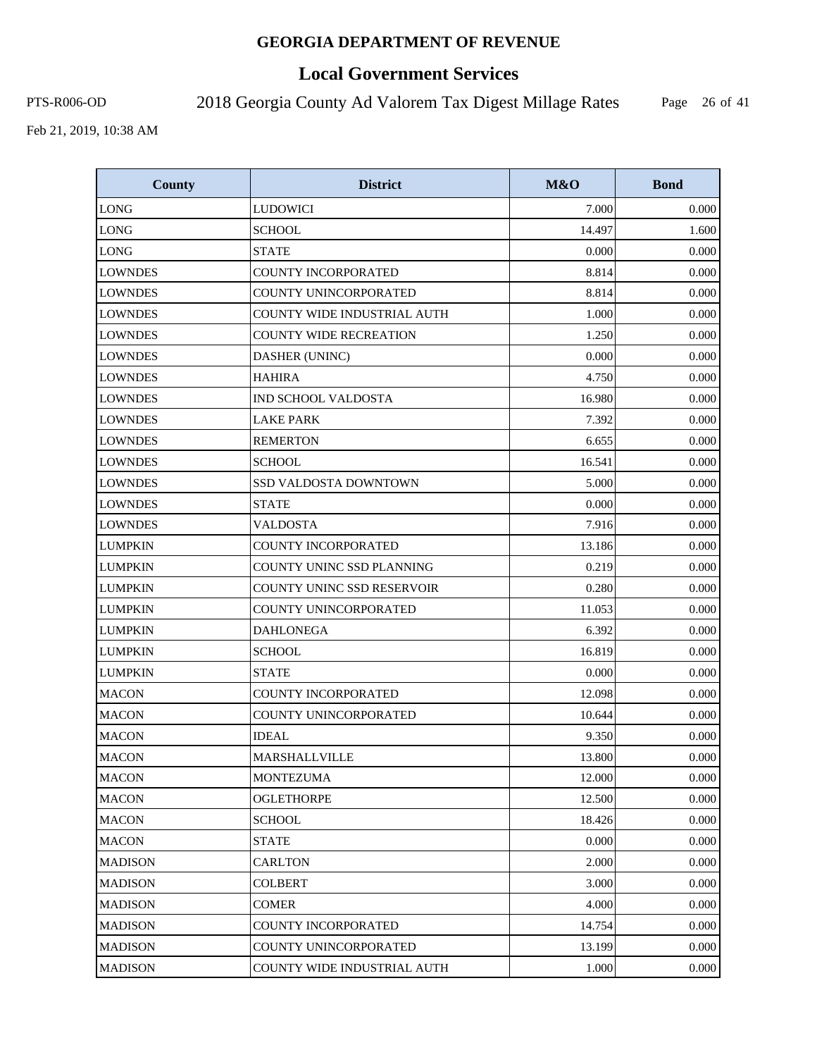**GEORGIA DEPARTMENT OF REVENUE**

# Local Government Services

PTS-R006-OD 2018 Georgia County Ad Valorem Tax Digest Millage Rates

Feb 21, 2019, 10:38 AM

| County | District | M&O | Bond |
|---|---|---|---|
| LONG | LUDOWICI | 7.000 | 0.000 |
| LONG | SCHOOL | 14.497 | 1.600 |
| LONG | STATE | 0.000 | 0.000 |
| LOWNDES | COUNTY INCORPORATED | 8.814 | 0.000 |
| LOWNDES | COUNTY UNINCORPORATED | 8.814 | 0.000 |
| LOWNDES | COUNTY WIDE INDUSTRIAL AUTH | 1.000 | 0.000 |
| LOWNDES | COUNTY WIDE RECREATION | 1.250 | 0.000 |
| LOWNDES | DASHER (UNINC) | 0.000 | 0.000 |
| LOWNDES | HAHIRA | 4.750 | 0.000 |
| LOWNDES | IND SCHOOL VALDOSTA | 16.980 | 0.000 |
| LOWNDES | LAKE PARK | 7.392 | 0.000 |
| LOWNDES | REMERTON | 6.655 | 0.000 |
| LOWNDES | SCHOOL | 16.541 | 0.000 |
| LOWNDES | SSD VALDOSTA DOWNTOWN | 5.000 | 0.000 |
| LOWNDES | STATE | 0.000 | 0.000 |
| LOWNDES | VALDOSTA | 7.916 | 0.000 |
| LUMPKIN | COUNTY INCORPORATED | 13.186 | 0.000 |
| LUMPKIN | COUNTY UNINC SSD PLANNING | 0.219 | 0.000 |
| LUMPKIN | COUNTY UNINC SSD RESERVOIR | 0.280 | 0.000 |
| LUMPKIN | COUNTY UNINCORPORATED | 11.053 | 0.000 |
| LUMPKIN | DAHLONEGA | 6.392 | 0.000 |
| LUMPKIN | SCHOOL | 16.819 | 0.000 |
| LUMPKIN | STATE | 0.000 | 0.000 |
| MACON | COUNTY INCORPORATED | 12.098 | 0.000 |
| MACON | COUNTY UNINCORPORATED | 10.644 | 0.000 |
| MACON | IDEAL | 9.350 | 0.000 |
| MACON | MARSHALLVILLE | 13.800 | 0.000 |
| MACON | MONTEZUMA | 12.000 | 0.000 |
| MACON | OGLETHORPE | 12.500 | 0.000 |
| MACON | SCHOOL | 18.426 | 0.000 |
| MACON | STATE | 0.000 | 0.000 |
| MADISON | CARLTON | 2.000 | 0.000 |
| MADISON | COLBERT | 3.000 | 0.000 |
| MADISON | COMER | 4.000 | 0.000 |
| MADISON | COUNTY INCORPORATED | 14.754 | 0.000 |
| MADISON | COUNTY UNINCORPORATED | 13.199 | 0.000 |
| MADISON | COUNTY WIDE INDUSTRIAL AUTH | 1.000 | 0.000 |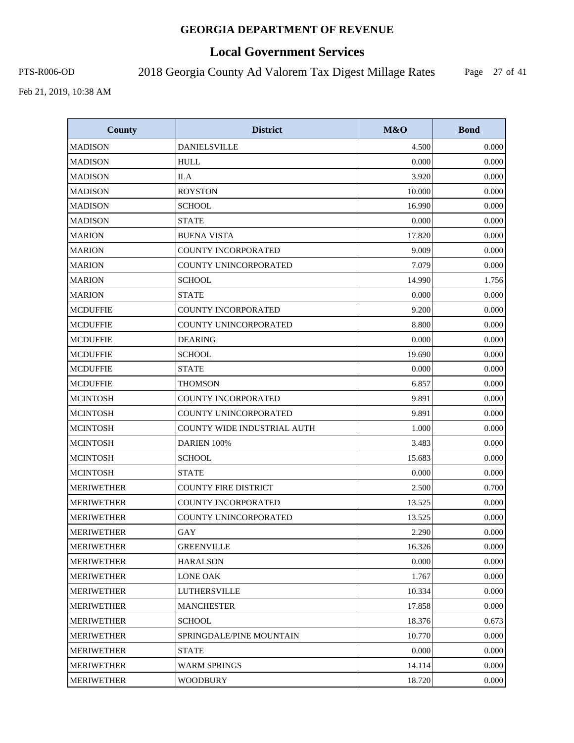# GEORGIA DEPARTMENT OF REVENUE

## Local Government Services

PTS-R006-OD 2018 Georgia County Ad Valorem Tax Digest Millage Rates

Feb 21, 2019, 10:38 AM

| County | District | M&O | Bond |
|---|---|---|---|
| MADISON | DANIELSVILLE | 4.500 | 0.000 |
| MADISON | HULL | 0.000 | 0.000 |
| MADISON | ILA | 3.920 | 0.000 |
| MADISON | ROYSTON | 10.000 | 0.000 |
| MADISON | SCHOOL | 16.990 | 0.000 |
| MADISON | STATE | 0.000 | 0.000 |
| MARION | BUENA VISTA | 17.820 | 0.000 |
| MARION | COUNTY INCORPORATED | 9.009 | 0.000 |
| MARION | COUNTY UNINCORPORATED | 7.079 | 0.000 |
| MARION | SCHOOL | 14.990 | 1.756 |
| MARION | STATE | 0.000 | 0.000 |
| MCDUFFIE | COUNTY INCORPORATED | 9.200 | 0.000 |
| MCDUFFIE | COUNTY UNINCORPORATED | 8.800 | 0.000 |
| MCDUFFIE | DEARING | 0.000 | 0.000 |
| MCDUFFIE | SCHOOL | 19.690 | 0.000 |
| MCDUFFIE | STATE | 0.000 | 0.000 |
| MCDUFFIE | THOMSON | 6.857 | 0.000 |
| MCINTOSH | COUNTY INCORPORATED | 9.891 | 0.000 |
| MCINTOSH | COUNTY UNINCORPORATED | 9.891 | 0.000 |
| MCINTOSH | COUNTY WIDE INDUSTRIAL AUTH | 1.000 | 0.000 |
| MCINTOSH | DARIEN 100% | 3.483 | 0.000 |
| MCINTOSH | SCHOOL | 15.683 | 0.000 |
| MCINTOSH | STATE | 0.000 | 0.000 |
| MERIWETHER | COUNTY FIRE DISTRICT | 2.500 | 0.700 |
| MERIWETHER | COUNTY INCORPORATED | 13.525 | 0.000 |
| MERIWETHER | COUNTY UNINCORPORATED | 13.525 | 0.000 |
| MERIWETHER | GAY | 2.290 | 0.000 |
| MERIWETHER | GREENVILLE | 16.326 | 0.000 |
| MERIWETHER | HARALSON | 0.000 | 0.000 |
| MERIWETHER | LONE OAK | 1.767 | 0.000 |
| MERIWETHER | LUTHERSVILLE | 10.334 | 0.000 |
| MERIWETHER | MANCHESTER | 17.858 | 0.000 |
| MERIWETHER | SCHOOL | 18.376 | 0.673 |
| MERIWETHER | SPRINGDALE/PINE MOUNTAIN | 10.770 | 0.000 |
| MERIWETHER | STATE | 0.000 | 0.000 |
| MERIWETHER | WARM SPRINGS | 14.114 | 0.000 |
| MERIWETHER | WOODBURY | 18.720 | 0.000 |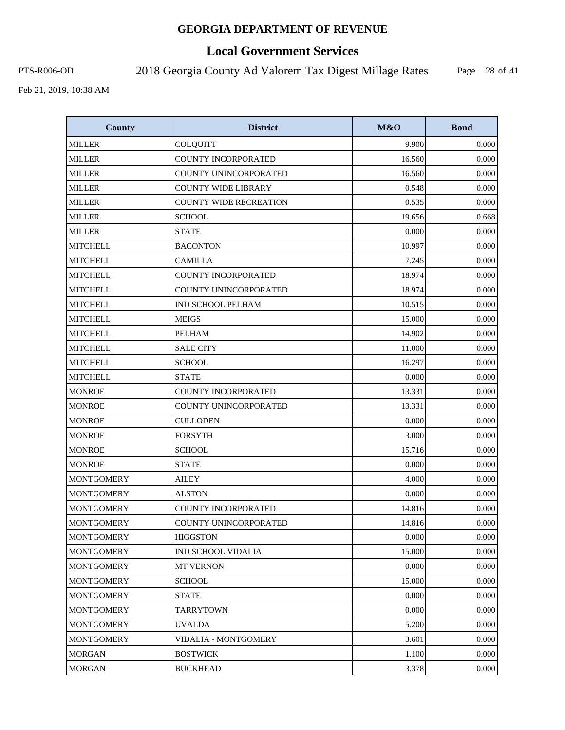# GEORGIA DEPARTMENT OF REVENUE

## Local Government Services

PTS-R006-OD

2018 Georgia County Ad Valorem Tax Digest Millage Rates

Feb 21, 2019, 10:38 AM

| County | District | M&O | Bond |
|---|---|---|---|
| MILLER | COLQUITT | 9.900 | 0.000 |
| MILLER | COUNTY INCORPORATED | 16.560 | 0.000 |
| MILLER | COUNTY UNINCORPORATED | 16.560 | 0.000 |
| MILLER | COUNTY WIDE LIBRARY | 0.548 | 0.000 |
| MILLER | COUNTY WIDE RECREATION | 0.535 | 0.000 |
| MILLER | SCHOOL | 19.656 | 0.668 |
| MILLER | STATE | 0.000 | 0.000 |
| MITCHELL | BACONTON | 10.997 | 0.000 |
| MITCHELL | CAMILLA | 7.245 | 0.000 |
| MITCHELL | COUNTY INCORPORATED | 18.974 | 0.000 |
| MITCHELL | COUNTY UNINCORPORATED | 18.974 | 0.000 |
| MITCHELL | IND SCHOOL PELHAM | 10.515 | 0.000 |
| MITCHELL | MEIGS | 15.000 | 0.000 |
| MITCHELL | PELHAM | 14.902 | 0.000 |
| MITCHELL | SALE CITY | 11.000 | 0.000 |
| MITCHELL | SCHOOL | 16.297 | 0.000 |
| MITCHELL | STATE | 0.000 | 0.000 |
| MONROE | COUNTY INCORPORATED | 13.331 | 0.000 |
| MONROE | COUNTY UNINCORPORATED | 13.331 | 0.000 |
| MONROE | CULLODEN | 0.000 | 0.000 |
| MONROE | FORSYTH | 3.000 | 0.000 |
| MONROE | SCHOOL | 15.716 | 0.000 |
| MONROE | STATE | 0.000 | 0.000 |
| MONTGOMERY | AILEY | 4.000 | 0.000 |
| MONTGOMERY | ALSTON | 0.000 | 0.000 |
| MONTGOMERY | COUNTY INCORPORATED | 14.816 | 0.000 |
| MONTGOMERY | COUNTY UNINCORPORATED | 14.816 | 0.000 |
| MONTGOMERY | HIGGSTON | 0.000 | 0.000 |
| MONTGOMERY | IND SCHOOL VIDALIA | 15.000 | 0.000 |
| MONTGOMERY | MT VERNON | 0.000 | 0.000 |
| MONTGOMERY | SCHOOL | 15.000 | 0.000 |
| MONTGOMERY | STATE | 0.000 | 0.000 |
| MONTGOMERY | TARRYTOWN | 0.000 | 0.000 |
| MONTGOMERY | UVALDA | 5.200 | 0.000 |
| MONTGOMERY | VIDALIA - MONTGOMERY | 3.601 | 0.000 |
| MORGAN | BOSTWICK | 1.100 | 0.000 |
| MORGAN | BUCKHEAD | 3.378 | 0.000 |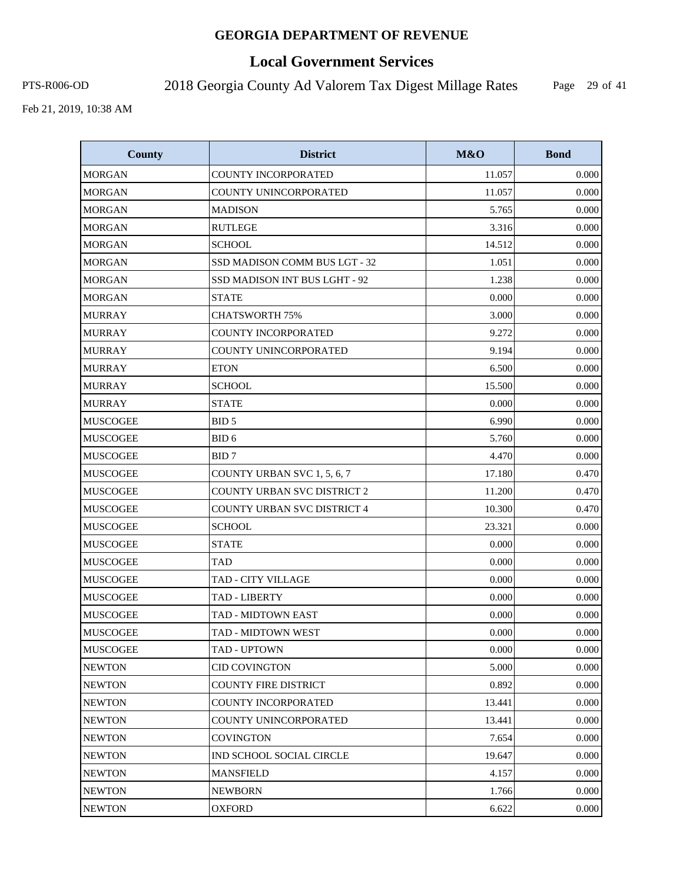**GEORGIA DEPARTMENT OF REVENUE**

# Local Government Services

PTS-R006-OD

2018 Georgia County Ad Valorem Tax Digest Millage Rates

Feb 21, 2019, 10:38 AM

| County | District | M&O | Bond |
|---|---|---|---|
| MORGAN | COUNTY INCORPORATED | 11.057 | 0.000 |
| MORGAN | COUNTY UNINCORPORATED | 11.057 | 0.000 |
| MORGAN | MADISON | 5.765 | 0.000 |
| MORGAN | RUTLEGE | 3.316 | 0.000 |
| MORGAN | SCHOOL | 14.512 | 0.000 |
| MORGAN | SSD MADISON COMM BUS LGT - 32 | 1.051 | 0.000 |
| MORGAN | SSD MADISON INT BUS LGHT - 92 | 1.238 | 0.000 |
| MORGAN | STATE | 0.000 | 0.000 |
| MURRAY | CHATSWORTH 75% | 3.000 | 0.000 |
| MURRAY | COUNTY INCORPORATED | 9.272 | 0.000 |
| MURRAY | COUNTY UNINCORPORATED | 9.194 | 0.000 |
| MURRAY | ETON | 6.500 | 0.000 |
| MURRAY | SCHOOL | 15.500 | 0.000 |
| MURRAY | STATE | 0.000 | 0.000 |
| MUSCOGEE | BID 5 | 6.990 | 0.000 |
| MUSCOGEE | BID 6 | 5.760 | 0.000 |
| MUSCOGEE | BID 7 | 4.470 | 0.000 |
| MUSCOGEE | COUNTY URBAN SVC 1, 5, 6, 7 | 17.180 | 0.470 |
| MUSCOGEE | COUNTY URBAN SVC DISTRICT 2 | 11.200 | 0.470 |
| MUSCOGEE | COUNTY URBAN SVC DISTRICT 4 | 10.300 | 0.470 |
| MUSCOGEE | SCHOOL | 23.321 | 0.000 |
| MUSCOGEE | STATE | 0.000 | 0.000 |
| MUSCOGEE | TAD | 0.000 | 0.000 |
| MUSCOGEE | TAD - CITY VILLAGE | 0.000 | 0.000 |
| MUSCOGEE | TAD - LIBERTY | 0.000 | 0.000 |
| MUSCOGEE | TAD - MIDTOWN EAST | 0.000 | 0.000 |
| MUSCOGEE | TAD - MIDTOWN WEST | 0.000 | 0.000 |
| MUSCOGEE | TAD - UPTOWN | 0.000 | 0.000 |
| NEWTON | CID COVINGTON | 5.000 | 0.000 |
| NEWTON | COUNTY FIRE DISTRICT | 0.892 | 0.000 |
| NEWTON | COUNTY INCORPORATED | 13.441 | 0.000 |
| NEWTON | COUNTY UNINCORPORATED | 13.441 | 0.000 |
| NEWTON | COVINGTON | 7.654 | 0.000 |
| NEWTON | IND SCHOOL SOCIAL CIRCLE | 19.647 | 0.000 |
| NEWTON | MANSFIELD | 4.157 | 0.000 |
| NEWTON | NEWBORN | 1.766 | 0.000 |
| NEWTON | OXFORD | 6.622 | 0.000 |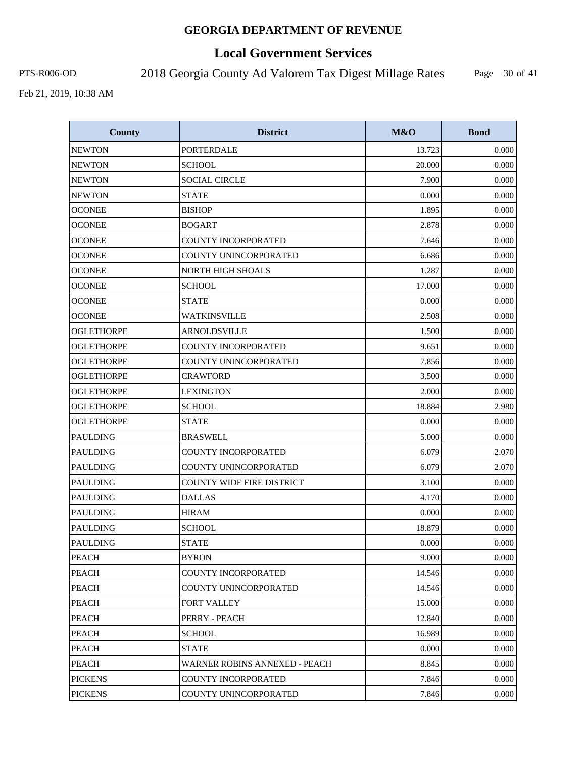# GEORGIA DEPARTMENT OF REVENUE

## Local Government Services

PTS-R006-OD

2018 Georgia County Ad Valorem Tax Digest Millage Rates

Feb 21, 2019, 10:38 AM

| County | District | M&O | Bond |
|---|---|---|---|
| NEWTON | PORTERDALE | 13.723 | 0.000 |
| NEWTON | SCHOOL | 20.000 | 0.000 |
| NEWTON | SOCIAL CIRCLE | 7.900 | 0.000 |
| NEWTON | STATE | 0.000 | 0.000 |
| OCONEE | BISHOP | 1.895 | 0.000 |
| OCONEE | BOGART | 2.878 | 0.000 |
| OCONEE | COUNTY INCORPORATED | 7.646 | 0.000 |
| OCONEE | COUNTY UNINCORPORATED | 6.686 | 0.000 |
| OCONEE | NORTH HIGH SHOALS | 1.287 | 0.000 |
| OCONEE | SCHOOL | 17.000 | 0.000 |
| OCONEE | STATE | 0.000 | 0.000 |
| OCONEE | WATKINSVILLE | 2.508 | 0.000 |
| OGLETHORPE | ARNOLDSVILLE | 1.500 | 0.000 |
| OGLETHORPE | COUNTY INCORPORATED | 9.651 | 0.000 |
| OGLETHORPE | COUNTY UNINCORPORATED | 7.856 | 0.000 |
| OGLETHORPE | CRAWFORD | 3.500 | 0.000 |
| OGLETHORPE | LEXINGTON | 2.000 | 0.000 |
| OGLETHORPE | SCHOOL | 18.884 | 2.980 |
| OGLETHORPE | STATE | 0.000 | 0.000 |
| PAULDING | BRASWELL | 5.000 | 0.000 |
| PAULDING | COUNTY INCORPORATED | 6.079 | 2.070 |
| PAULDING | COUNTY UNINCORPORATED | 6.079 | 2.070 |
| PAULDING | COUNTY WIDE FIRE DISTRICT | 3.100 | 0.000 |
| PAULDING | DALLAS | 4.170 | 0.000 |
| PAULDING | HIRAM | 0.000 | 0.000 |
| PAULDING | SCHOOL | 18.879 | 0.000 |
| PAULDING | STATE | 0.000 | 0.000 |
| PEACH | BYRON | 9.000 | 0.000 |
| PEACH | COUNTY INCORPORATED | 14.546 | 0.000 |
| PEACH | COUNTY UNINCORPORATED | 14.546 | 0.000 |
| PEACH | FORT VALLEY | 15.000 | 0.000 |
| PEACH | PERRY - PEACH | 12.840 | 0.000 |
| PEACH | SCHOOL | 16.989 | 0.000 |
| PEACH | STATE | 0.000 | 0.000 |
| PEACH | WARNER ROBINS ANNEXED - PEACH | 8.845 | 0.000 |
| PICKENS | COUNTY INCORPORATED | 7.846 | 0.000 |
| PICKENS | COUNTY UNINCORPORATED | 7.846 | 0.000 |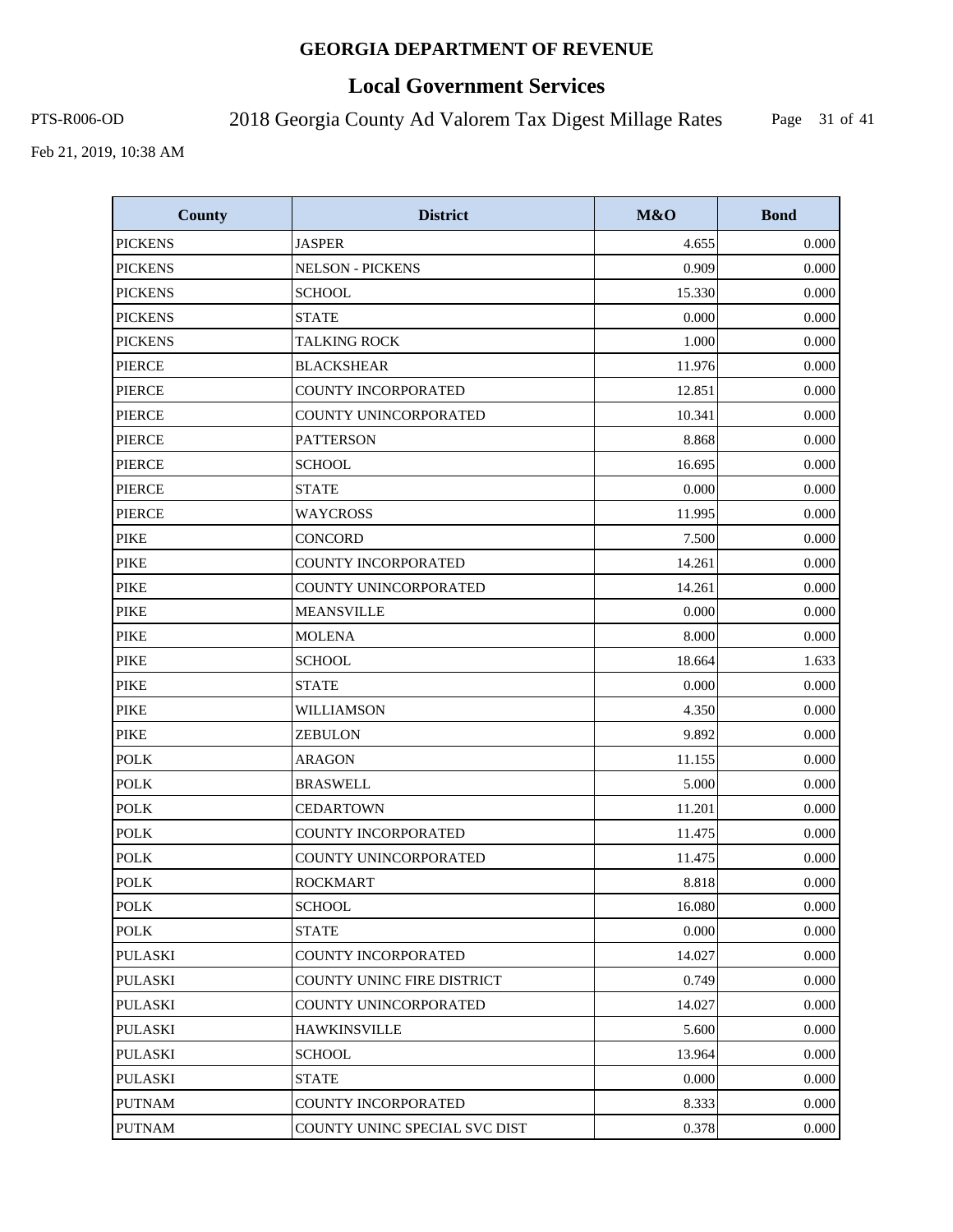# GEORGIA DEPARTMENT OF REVENUE

## Local Government Services

PTS-R006-OD 2018 Georgia County Ad Valorem Tax Digest Millage Rates

Feb 21, 2019, 10:38 AM

| County | District | M&O | Bond |
|---|---|---|---|
| PICKENS | JASPER | 4.655 | 0.000 |
| PICKENS | NELSON - PICKENS | 0.909 | 0.000 |
| PICKENS | SCHOOL | 15.330 | 0.000 |
| PICKENS | STATE | 0.000 | 0.000 |
| PICKENS | TALKING ROCK | 1.000 | 0.000 |
| PIERCE | BLACKSHEAR | 11.976 | 0.000 |
| PIERCE | COUNTY INCORPORATED | 12.851 | 0.000 |
| PIERCE | COUNTY UNINCORPORATED | 10.341 | 0.000 |
| PIERCE | PATTERSON | 8.868 | 0.000 |
| PIERCE | SCHOOL | 16.695 | 0.000 |
| PIERCE | STATE | 0.000 | 0.000 |
| PIERCE | WAYCROSS | 11.995 | 0.000 |
| PIKE | CONCORD | 7.500 | 0.000 |
| PIKE | COUNTY INCORPORATED | 14.261 | 0.000 |
| PIKE | COUNTY UNINCORPORATED | 14.261 | 0.000 |
| PIKE | MEANSVILLE | 0.000 | 0.000 |
| PIKE | MOLENA | 8.000 | 0.000 |
| PIKE | SCHOOL | 18.664 | 1.633 |
| PIKE | STATE | 0.000 | 0.000 |
| PIKE | WILLIAMSON | 4.350 | 0.000 |
| PIKE | ZEBULON | 9.892 | 0.000 |
| POLK | ARAGON | 11.155 | 0.000 |
| POLK | BRASWELL | 5.000 | 0.000 |
| POLK | CEDARTOWN | 11.201 | 0.000 |
| POLK | COUNTY INCORPORATED | 11.475 | 0.000 |
| POLK | COUNTY UNINCORPORATED | 11.475 | 0.000 |
| POLK | ROCKMART | 8.818 | 0.000 |
| POLK | SCHOOL | 16.080 | 0.000 |
| POLK | STATE | 0.000 | 0.000 |
| PULASKI | COUNTY INCORPORATED | 14.027 | 0.000 |
| PULASKI | COUNTY UNINC FIRE DISTRICT | 0.749 | 0.000 |
| PULASKI | COUNTY UNINCORPORATED | 14.027 | 0.000 |
| PULASKI | HAWKINSVILLE | 5.600 | 0.000 |
| PULASKI | SCHOOL | 13.964 | 0.000 |
| PULASKI | STATE | 0.000 | 0.000 |
| PUTNAM | COUNTY INCORPORATED | 8.333 | 0.000 |
| PUTNAM | COUNTY UNINC SPECIAL SVC DIST | 0.378 | 0.000 |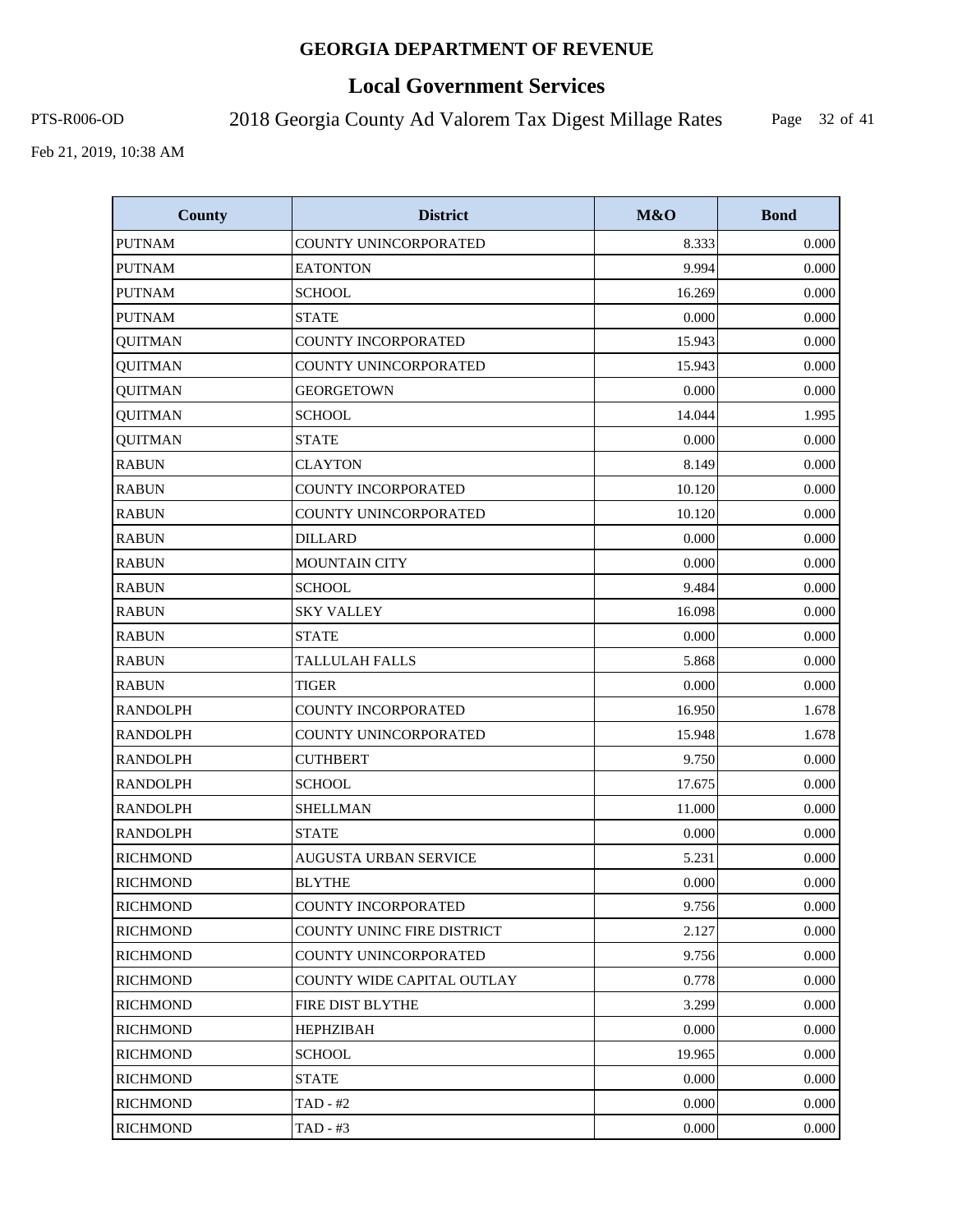# GEORGIA DEPARTMENT OF REVENUE

## Local Government Services

PTS-R006-OD 2018 Georgia County Ad Valorem Tax Digest Millage Rates

Feb 21, 2019, 10:38 AM

| County | District | M&O | Bond |
|---|---|---|---|
| PUTNAM | COUNTY UNINCORPORATED | 8.333 | 0.000 |
| PUTNAM | EATONTON | 9.994 | 0.000 |
| PUTNAM | SCHOOL | 16.269 | 0.000 |
| PUTNAM | STATE | 0.000 | 0.000 |
| QUITMAN | COUNTY INCORPORATED | 15.943 | 0.000 |
| QUITMAN | COUNTY UNINCORPORATED | 15.943 | 0.000 |
| QUITMAN | GEORGETOWN | 0.000 | 0.000 |
| QUITMAN | SCHOOL | 14.044 | 1.995 |
| QUITMAN | STATE | 0.000 | 0.000 |
| RABUN | CLAYTON | 8.149 | 0.000 |
| RABUN | COUNTY INCORPORATED | 10.120 | 0.000 |
| RABUN | COUNTY UNINCORPORATED | 10.120 | 0.000 |
| RABUN | DILLARD | 0.000 | 0.000 |
| RABUN | MOUNTAIN CITY | 0.000 | 0.000 |
| RABUN | SCHOOL | 9.484 | 0.000 |
| RABUN | SKY VALLEY | 16.098 | 0.000 |
| RABUN | STATE | 0.000 | 0.000 |
| RABUN | TALLULAH FALLS | 5.868 | 0.000 |
| RABUN | TIGER | 0.000 | 0.000 |
| RANDOLPH | COUNTY INCORPORATED | 16.950 | 1.678 |
| RANDOLPH | COUNTY UNINCORPORATED | 15.948 | 1.678 |
| RANDOLPH | CUTHBERT | 9.750 | 0.000 |
| RANDOLPH | SCHOOL | 17.675 | 0.000 |
| RANDOLPH | SHELLMAN | 11.000 | 0.000 |
| RANDOLPH | STATE | 0.000 | 0.000 |
| RICHMOND | AUGUSTA URBAN SERVICE | 5.231 | 0.000 |
| RICHMOND | BLYTHE | 0.000 | 0.000 |
| RICHMOND | COUNTY INCORPORATED | 9.756 | 0.000 |
| RICHMOND | COUNTY UNINC FIRE DISTRICT | 2.127 | 0.000 |
| RICHMOND | COUNTY UNINCORPORATED | 9.756 | 0.000 |
| RICHMOND | COUNTY WIDE CAPITAL OUTLAY | 0.778 | 0.000 |
| RICHMOND | FIRE DIST BLYTHE | 3.299 | 0.000 |
| RICHMOND | HEPHZIBAH | 0.000 | 0.000 |
| RICHMOND | SCHOOL | 19.965 | 0.000 |
| RICHMOND | STATE | 0.000 | 0.000 |
| RICHMOND | TAD - #2 | 0.000 | 0.000 |
| RICHMOND | TAD - #3 | 0.000 | 0.000 |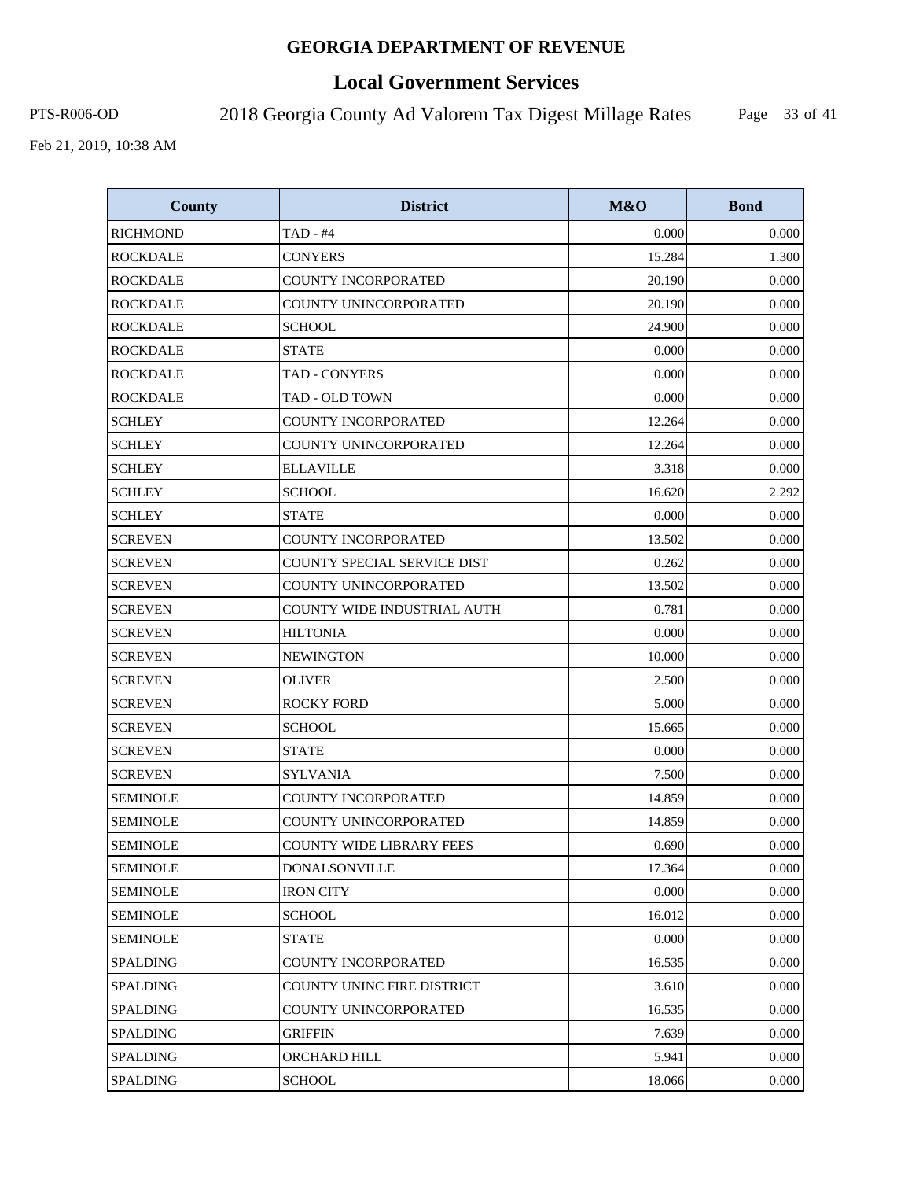# GEORGIA DEPARTMENT OF REVENUE

## Local Government Services

PTS-R006-OD

2018 Georgia County Ad Valorem Tax Digest Millage Rates

Feb 21, 2019, 10:38 AM

| County | District | M&O | Bond |
|---|---|---|---|
| RICHMOND | TAD - #4 | 0.000 | 0.000 |
| ROCKDALE | CONYERS | 15.284 | 1.300 |
| ROCKDALE | COUNTY INCORPORATED | 20.190 | 0.000 |
| ROCKDALE | COUNTY UNINCORPORATED | 20.190 | 0.000 |
| ROCKDALE | SCHOOL | 24.900 | 0.000 |
| ROCKDALE | STATE | 0.000 | 0.000 |
| ROCKDALE | TAD - CONYERS | 0.000 | 0.000 |
| ROCKDALE | TAD - OLD TOWN | 0.000 | 0.000 |
| SCHLEY | COUNTY INCORPORATED | 12.264 | 0.000 |
| SCHLEY | COUNTY UNINCORPORATED | 12.264 | 0.000 |
| SCHLEY | ELLAVILLE | 3.318 | 0.000 |
| SCHLEY | SCHOOL | 16.620 | 2.292 |
| SCHLEY | STATE | 0.000 | 0.000 |
| SCREVEN | COUNTY INCORPORATED | 13.502 | 0.000 |
| SCREVEN | COUNTY SPECIAL SERVICE DIST | 0.262 | 0.000 |
| SCREVEN | COUNTY UNINCORPORATED | 13.502 | 0.000 |
| SCREVEN | COUNTY WIDE INDUSTRIAL AUTH | 0.781 | 0.000 |
| SCREVEN | HILTONIA | 0.000 | 0.000 |
| SCREVEN | NEWINGTON | 10.000 | 0.000 |
| SCREVEN | OLIVER | 2.500 | 0.000 |
| SCREVEN | ROCKY FORD | 5.000 | 0.000 |
| SCREVEN | SCHOOL | 15.665 | 0.000 |
| SCREVEN | STATE | 0.000 | 0.000 |
| SCREVEN | SYLVANIA | 7.500 | 0.000 |
| SEMINOLE | COUNTY INCORPORATED | 14.859 | 0.000 |
| SEMINOLE | COUNTY UNINCORPORATED | 14.859 | 0.000 |
| SEMINOLE | COUNTY WIDE LIBRARY FEES | 0.690 | 0.000 |
| SEMINOLE | DONALSONVILLE | 17.364 | 0.000 |
| SEMINOLE | IRON CITY | 0.000 | 0.000 |
| SEMINOLE | SCHOOL | 16.012 | 0.000 |
| SEMINOLE | STATE | 0.000 | 0.000 |
| SPALDING | COUNTY INCORPORATED | 16.535 | 0.000 |
| SPALDING | COUNTY UNINC FIRE DISTRICT | 3.610 | 0.000 |
| SPALDING | COUNTY UNINCORPORATED | 16.535 | 0.000 |
| SPALDING | GRIFFIN | 7.639 | 0.000 |
| SPALDING | ORCHARD HILL | 5.941 | 0.000 |
| SPALDING | SCHOOL | 18.066 | 0.000 |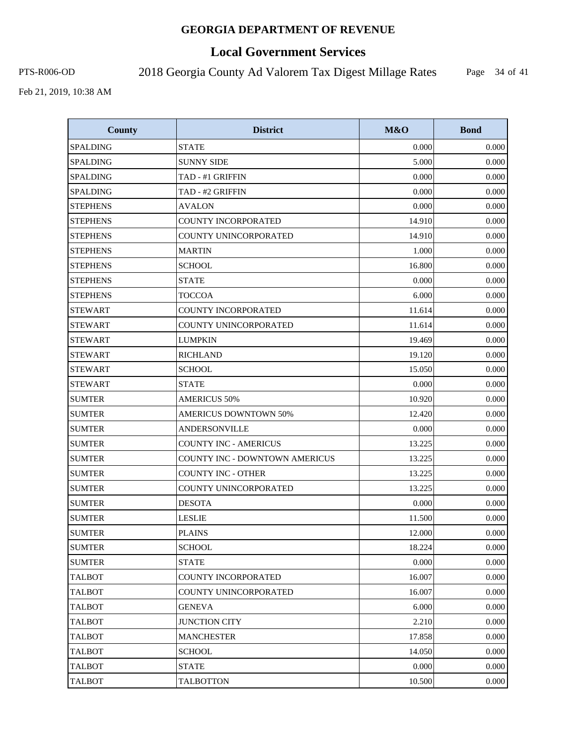# GEORGIA DEPARTMENT OF REVENUE

## Local Government Services

PTS-R006-OD 2018 Georgia County Ad Valorem Tax Digest Millage Rates

Feb 21, 2019, 10:38 AM

| County | District | M&O | Bond |
|---|---|---|---|
| SPALDING | STATE | 0.000 | 0.000 |
| SPALDING | SUNNY SIDE | 5.000 | 0.000 |
| SPALDING | TAD - #1 GRIFFIN | 0.000 | 0.000 |
| SPALDING | TAD - #2 GRIFFIN | 0.000 | 0.000 |
| STEPHENS | AVALON | 0.000 | 0.000 |
| STEPHENS | COUNTY INCORPORATED | 14.910 | 0.000 |
| STEPHENS | COUNTY UNINCORPORATED | 14.910 | 0.000 |
| STEPHENS | MARTIN | 1.000 | 0.000 |
| STEPHENS | SCHOOL | 16.800 | 0.000 |
| STEPHENS | STATE | 0.000 | 0.000 |
| STEPHENS | TOCCOA | 6.000 | 0.000 |
| STEWART | COUNTY INCORPORATED | 11.614 | 0.000 |
| STEWART | COUNTY UNINCORPORATED | 11.614 | 0.000 |
| STEWART | LUMPKIN | 19.469 | 0.000 |
| STEWART | RICHLAND | 19.120 | 0.000 |
| STEWART | SCHOOL | 15.050 | 0.000 |
| STEWART | STATE | 0.000 | 0.000 |
| SUMTER | AMERICUS 50% | 10.920 | 0.000 |
| SUMTER | AMERICUS DOWNTOWN 50% | 12.420 | 0.000 |
| SUMTER | ANDERSONVILLE | 0.000 | 0.000 |
| SUMTER | COUNTY INC - AMERICUS | 13.225 | 0.000 |
| SUMTER | COUNTY INC - DOWNTOWN AMERICUS | 13.225 | 0.000 |
| SUMTER | COUNTY INC - OTHER | 13.225 | 0.000 |
| SUMTER | COUNTY UNINCORPORATED | 13.225 | 0.000 |
| SUMTER | DESOTA | 0.000 | 0.000 |
| SUMTER | LESLIE | 11.500 | 0.000 |
| SUMTER | PLAINS | 12.000 | 0.000 |
| SUMTER | SCHOOL | 18.224 | 0.000 |
| SUMTER | STATE | 0.000 | 0.000 |
| TALBOT | COUNTY INCORPORATED | 16.007 | 0.000 |
| TALBOT | COUNTY UNINCORPORATED | 16.007 | 0.000 |
| TALBOT | GENEVA | 6.000 | 0.000 |
| TALBOT | JUNCTION CITY | 2.210 | 0.000 |
| TALBOT | MANCHESTER | 17.858 | 0.000 |
| TALBOT | SCHOOL | 14.050 | 0.000 |
| TALBOT | STATE | 0.000 | 0.000 |
| TALBOT | TALBOTTON | 10.500 | 0.000 |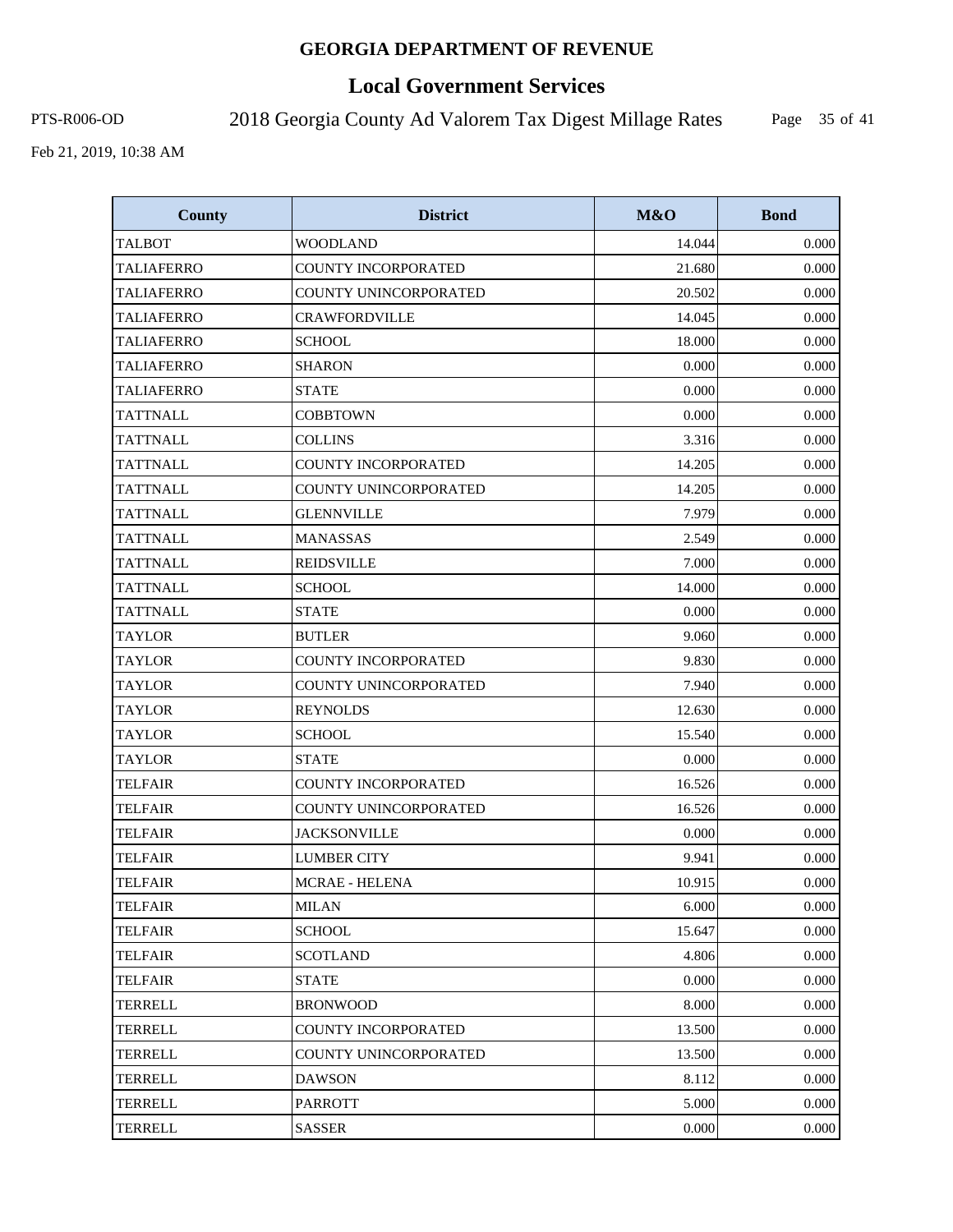# GEORGIA DEPARTMENT OF REVENUE

## Local Government Services

PTS-R006-OD

2018 Georgia County Ad Valorem Tax Digest Millage Rates

Feb 21, 2019, 10:38 AM

| County | District | M&O | Bond |
|---|---|---|---|
| TALBOT | WOODLAND | 14.044 | 0.000 |
| TALIAFERRO | COUNTY INCORPORATED | 21.680 | 0.000 |
| TALIAFERRO | COUNTY UNINCORPORATED | 20.502 | 0.000 |
| TALIAFERRO | CRAWFORDVILLE | 14.045 | 0.000 |
| TALIAFERRO | SCHOOL | 18.000 | 0.000 |
| TALIAFERRO | SHARON | 0.000 | 0.000 |
| TALIAFERRO | STATE | 0.000 | 0.000 |
| TATTNALL | COBBTOWN | 0.000 | 0.000 |
| TATTNALL | COLLINS | 3.316 | 0.000 |
| TATTNALL | COUNTY INCORPORATED | 14.205 | 0.000 |
| TATTNALL | COUNTY UNINCORPORATED | 14.205 | 0.000 |
| TATTNALL | GLENNVILLE | 7.979 | 0.000 |
| TATTNALL | MANASSAS | 2.549 | 0.000 |
| TATTNALL | REIDSVILLE | 7.000 | 0.000 |
| TATTNALL | SCHOOL | 14.000 | 0.000 |
| TATTNALL | STATE | 0.000 | 0.000 |
| TAYLOR | BUTLER | 9.060 | 0.000 |
| TAYLOR | COUNTY INCORPORATED | 9.830 | 0.000 |
| TAYLOR | COUNTY UNINCORPORATED | 7.940 | 0.000 |
| TAYLOR | REYNOLDS | 12.630 | 0.000 |
| TAYLOR | SCHOOL | 15.540 | 0.000 |
| TAYLOR | STATE | 0.000 | 0.000 |
| TELFAIR | COUNTY INCORPORATED | 16.526 | 0.000 |
| TELFAIR | COUNTY UNINCORPORATED | 16.526 | 0.000 |
| TELFAIR | JACKSONVILLE | 0.000 | 0.000 |
| TELFAIR | LUMBER CITY | 9.941 | 0.000 |
| TELFAIR | MCRAE - HELENA | 10.915 | 0.000 |
| TELFAIR | MILAN | 6.000 | 0.000 |
| TELFAIR | SCHOOL | 15.647 | 0.000 |
| TELFAIR | SCOTLAND | 4.806 | 0.000 |
| TELFAIR | STATE | 0.000 | 0.000 |
| TERRELL | BRONWOOD | 8.000 | 0.000 |
| TERRELL | COUNTY INCORPORATED | 13.500 | 0.000 |
| TERRELL | COUNTY UNINCORPORATED | 13.500 | 0.000 |
| TERRELL | DAWSON | 8.112 | 0.000 |
| TERRELL | PARROTT | 5.000 | 0.000 |
| TERRELL | SASSER | 0.000 | 0.000 |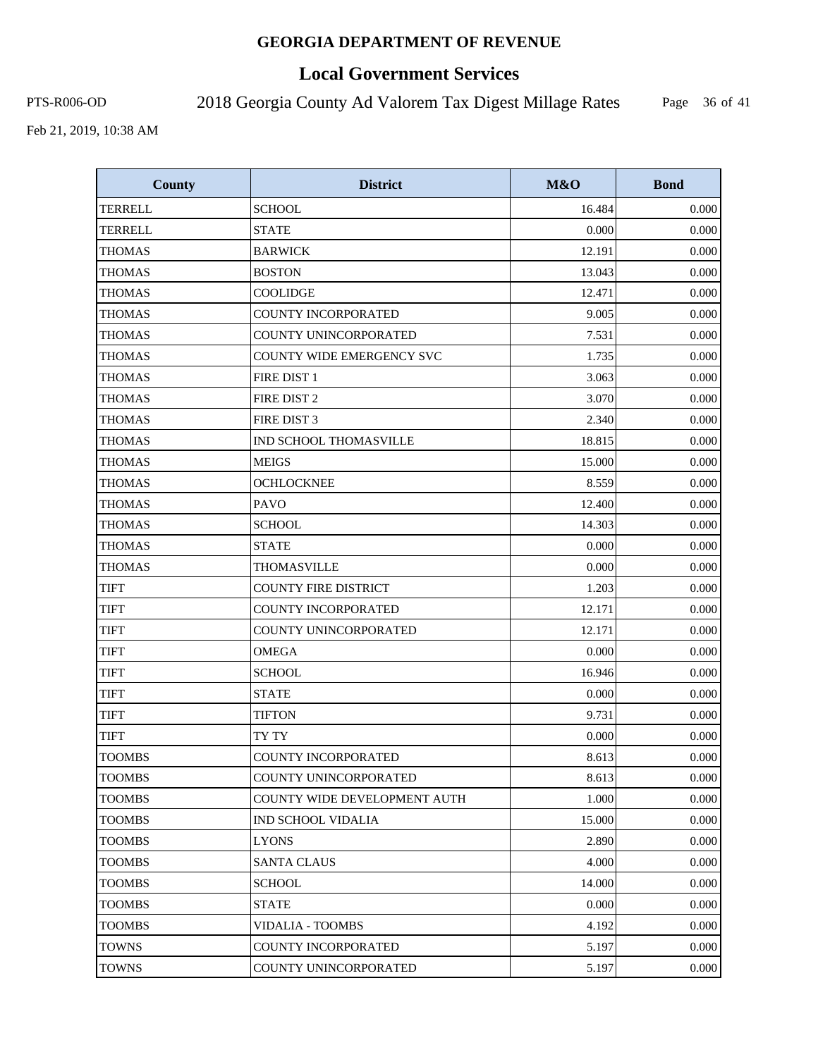**GEORGIA DEPARTMENT OF REVENUE**

# Local Government Services

PTS-R006-OD

2018 Georgia County Ad Valorem Tax Digest Millage Rates

Feb 21, 2019, 10:38 AM

| County | District | M&O | Bond |
|---|---|---|---|
| TERRELL | SCHOOL | 16.484 | 0.000 |
| TERRELL | STATE | 0.000 | 0.000 |
| THOMAS | BARWICK | 12.191 | 0.000 |
| THOMAS | BOSTON | 13.043 | 0.000 |
| THOMAS | COOLIDGE | 12.471 | 0.000 |
| THOMAS | COUNTY INCORPORATED | 9.005 | 0.000 |
| THOMAS | COUNTY UNINCORPORATED | 7.531 | 0.000 |
| THOMAS | COUNTY WIDE EMERGENCY SVC | 1.735 | 0.000 |
| THOMAS | FIRE DIST 1 | 3.063 | 0.000 |
| THOMAS | FIRE DIST 2 | 3.070 | 0.000 |
| THOMAS | FIRE DIST 3 | 2.340 | 0.000 |
| THOMAS | IND SCHOOL THOMASVILLE | 18.815 | 0.000 |
| THOMAS | MEIGS | 15.000 | 0.000 |
| THOMAS | OCHLOCKNEE | 8.559 | 0.000 |
| THOMAS | PAVO | 12.400 | 0.000 |
| THOMAS | SCHOOL | 14.303 | 0.000 |
| THOMAS | STATE | 0.000 | 0.000 |
| THOMAS | THOMASVILLE | 0.000 | 0.000 |
| TIFT | COUNTY FIRE DISTRICT | 1.203 | 0.000 |
| TIFT | COUNTY INCORPORATED | 12.171 | 0.000 |
| TIFT | COUNTY UNINCORPORATED | 12.171 | 0.000 |
| TIFT | OMEGA | 0.000 | 0.000 |
| TIFT | SCHOOL | 16.946 | 0.000 |
| TIFT | STATE | 0.000 | 0.000 |
| TIFT | TIFTON | 9.731 | 0.000 |
| TIFT | TY TY | 0.000 | 0.000 |
| TOOMBS | COUNTY INCORPORATED | 8.613 | 0.000 |
| TOOMBS | COUNTY UNINCORPORATED | 8.613 | 0.000 |
| TOOMBS | COUNTY WIDE DEVELOPMENT AUTH | 1.000 | 0.000 |
| TOOMBS | IND SCHOOL VIDALIA | 15.000 | 0.000 |
| TOOMBS | LYONS | 2.890 | 0.000 |
| TOOMBS | SANTA CLAUS | 4.000 | 0.000 |
| TOOMBS | SCHOOL | 14.000 | 0.000 |
| TOOMBS | STATE | 0.000 | 0.000 |
| TOOMBS | VIDALIA - TOOMBS | 4.192 | 0.000 |
| TOWNS | COUNTY INCORPORATED | 5.197 | 0.000 |
| TOWNS | COUNTY UNINCORPORATED | 5.197 | 0.000 |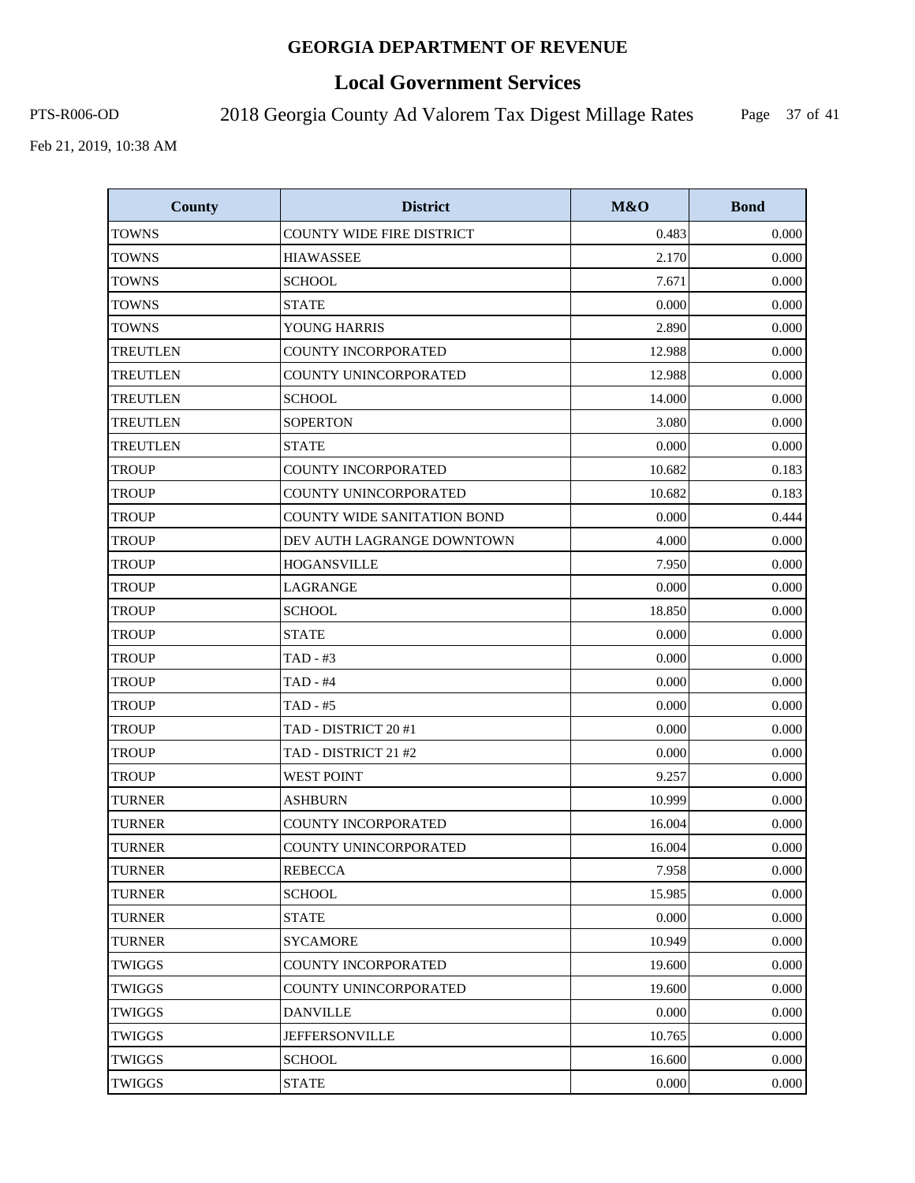# GEORGIA DEPARTMENT OF REVENUE

## Local Government Services

PTS-R006-OD 2018 Georgia County Ad Valorem Tax Digest Millage Rates

Feb 21, 2019, 10:38 AM

| County | District | M&O | Bond |
|---|---|---|---|
| TOWNS | COUNTY WIDE FIRE DISTRICT | 0.483 | 0.000 |
| TOWNS | HIAWASSEE | 2.170 | 0.000 |
| TOWNS | SCHOOL | 7.671 | 0.000 |
| TOWNS | STATE | 0.000 | 0.000 |
| TOWNS | YOUNG HARRIS | 2.890 | 0.000 |
| TREUTLEN | COUNTY INCORPORATED | 12.988 | 0.000 |
| TREUTLEN | COUNTY UNINCORPORATED | 12.988 | 0.000 |
| TREUTLEN | SCHOOL | 14.000 | 0.000 |
| TREUTLEN | SOPERTON | 3.080 | 0.000 |
| TREUTLEN | STATE | 0.000 | 0.000 |
| TROUP | COUNTY INCORPORATED | 10.682 | 0.183 |
| TROUP | COUNTY UNINCORPORATED | 10.682 | 0.183 |
| TROUP | COUNTY WIDE SANITATION BOND | 0.000 | 0.444 |
| TROUP | DEV AUTH LAGRANGE DOWNTOWN | 4.000 | 0.000 |
| TROUP | HOGANSVILLE | 7.950 | 0.000 |
| TROUP | LAGRANGE | 0.000 | 0.000 |
| TROUP | SCHOOL | 18.850 | 0.000 |
| TROUP | STATE | 0.000 | 0.000 |
| TROUP | TAD - #3 | 0.000 | 0.000 |
| TROUP | TAD - #4 | 0.000 | 0.000 |
| TROUP | TAD - #5 | 0.000 | 0.000 |
| TROUP | TAD - DISTRICT 20 #1 | 0.000 | 0.000 |
| TROUP | TAD - DISTRICT 21 #2 | 0.000 | 0.000 |
| TROUP | WEST POINT | 9.257 | 0.000 |
| TURNER | ASHBURN | 10.999 | 0.000 |
| TURNER | COUNTY INCORPORATED | 16.004 | 0.000 |
| TURNER | COUNTY UNINCORPORATED | 16.004 | 0.000 |
| TURNER | REBECCA | 7.958 | 0.000 |
| TURNER | SCHOOL | 15.985 | 0.000 |
| TURNER | STATE | 0.000 | 0.000 |
| TURNER | SYCAMORE | 10.949 | 0.000 |
| TWIGGS | COUNTY INCORPORATED | 19.600 | 0.000 |
| TWIGGS | COUNTY UNINCORPORATED | 19.600 | 0.000 |
| TWIGGS | DANVILLE | 0.000 | 0.000 |
| TWIGGS | JEFFERSONVILLE | 10.765 | 0.000 |
| TWIGGS | SCHOOL | 16.600 | 0.000 |
| TWIGGS | STATE | 0.000 | 0.000 |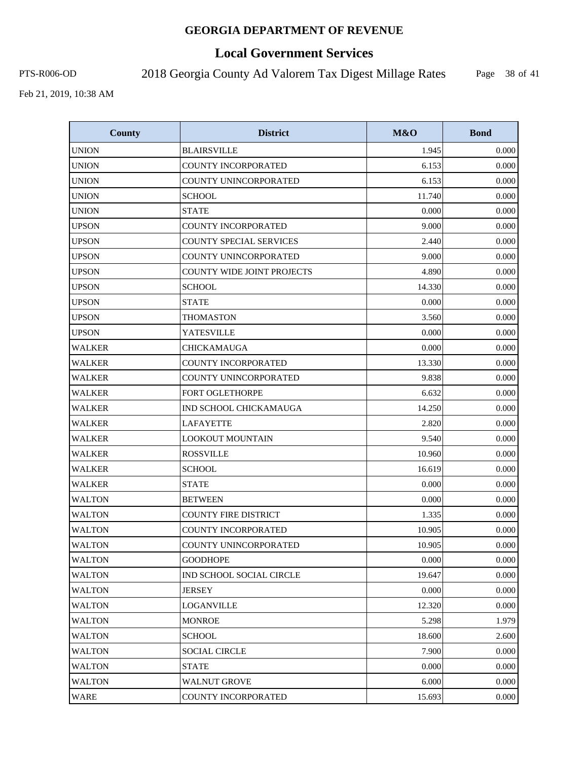# GEORGIA DEPARTMENT OF REVENUE

## Local Government Services

PTS-R006-OD 2018 Georgia County Ad Valorem Tax Digest Millage Rates

Feb 21, 2019, 10:38 AM

| County | District | M&O | Bond |
|---|---|---|---|
| UNION | BLAIRSVILLE | 1.945 | 0.000 |
| UNION | COUNTY INCORPORATED | 6.153 | 0.000 |
| UNION | COUNTY UNINCORPORATED | 6.153 | 0.000 |
| UNION | SCHOOL | 11.740 | 0.000 |
| UNION | STATE | 0.000 | 0.000 |
| UPSON | COUNTY INCORPORATED | 9.000 | 0.000 |
| UPSON | COUNTY SPECIAL SERVICES | 2.440 | 0.000 |
| UPSON | COUNTY UNINCORPORATED | 9.000 | 0.000 |
| UPSON | COUNTY WIDE JOINT PROJECTS | 4.890 | 0.000 |
| UPSON | SCHOOL | 14.330 | 0.000 |
| UPSON | STATE | 0.000 | 0.000 |
| UPSON | THOMASTON | 3.560 | 0.000 |
| UPSON | YATESVILLE | 0.000 | 0.000 |
| WALKER | CHICKAMAUGA | 0.000 | 0.000 |
| WALKER | COUNTY INCORPORATED | 13.330 | 0.000 |
| WALKER | COUNTY UNINCORPORATED | 9.838 | 0.000 |
| WALKER | FORT OGLETHORPE | 6.632 | 0.000 |
| WALKER | IND SCHOOL CHICKAMAUGA | 14.250 | 0.000 |
| WALKER | LAFAYETTE | 2.820 | 0.000 |
| WALKER | LOOKOUT MOUNTAIN | 9.540 | 0.000 |
| WALKER | ROSSVILLE | 10.960 | 0.000 |
| WALKER | SCHOOL | 16.619 | 0.000 |
| WALKER | STATE | 0.000 | 0.000 |
| WALTON | BETWEEN | 0.000 | 0.000 |
| WALTON | COUNTY FIRE DISTRICT | 1.335 | 0.000 |
| WALTON | COUNTY INCORPORATED | 10.905 | 0.000 |
| WALTON | COUNTY UNINCORPORATED | 10.905 | 0.000 |
| WALTON | GOODHOPE | 0.000 | 0.000 |
| WALTON | IND SCHOOL SOCIAL CIRCLE | 19.647 | 0.000 |
| WALTON | JERSEY | 0.000 | 0.000 |
| WALTON | LOGANVILLE | 12.320 | 0.000 |
| WALTON | MONROE | 5.298 | 1.979 |
| WALTON | SCHOOL | 18.600 | 2.600 |
| WALTON | SOCIAL CIRCLE | 7.900 | 0.000 |
| WALTON | STATE | 0.000 | 0.000 |
| WALTON | WALNUT GROVE | 6.000 | 0.000 |
| WARE | COUNTY INCORPORATED | 15.693 | 0.000 |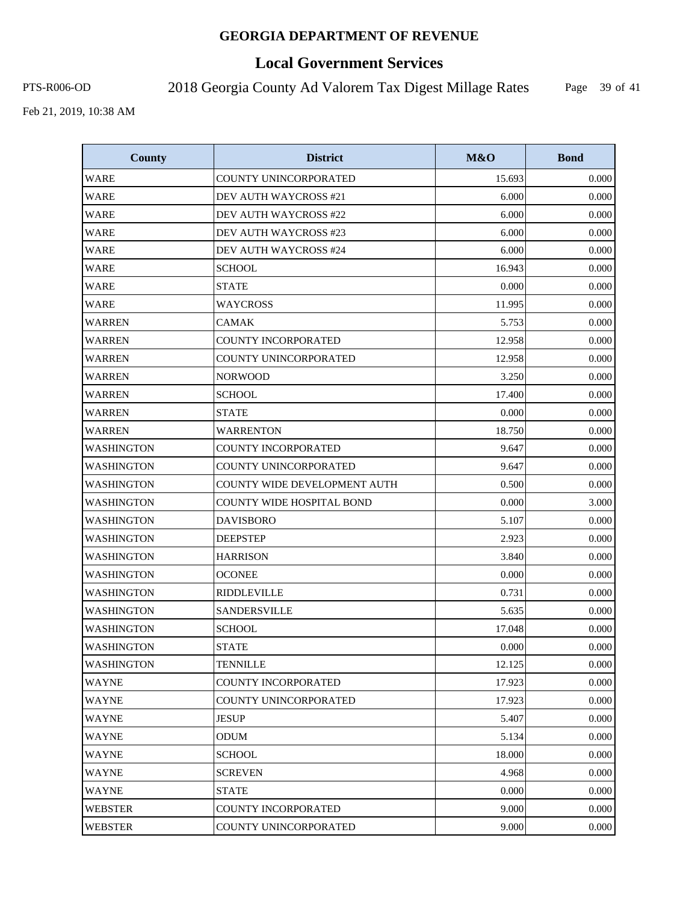# GEORGIA DEPARTMENT OF REVENUE

## Local Government Services

PTS-R006-OD 2018 Georgia County Ad Valorem Tax Digest Millage Rates

Feb 21, 2019, 10:38 AM

| County | District | M&O | Bond |
|---|---|---|---|
| WARE | COUNTY UNINCORPORATED | 15.693 | 0.000 |
| WARE | DEV AUTH WAYCROSS #21 | 6.000 | 0.000 |
| WARE | DEV AUTH WAYCROSS #22 | 6.000 | 0.000 |
| WARE | DEV AUTH WAYCROSS #23 | 6.000 | 0.000 |
| WARE | DEV AUTH WAYCROSS #24 | 6.000 | 0.000 |
| WARE | SCHOOL | 16.943 | 0.000 |
| WARE | STATE | 0.000 | 0.000 |
| WARE | WAYCROSS | 11.995 | 0.000 |
| WARREN | CAMAK | 5.753 | 0.000 |
| WARREN | COUNTY INCORPORATED | 12.958 | 0.000 |
| WARREN | COUNTY UNINCORPORATED | 12.958 | 0.000 |
| WARREN | NORWOOD | 3.250 | 0.000 |
| WARREN | SCHOOL | 17.400 | 0.000 |
| WARREN | STATE | 0.000 | 0.000 |
| WARREN | WARRENTON | 18.750 | 0.000 |
| WASHINGTON | COUNTY INCORPORATED | 9.647 | 0.000 |
| WASHINGTON | COUNTY UNINCORPORATED | 9.647 | 0.000 |
| WASHINGTON | COUNTY WIDE DEVELOPMENT AUTH | 0.500 | 0.000 |
| WASHINGTON | COUNTY WIDE HOSPITAL BOND | 0.000 | 3.000 |
| WASHINGTON | DAVISBORO | 5.107 | 0.000 |
| WASHINGTON | DEEPSTEP | 2.923 | 0.000 |
| WASHINGTON | HARRISON | 3.840 | 0.000 |
| WASHINGTON | OCONEE | 0.000 | 0.000 |
| WASHINGTON | RIDDLEVILLE | 0.731 | 0.000 |
| WASHINGTON | SANDERSVILLE | 5.635 | 0.000 |
| WASHINGTON | SCHOOL | 17.048 | 0.000 |
| WASHINGTON | STATE | 0.000 | 0.000 |
| WASHINGTON | TENNILLE | 12.125 | 0.000 |
| WAYNE | COUNTY INCORPORATED | 17.923 | 0.000 |
| WAYNE | COUNTY UNINCORPORATED | 17.923 | 0.000 |
| WAYNE | JESUP | 5.407 | 0.000 |
| WAYNE | ODUM | 5.134 | 0.000 |
| WAYNE | SCHOOL | 18.000 | 0.000 |
| WAYNE | SCREVEN | 4.968 | 0.000 |
| WAYNE | STATE | 0.000 | 0.000 |
| WEBSTER | COUNTY INCORPORATED | 9.000 | 0.000 |
| WEBSTER | COUNTY UNINCORPORATED | 9.000 | 0.000 |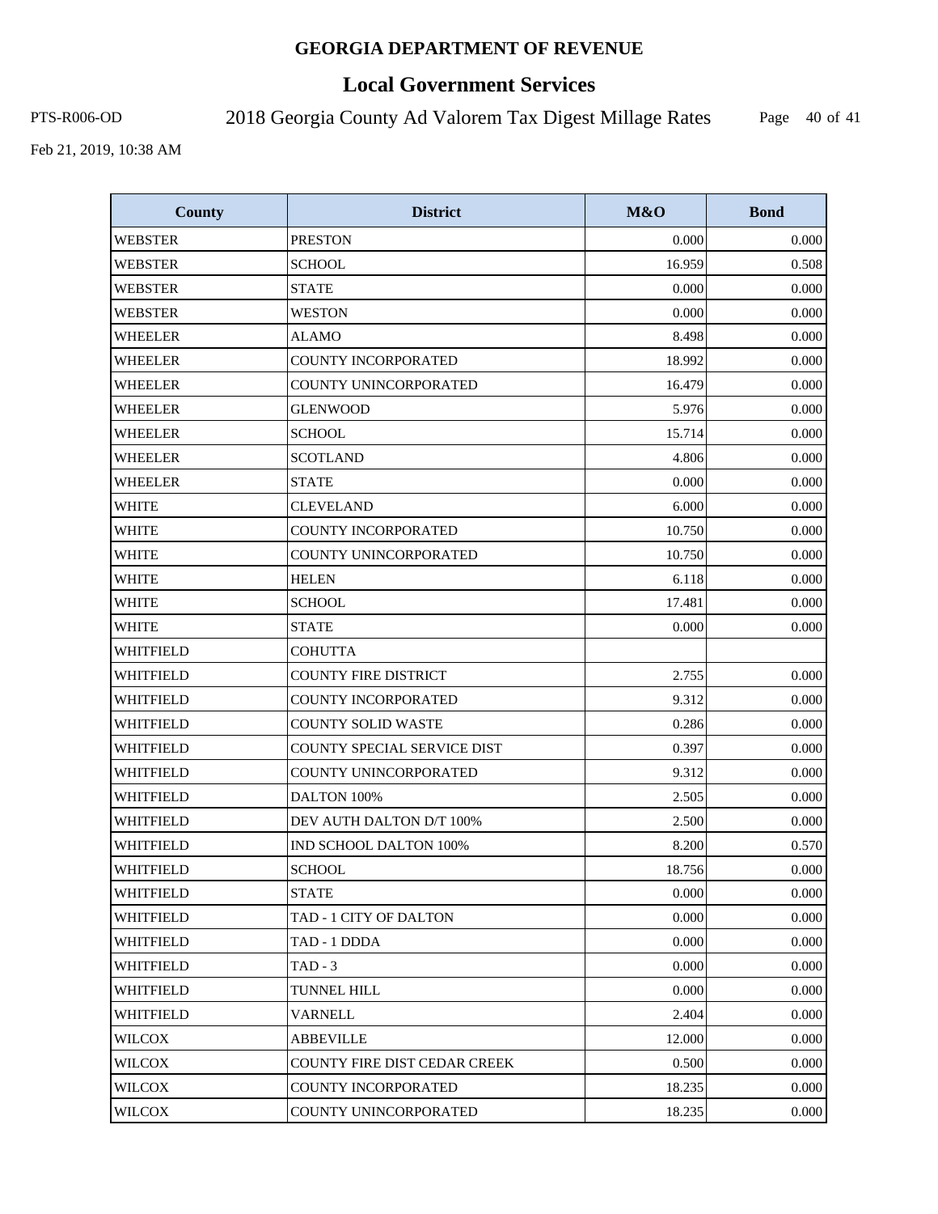**GEORGIA DEPARTMENT OF REVENUE**

**Local Government Services**

PTS-R006-OD

2018 Georgia County Ad Valorem Tax Digest Millage Rates

Feb 21, 2019, 10:38 AM

| County | District | M&O | Bond |
|---|---|---|---|
| WEBSTER | PRESTON | 0.000 | 0.000 |
| WEBSTER | SCHOOL | 16.959 | 0.508 |
| WEBSTER | STATE | 0.000 | 0.000 |
| WEBSTER | WESTON | 0.000 | 0.000 |
| WHEELER | ALAMO | 8.498 | 0.000 |
| WHEELER | COUNTY INCORPORATED | 18.992 | 0.000 |
| WHEELER | COUNTY UNINCORPORATED | 16.479 | 0.000 |
| WHEELER | GLENWOOD | 5.976 | 0.000 |
| WHEELER | SCHOOL | 15.714 | 0.000 |
| WHEELER | SCOTLAND | 4.806 | 0.000 |
| WHEELER | STATE | 0.000 | 0.000 |
| WHITE | CLEVELAND | 6.000 | 0.000 |
| WHITE | COUNTY INCORPORATED | 10.750 | 0.000 |
| WHITE | COUNTY UNINCORPORATED | 10.750 | 0.000 |
| WHITE | HELEN | 6.118 | 0.000 |
| WHITE | SCHOOL | 17.481 | 0.000 |
| WHITE | STATE | 0.000 | 0.000 |
| WHITFIELD | COHUTTA | | |
| WHITFIELD | COUNTY FIRE DISTRICT | 2.755 | 0.000 |
| WHITFIELD | COUNTY INCORPORATED | 9.312 | 0.000 |
| WHITFIELD | COUNTY SOLID WASTE | 0.286 | 0.000 |
| WHITFIELD | COUNTY SPECIAL SERVICE DIST | 0.397 | 0.000 |
| WHITFIELD | COUNTY UNINCORPORATED | 9.312 | 0.000 |
| WHITFIELD | DALTON 100% | 2.505 | 0.000 |
| WHITFIELD | DEV AUTH DALTON D/T 100% | 2.500 | 0.000 |
| WHITFIELD | IND SCHOOL DALTON 100% | 8.200 | 0.570 |
| WHITFIELD | SCHOOL | 18.756 | 0.000 |
| WHITFIELD | STATE | 0.000 | 0.000 |
| WHITFIELD | TAD - 1 CITY OF DALTON | 0.000 | 0.000 |
| WHITFIELD | TAD - 1 DDDA | 0.000 | 0.000 |
| WHITFIELD | TAD - 3 | 0.000 | 0.000 |
| WHITFIELD | TUNNEL HILL | 0.000 | 0.000 |
| WHITFIELD | VARNELL | 2.404 | 0.000 |
| WILCOX | ABBEVILLE | 12.000 | 0.000 |
| WILCOX | COUNTY FIRE DIST CEDAR CREEK | 0.500 | 0.000 |
| WILCOX | COUNTY INCORPORATED | 18.235 | 0.000 |
| WILCOX | COUNTY UNINCORPORATED | 18.235 | 0.000 |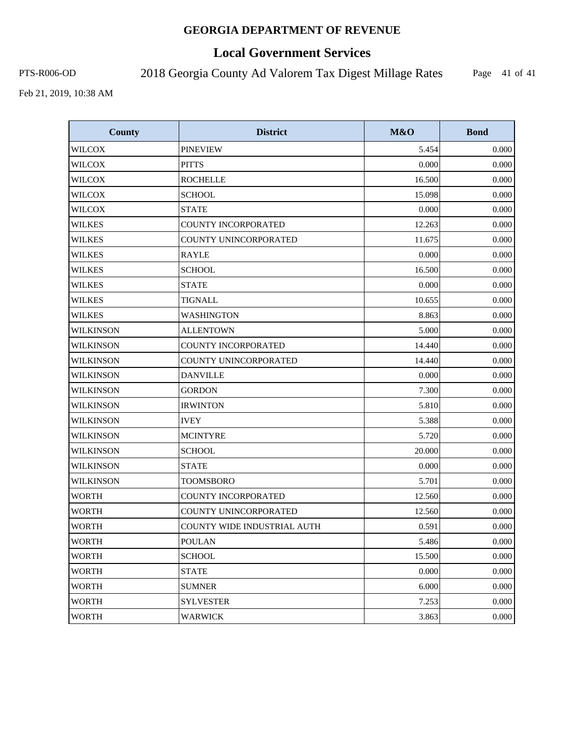| County | District | M&O | Bond |
|---|---|---|---|
| WILCOX | PINEVIEW | 5.454 | 0.000 |
| WILCOX | PITTS | 0.000 | 0.000 |
| WILCOX | ROCHELLE | 16.500 | 0.000 |
| WILCOX | SCHOOL | 15.098 | 0.000 |
| WILCOX | STATE | 0.000 | 0.000 |
| WILKES | COUNTY INCORPORATED | 12.263 | 0.000 |
| WILKES | COUNTY UNINCORPORATED | 11.675 | 0.000 |
| WILKES | RAYLE | 0.000 | 0.000 |
| WILKES | SCHOOL | 16.500 | 0.000 |
| WILKES | STATE | 0.000 | 0.000 |
| WILKES | TIGNALL | 10.655 | 0.000 |
| WILKES | WASHINGTON | 8.863 | 0.000 |
| WILKINSON | ALLENTOWN | 5.000 | 0.000 |
| WILKINSON | COUNTY INCORPORATED | 14.440 | 0.000 |
| WILKINSON | COUNTY UNINCORPORATED | 14.440 | 0.000 |
| WILKINSON | DANVILLE | 0.000 | 0.000 |
| WILKINSON | GORDON | 7.300 | 0.000 |
| WILKINSON | IRWINTON | 5.810 | 0.000 |
| WILKINSON | IVEY | 5.388 | 0.000 |
| WILKINSON | MCINTYRE | 5.720 | 0.000 |
| WILKINSON | SCHOOL | 20.000 | 0.000 |
| WILKINSON | STATE | 0.000 | 0.000 |
| WILKINSON | TOOMSBORO | 5.701 | 0.000 |
| WORTH | COUNTY INCORPORATED | 12.560 | 0.000 |
| WORTH | COUNTY UNINCORPORATED | 12.560 | 0.000 |
| WORTH | COUNTY WIDE INDUSTRIAL AUTH | 0.591 | 0.000 |
| WORTH | POULAN | 5.486 | 0.000 |
| WORTH | SCHOOL | 15.500 | 0.000 |
| WORTH | STATE | 0.000 | 0.000 |
| WORTH | SUMNER | 6.000 | 0.000 |
| WORTH | SYLVESTER | 7.253 | 0.000 |
| WORTH | WARWICK | 3.863 | 0.000 |